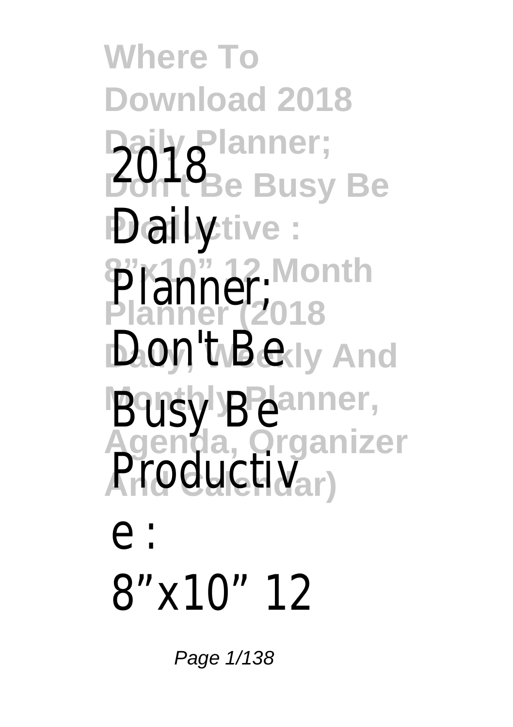2018 Daily Planner; Don't Be Busy Be Productive : 8"x10" 12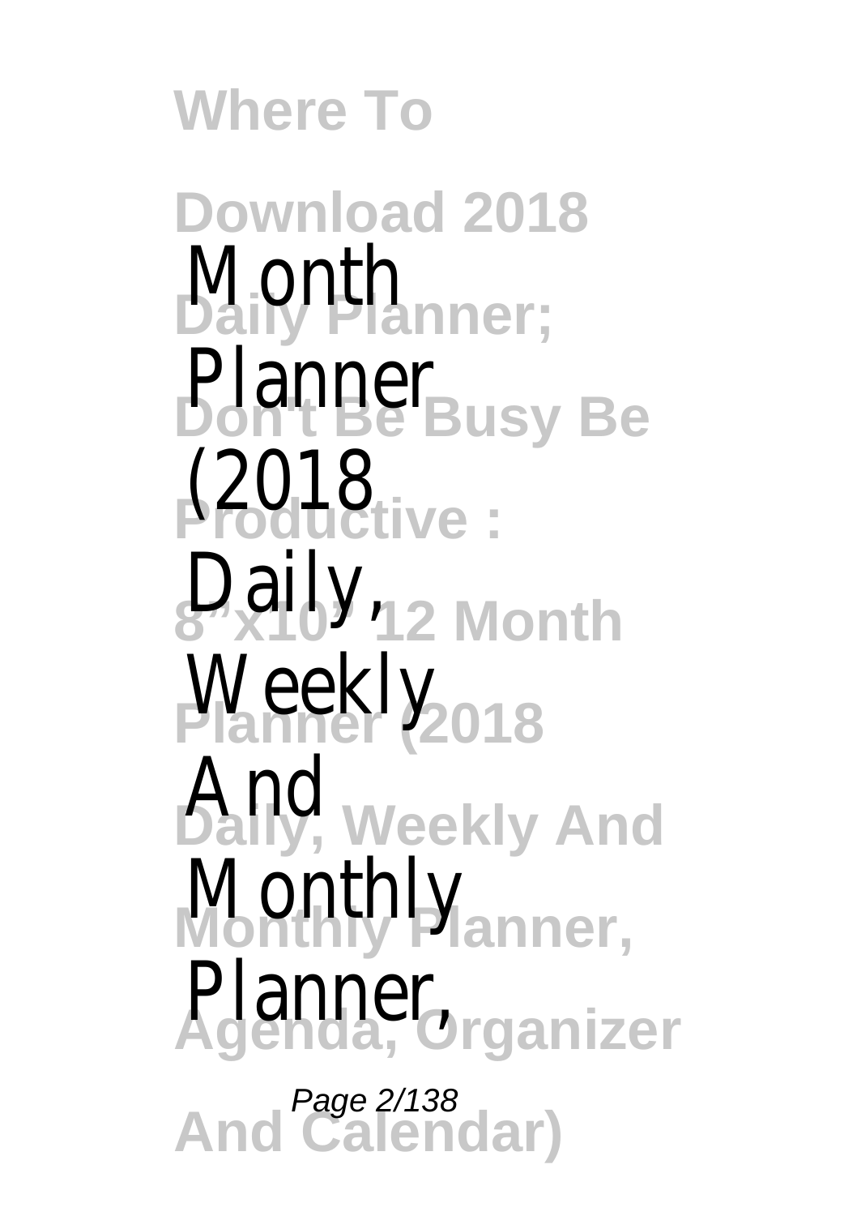Month Planner (2018 Daily, Weekly And Monthly Planner,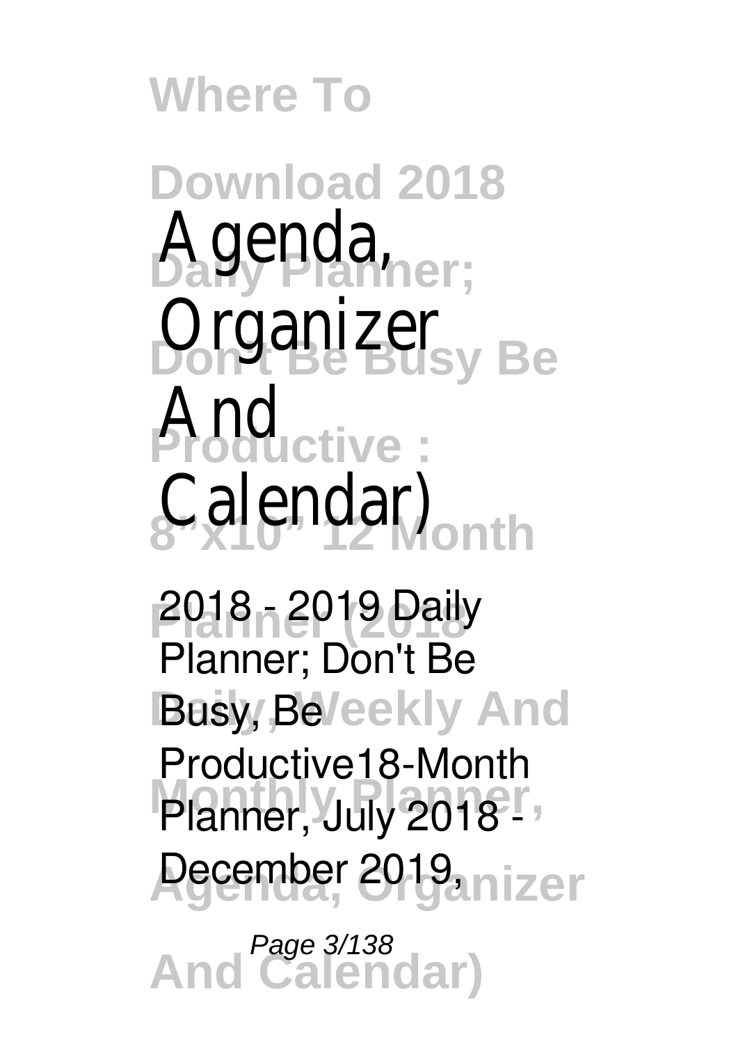**Where To Download 2018 Daily Planner; Don't Be Busy Be Productive : 8"x10" 12 Month Planner (2018 Daily, Weekly And Monthly Planner, Agenda, Organizer And Calendar)**

# Agenda, Organizer And Calendar)

2018 - 2019 Daily Planner; Don't Be Busy, Be Productive18-Month Planner, July 2018 - December 2019,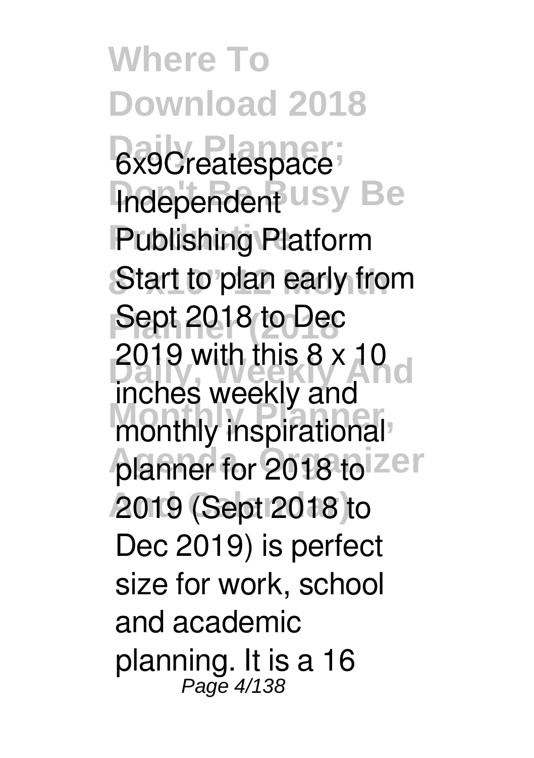6x9Createspace Independent Publishing Platform Start to plan early from Sept 2018 to Dec 2019 with this 8 x 10 inches weekly and monthly inspirational planner for 2018 to 2019 (Sept 2018 to Dec 2019) is perfect size for work, school and academic planning. It is a 16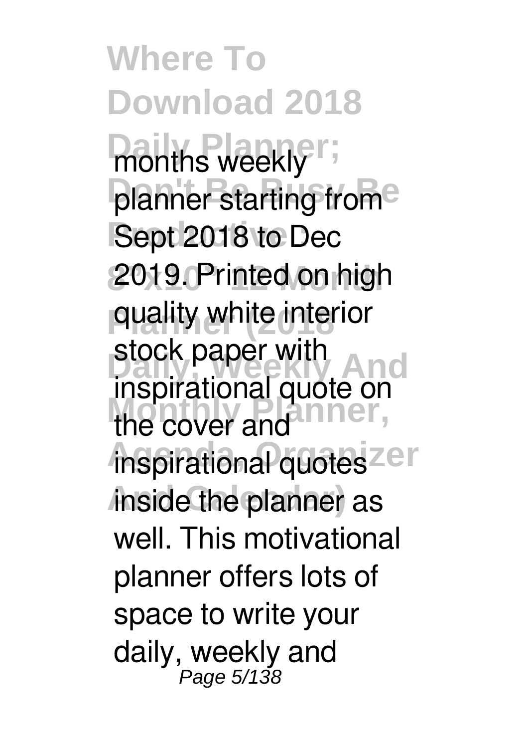months weekly planner starting from Sept 2018 to Dec 2019. Printed on high quality white interior stock paper with inspirational quote on the cover and inspirational quotes inside the planner as well. This motivational planner offers lots of space to write your daily, weekly and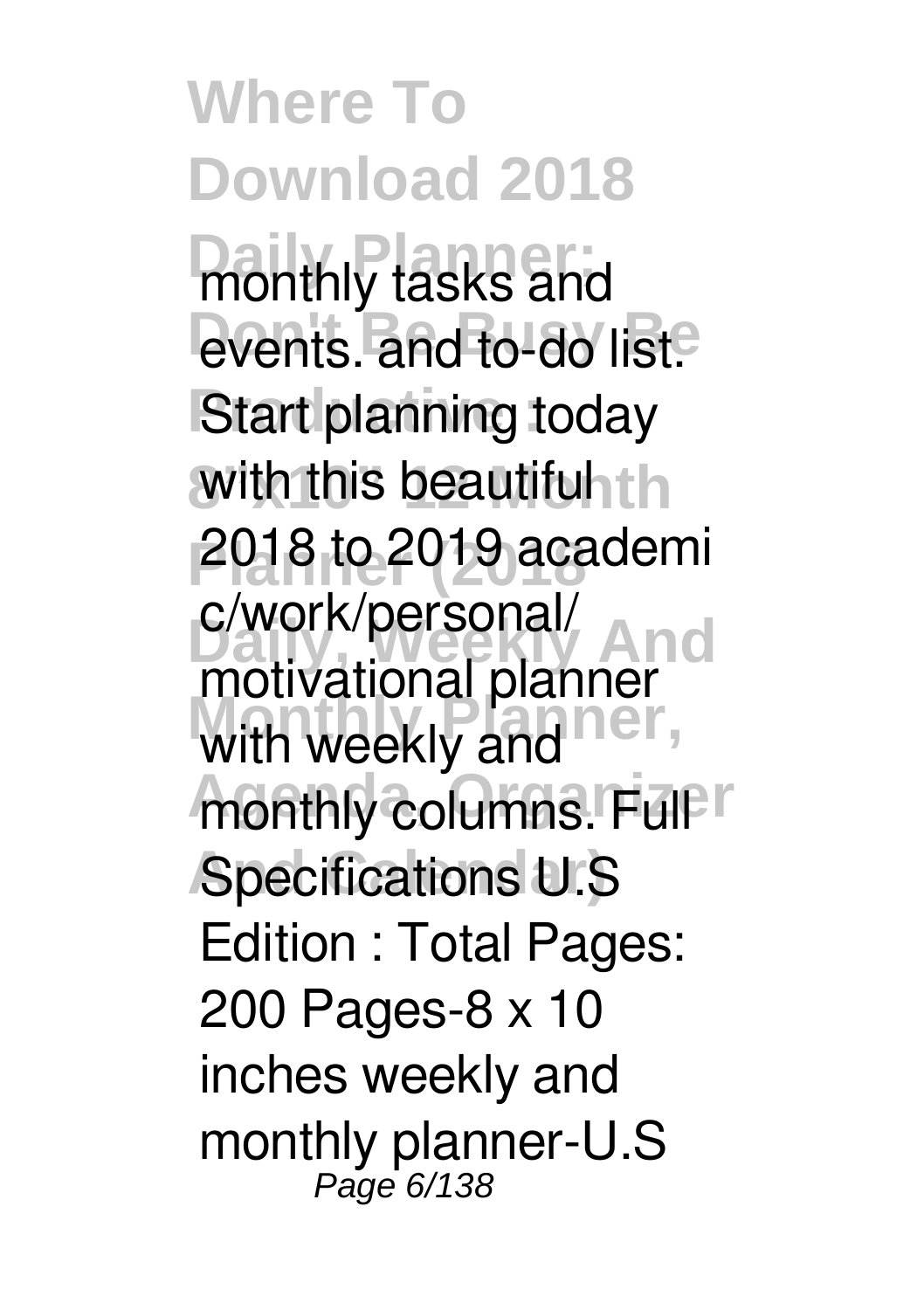monthly tasks and events. and to-do list. Start planning today with this beautiful 2018 to 2019 academi c/work/personal/ motivational planner with weekly and monthly columns. Full Specifications U.S Edition : Total Pages: 200 Pages-8 x 10 inches weekly and monthly planner-U.S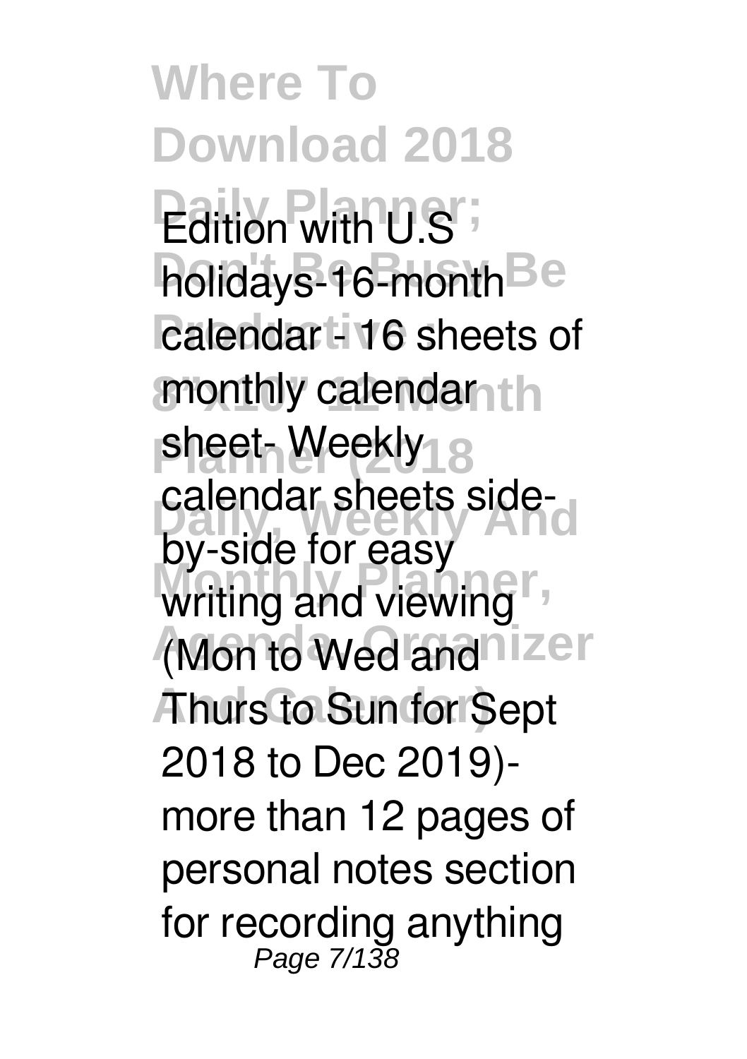Edition with U.S holidays-16-month calendar - 16 sheets of monthly calendar sheet- Weekly calendar sheets side-by-side for easy writing and viewing (Mon to Wed and Thurs to Sun for Sept 2018 to Dec 2019)- more than 12 pages of personal notes section for recording anything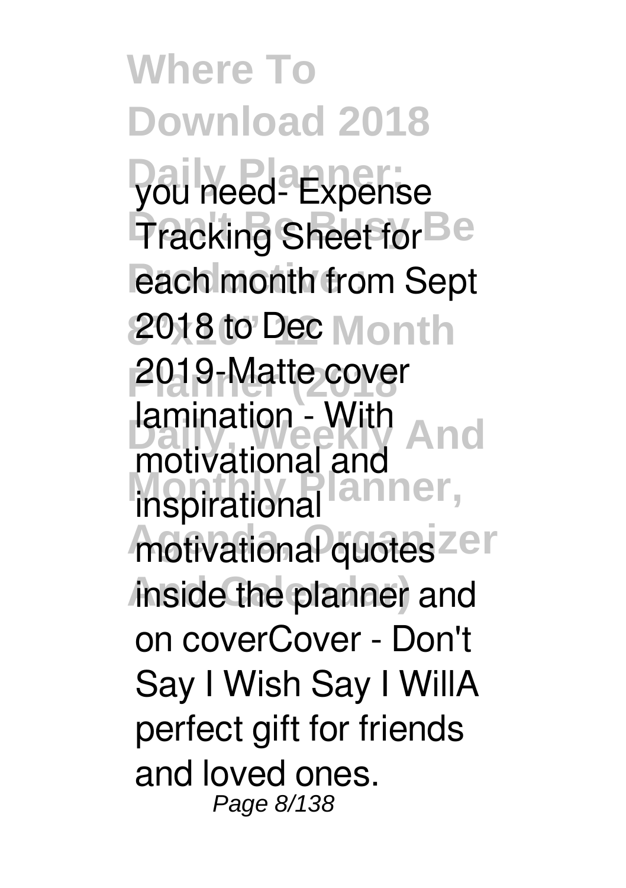you need- Expense Tracking Sheet for each month from Sept 2018 to Dec 2019-Matte cover lamination - With motivational and inspirational motivational quotes inside the planner and on coverCover - Don't Say I Wish Say I WillA perfect gift for friends and loved ones.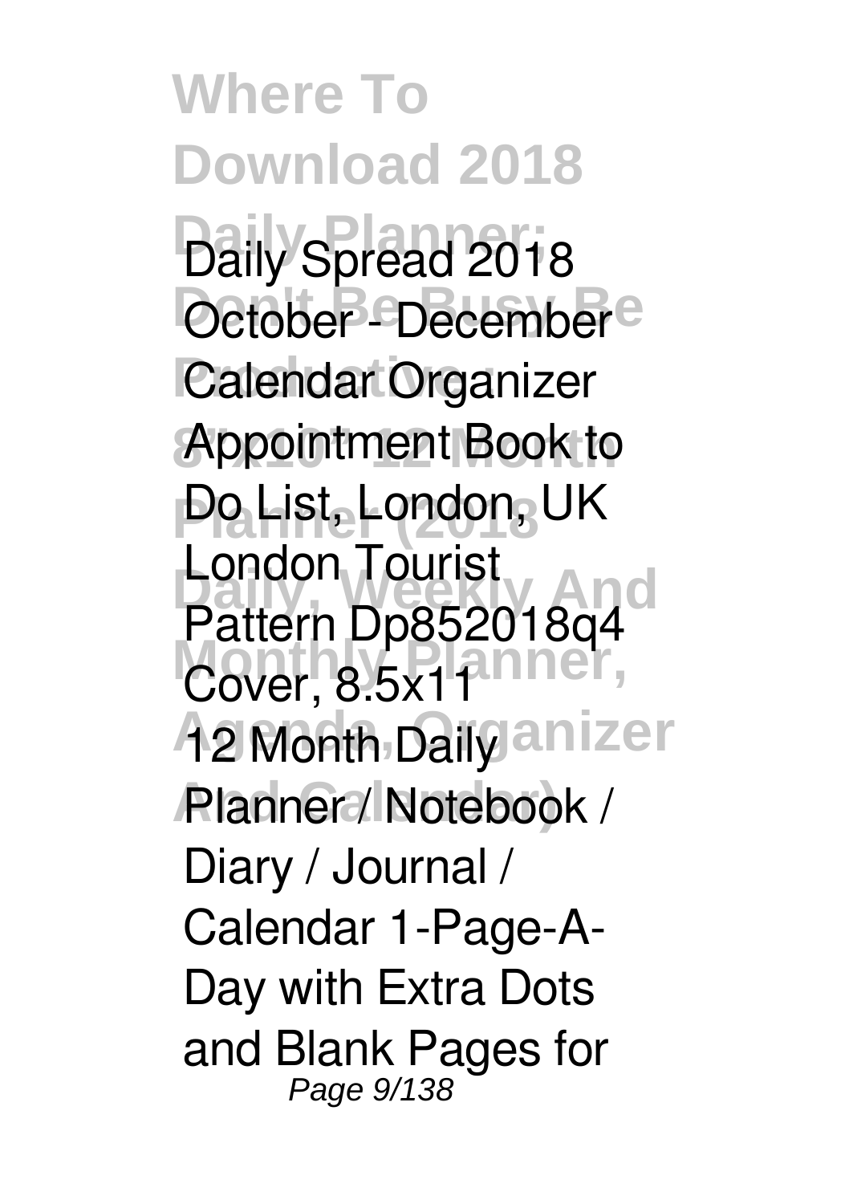Daily Spread 2018 October - December Calendar Organizer Appointment Book to Do List, London, UK London Tourist Pattern Dp852018q4 Cover, 8.5x11

12 Month Daily Planner / Notebook / Diary / Journal / Calendar 1-Page-A-Day with Extra Dots and Blank Pages for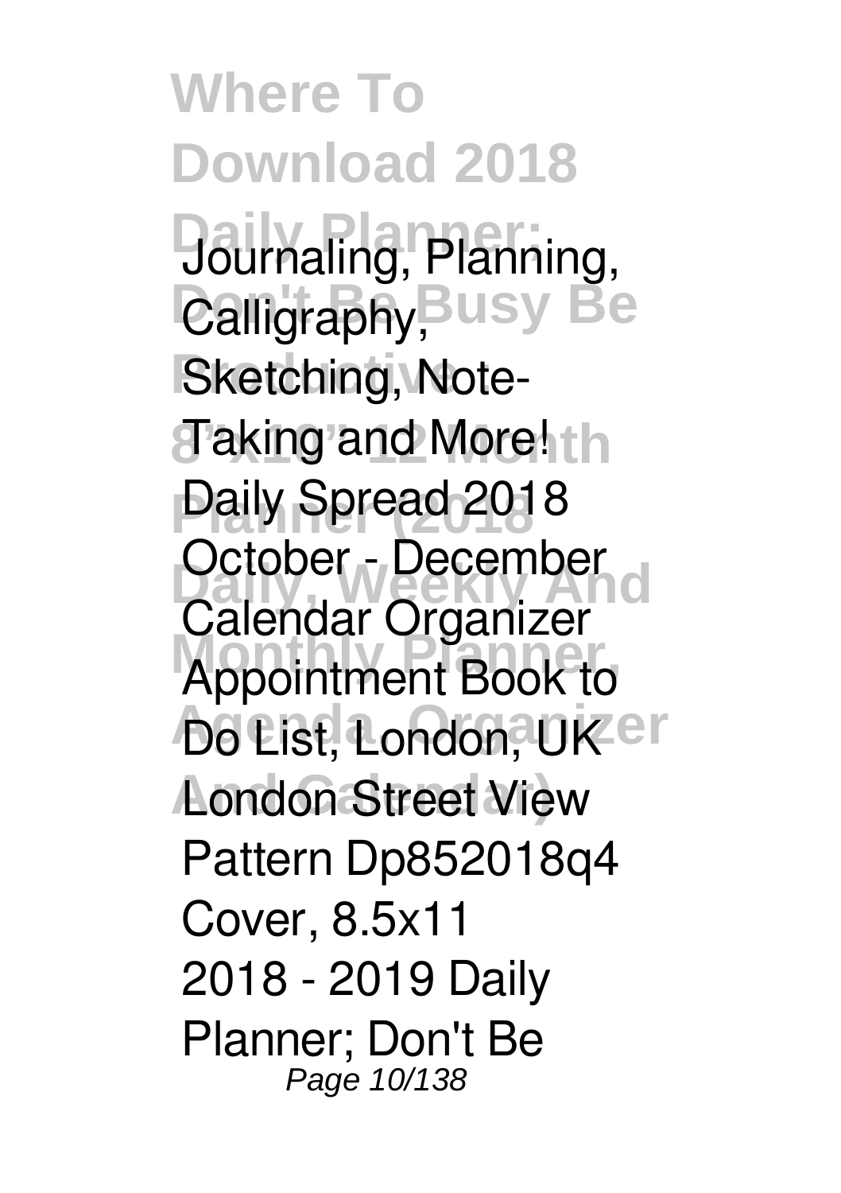Journaling, Planning, Calligraphy, Sketching, Note-Taking and More!
Daily Spread 2018 October - December Calendar Organizer Appointment Book to Do List, London, UK London Street View Pattern Dp852018q4 Cover, 8.5x11
2018 - 2019 Daily Planner; Don't Be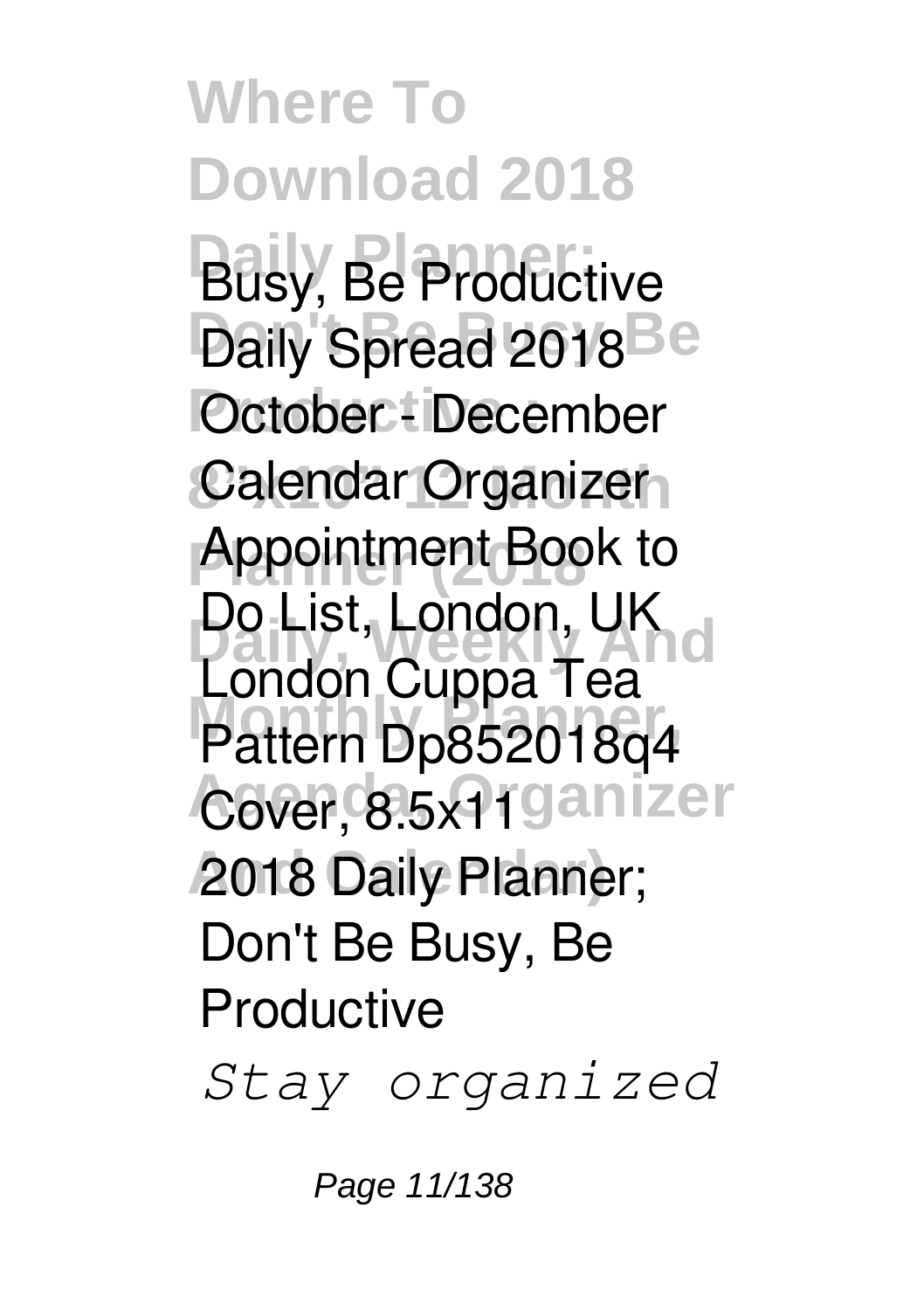Busy, Be Productive Daily Spread 2018 October - December Calendar Organizer Appointment Book to Do List, London, UK London Cuppa Tea Pattern Dp852018q4 Cover, 8.5x11

2018 Daily Planner; Don't Be Busy, Be Productive

*Stay organized*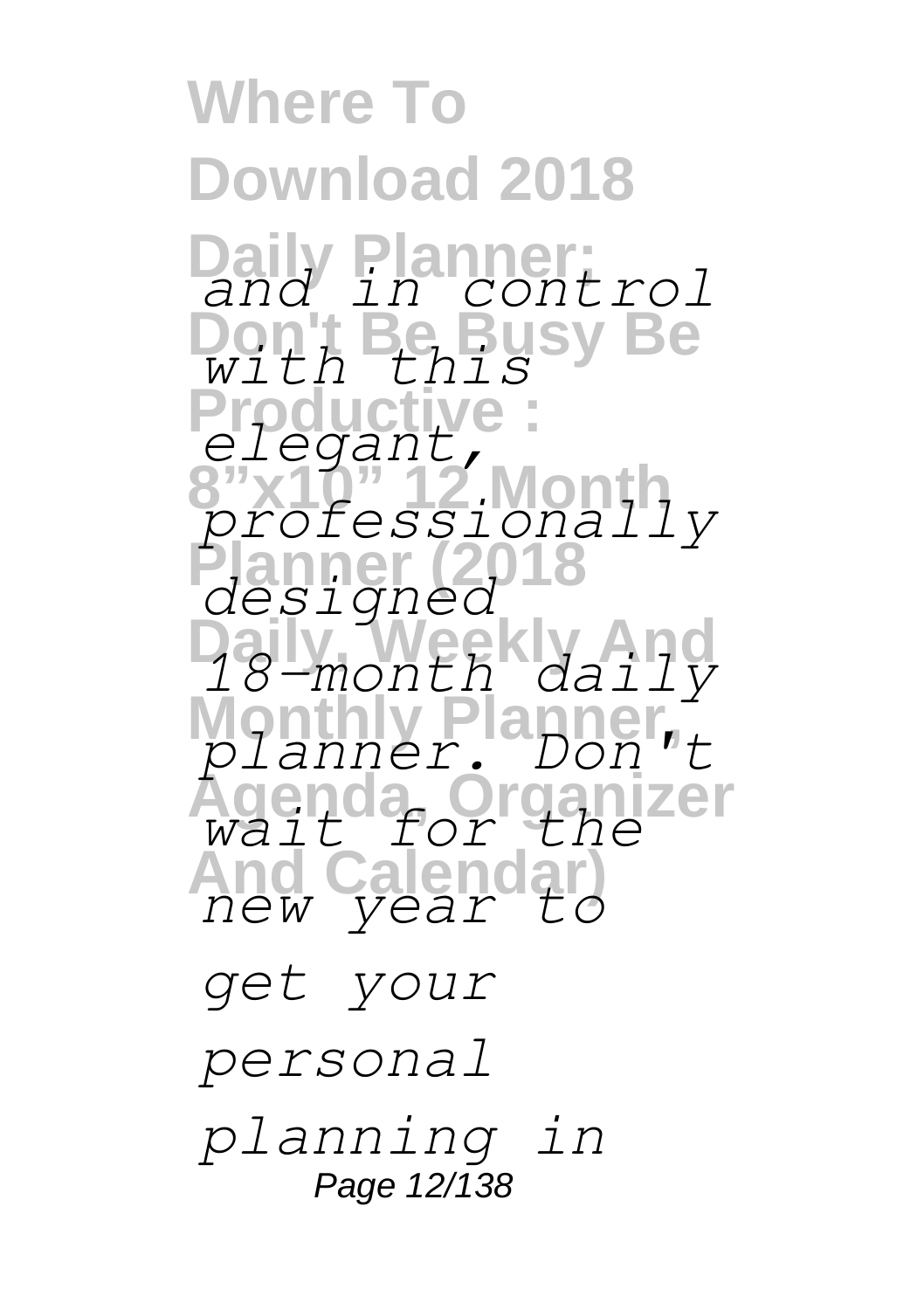*and in control with this elegant, professionally designed 18-month daily planner. Don't wait for the new year to get your personal planning in*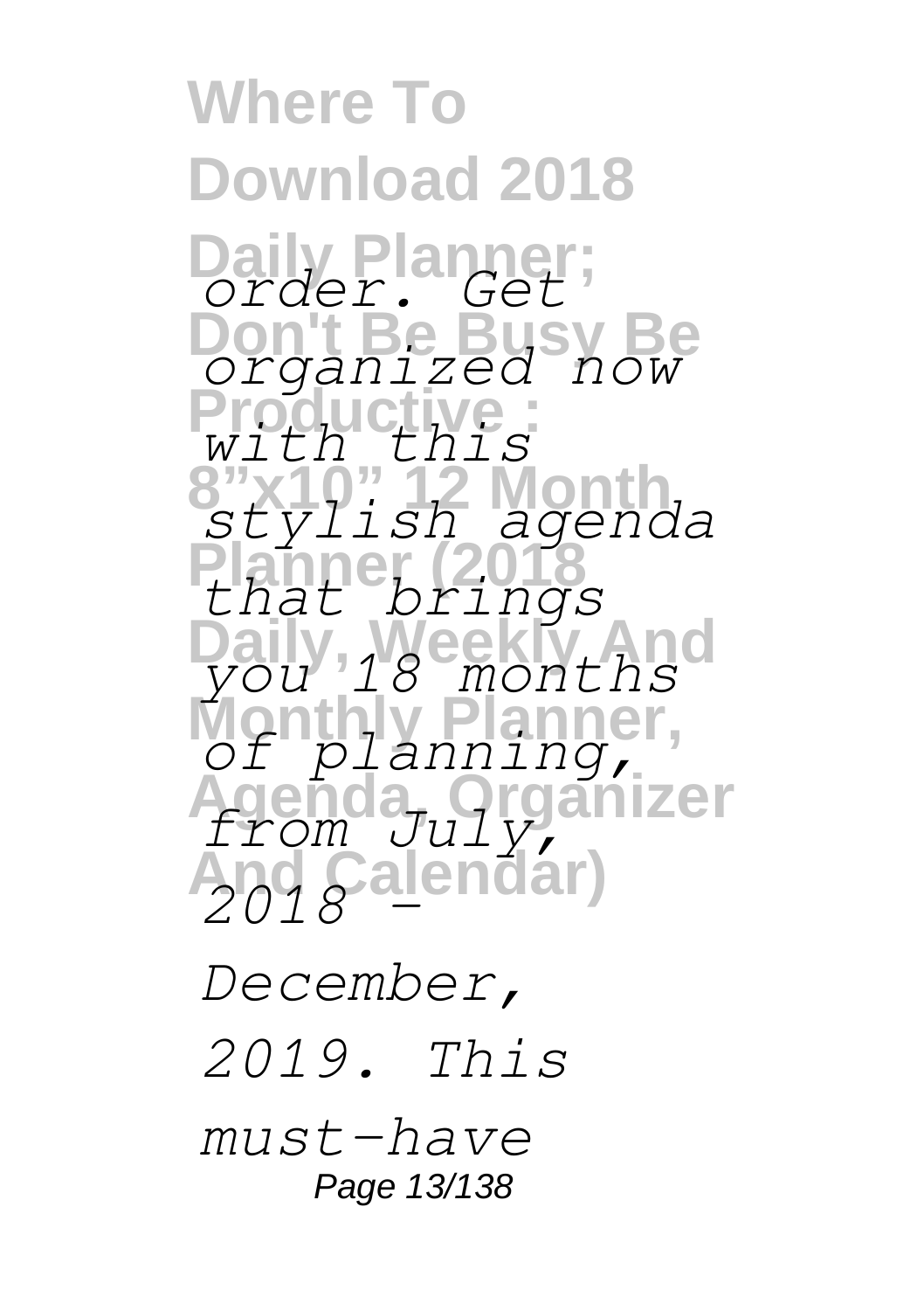*order. Get organized now with this stylish agenda that brings you 18 months of planning, from July, 2018 - December, 2019. This must-have*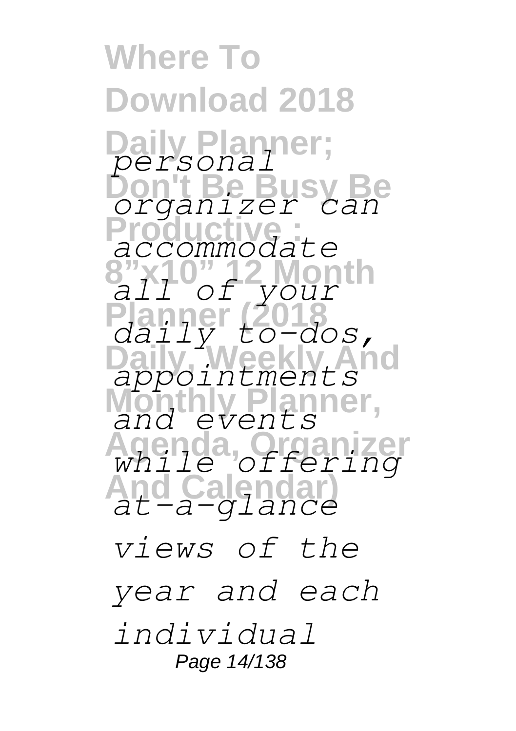*personal organizer can accommodate all of your daily to-dos, appointments and events while offering at-a-glance views of the year and each individual*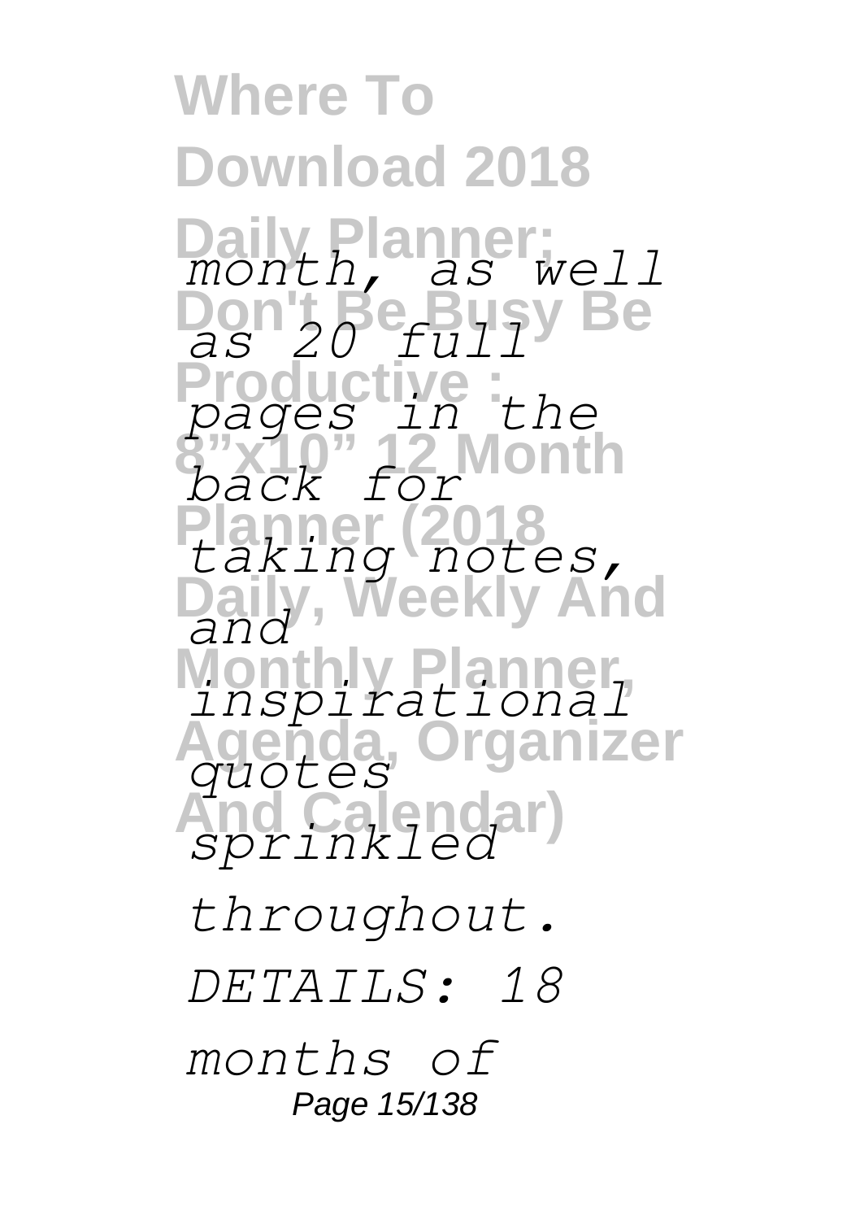*month, as well as 20 full pages in the back for taking notes, and inspirational quotes sprinkled throughout. DETAILS: 18 months of*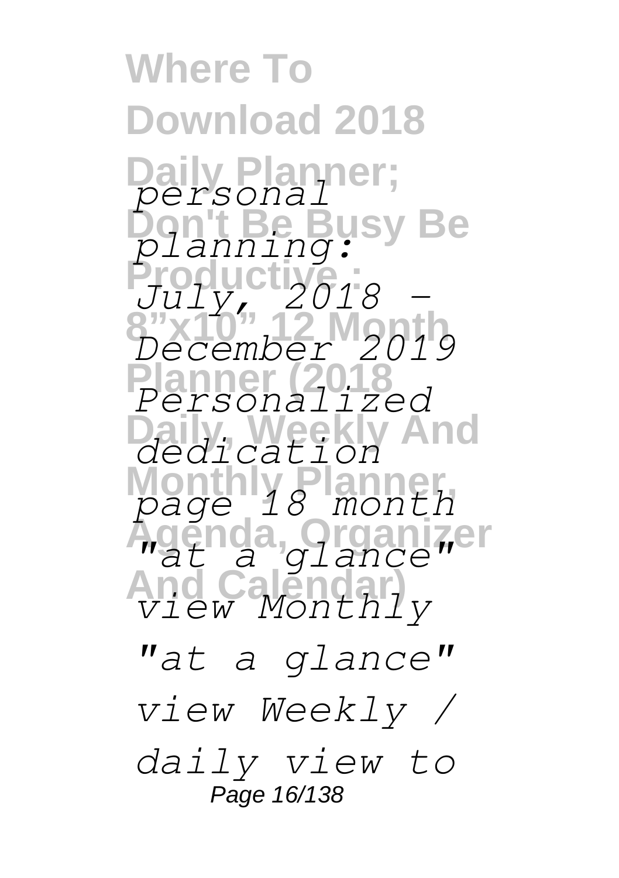*personal planning: July, 2018 - December 2019 Personalized dedication page 18 month "at a glance" view Monthly "at a glance" view Weekly / daily view to*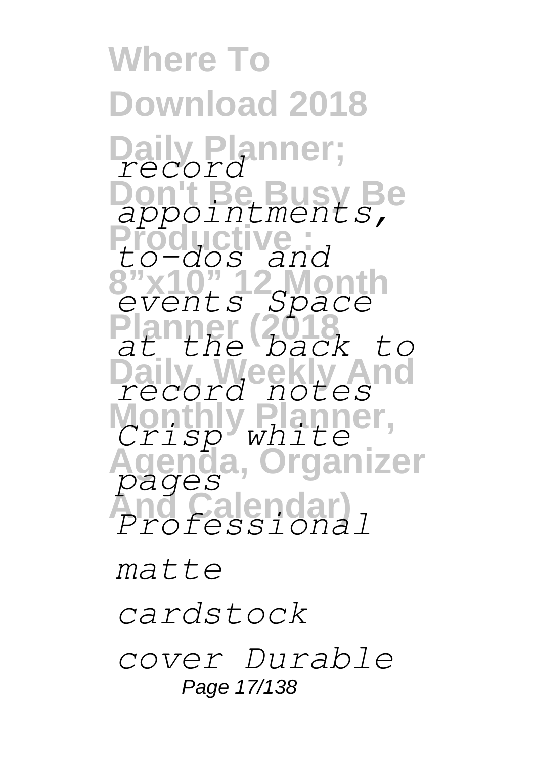*record appointments, to-dos and events Space at the back to record notes Crisp white pages Professional matte cardstock cover Durable*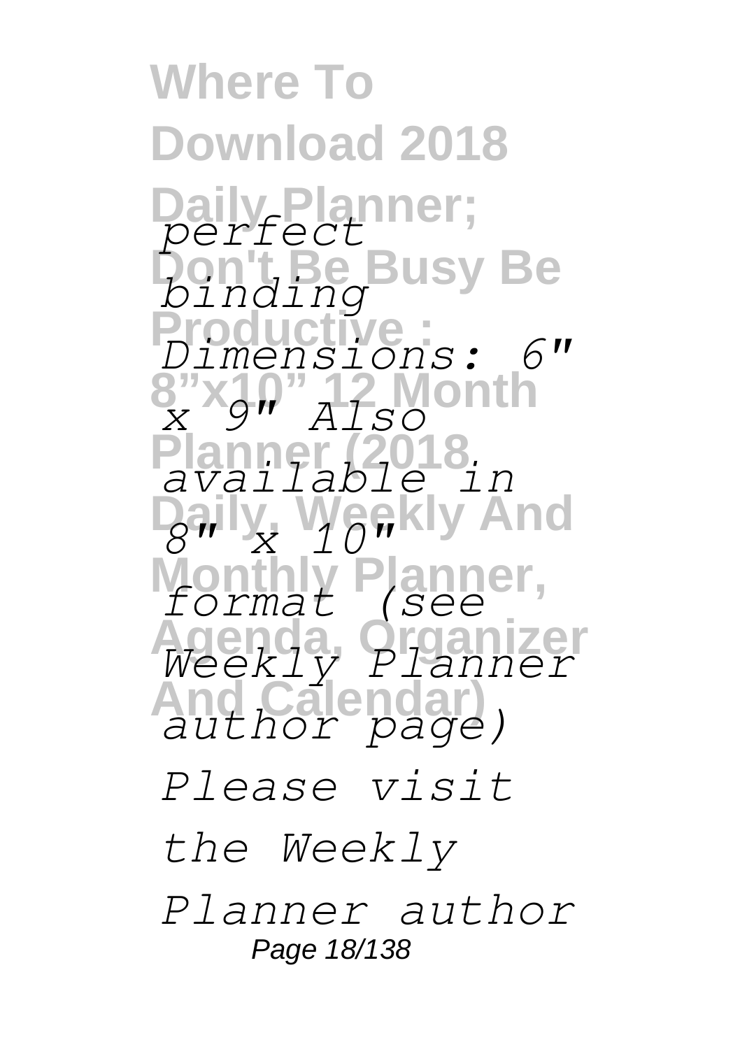*perfect binding Dimensions: 6" x 9" Also available in 8" x 10" format (see Weekly Planner author page)*

*Please visit the Weekly Planner author*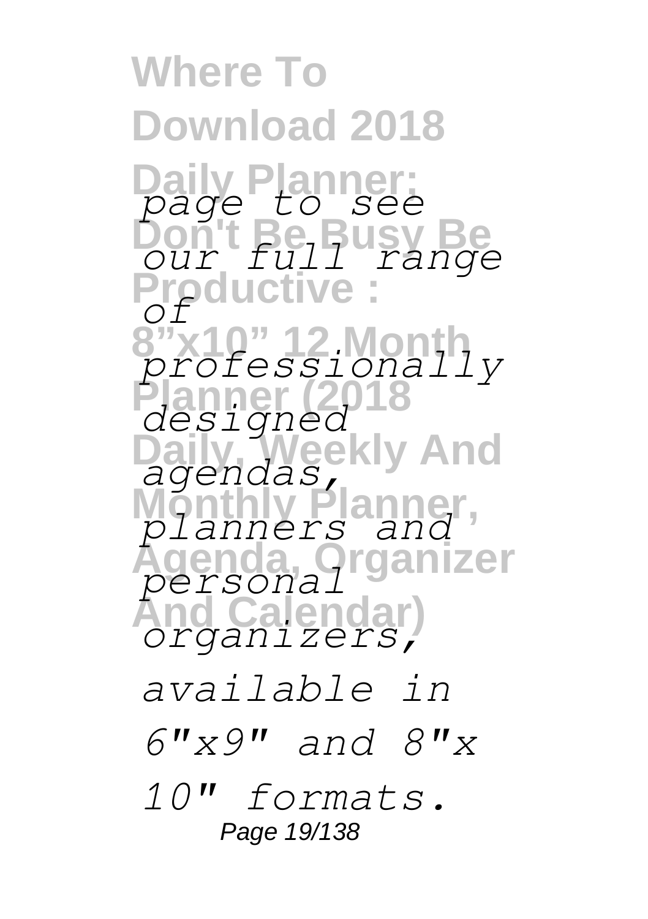*page to see our full range of professionally designed agendas, planners and personal organizers, available in 6"x9" and 8"x 10" formats.*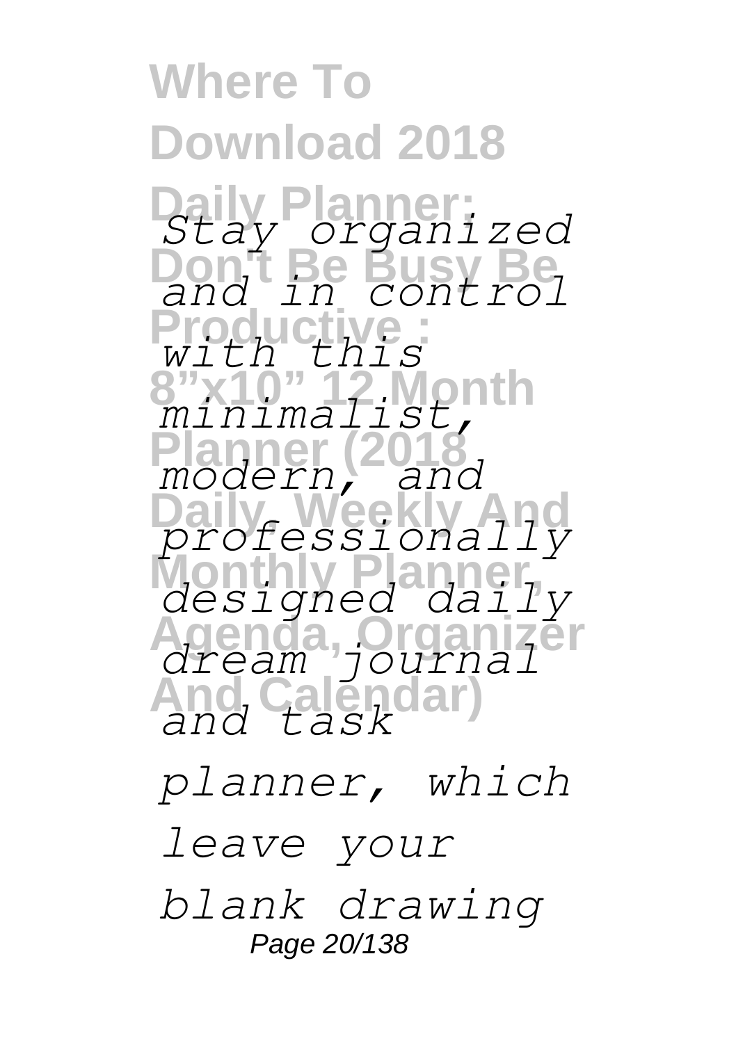*Stay organized and in control with this minimalist, modern, and professionally designed daily dream journal and task planner, which leave your blank drawing*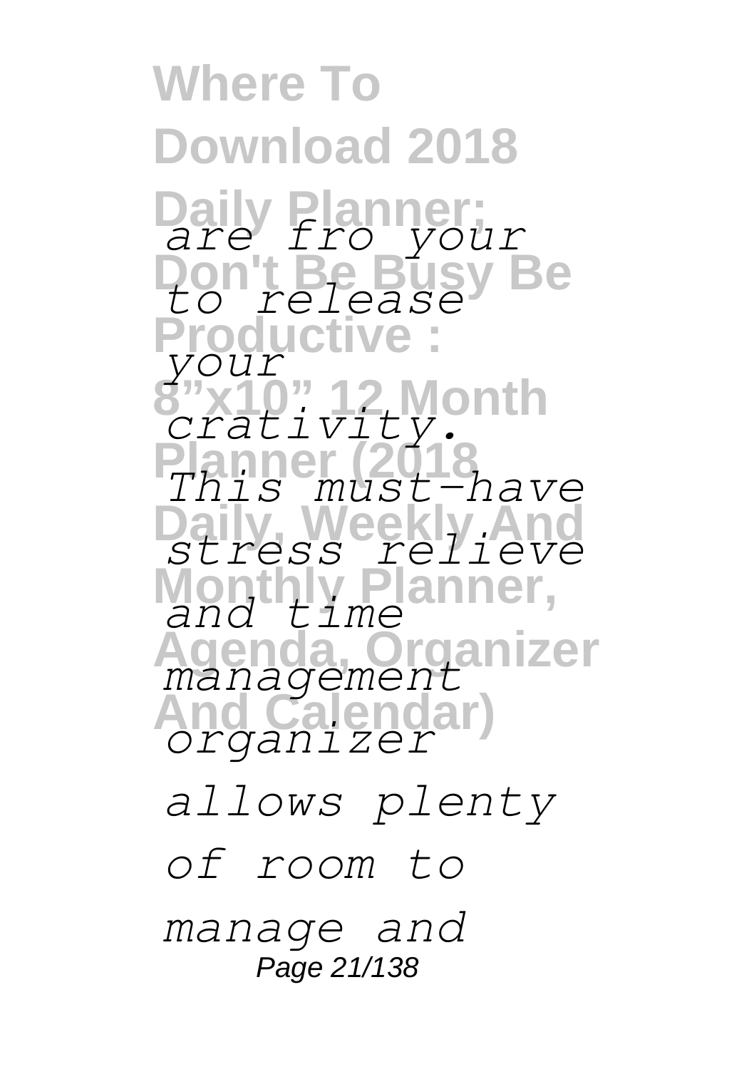*are fro your to release your crativity. This must-have stress relieve and time management organizer allows plenty of room to manage and*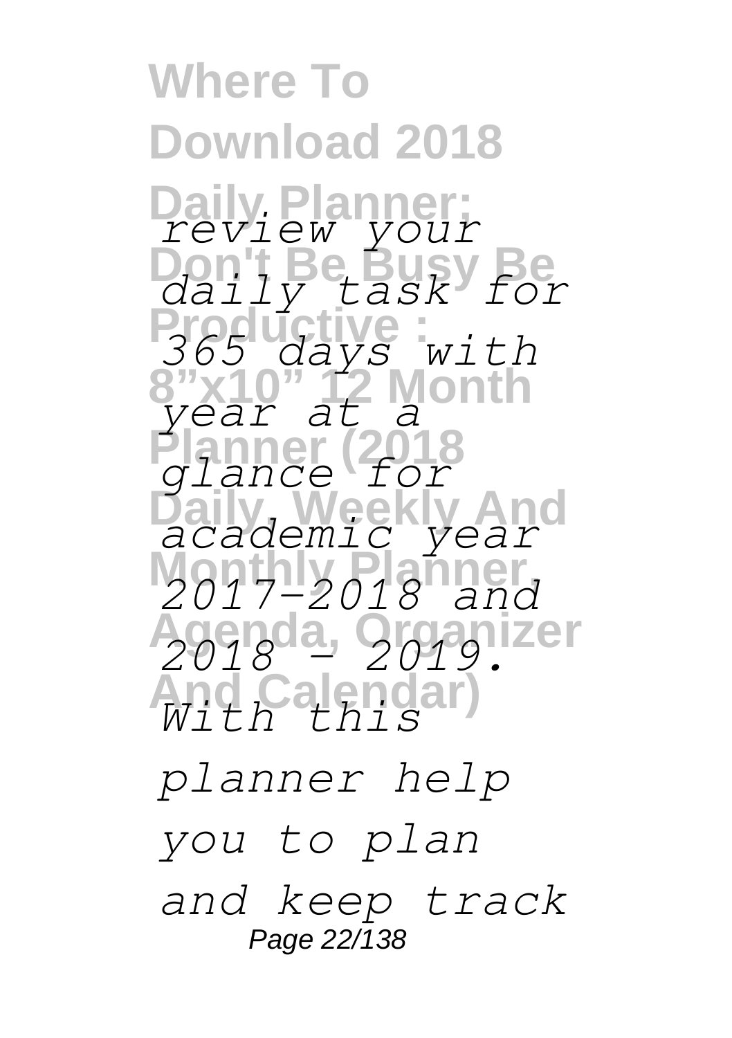*review your daily task for 365 days with year at a glance for academic year 2017-2018 and 2018 - 2019. With this planner help you to plan and keep track*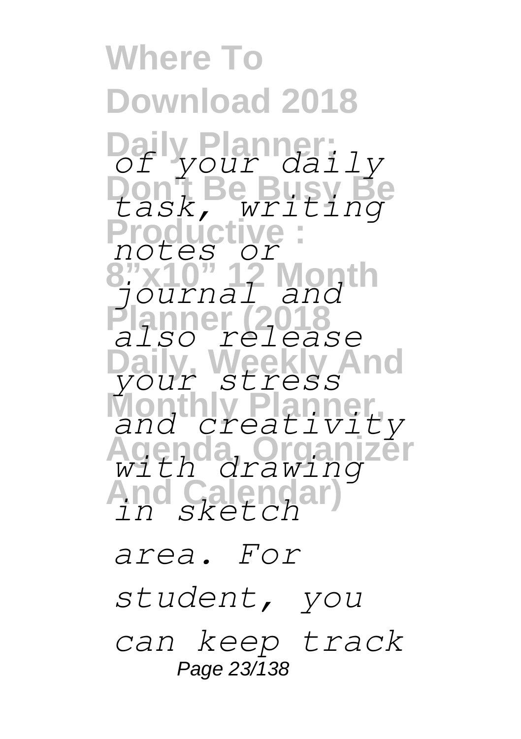*of your daily task, writing notes or journal and also release your stress and creativity with drawing in sketch area. For student, you can keep track*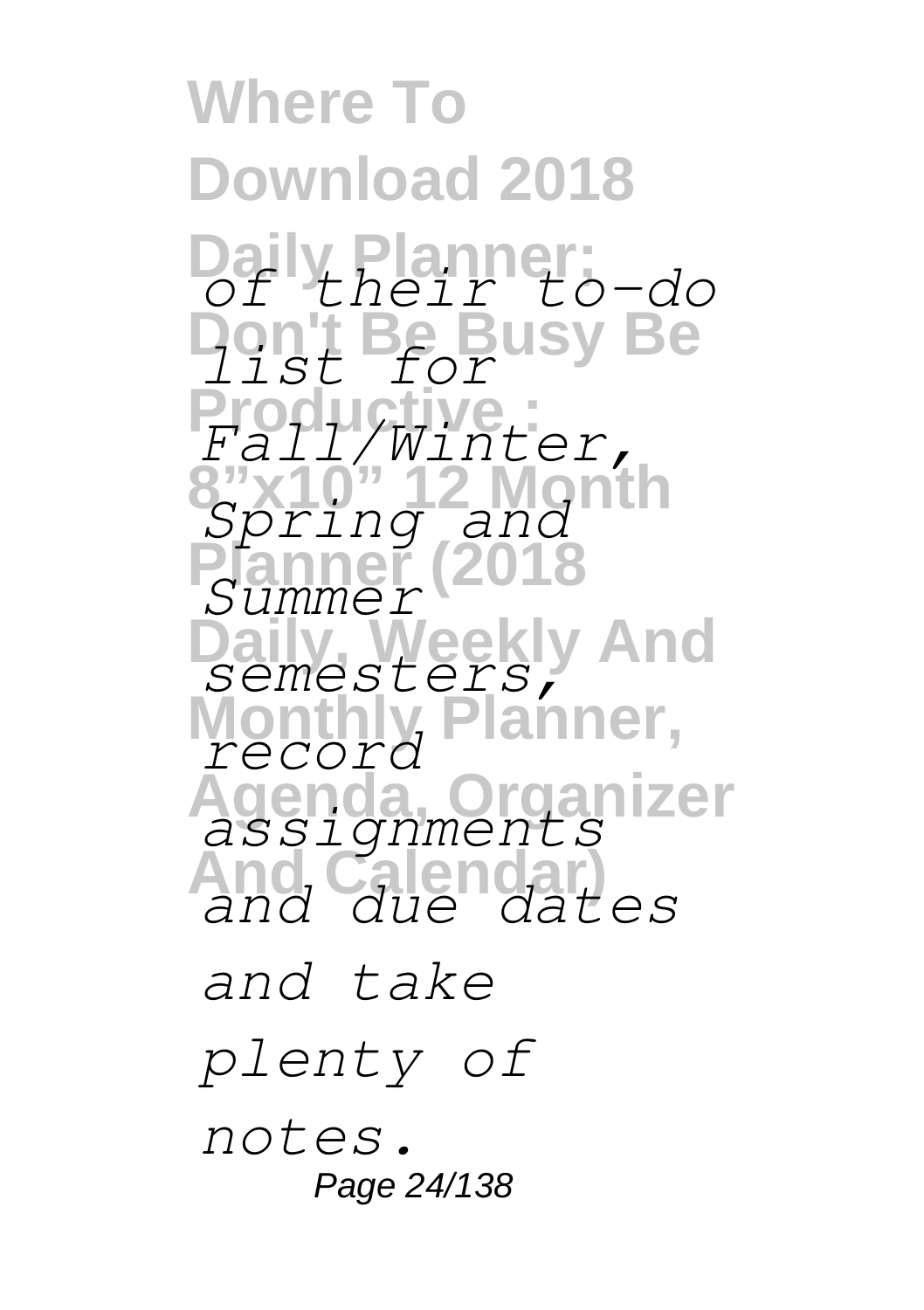*of their to-do list for Fall/Winter, Spring and Summer semesters, record assignments and due dates and take plenty of notes.*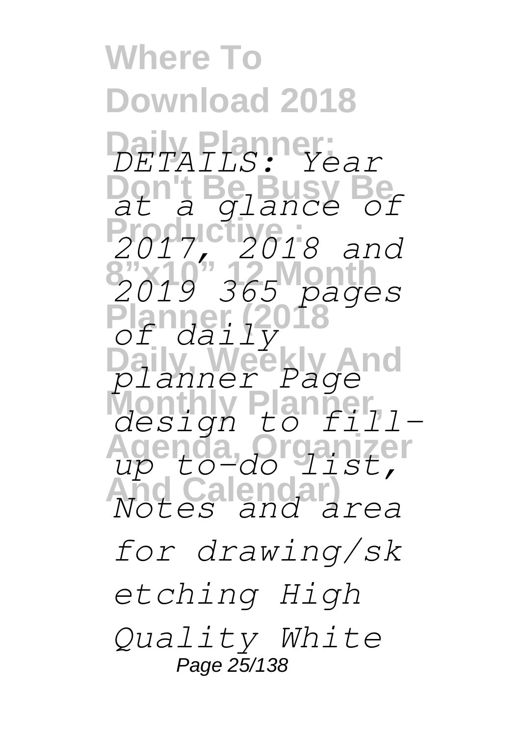*DETAILS: Year at a glance of 2017, 2018 and 2019 365 pages of daily planner Page design to fill-up to-do list, Notes and area for drawing/sketching High Quality White*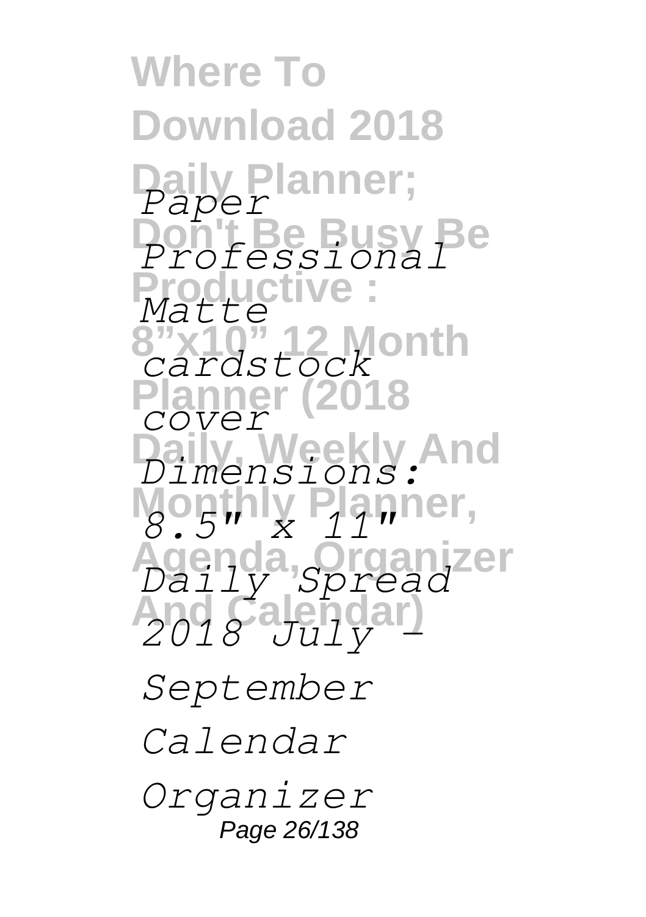*Paper*

*Professional*

*Matte*

*cardstock*

*cover*

*Dimensions:*

*8.5" x 11"*

*Daily Spread*

*2018 July -*

*September*

*Calendar*

*Organizer*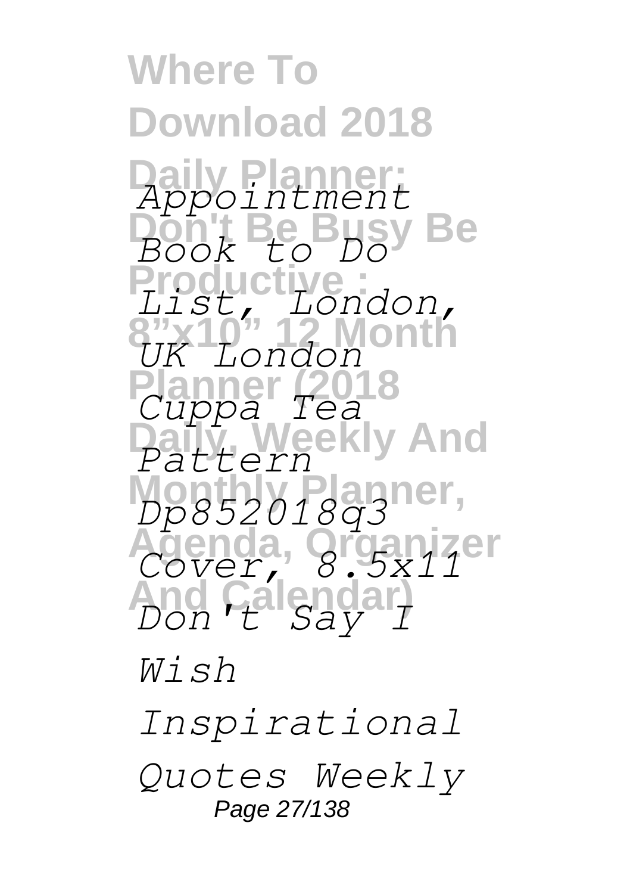*Appointment Book to Do List, London, UK London Cuppa Tea Pattern Dp852018q3 Cover, 8.5x11 Don't Say I Wish Inspirational Quotes Weekly*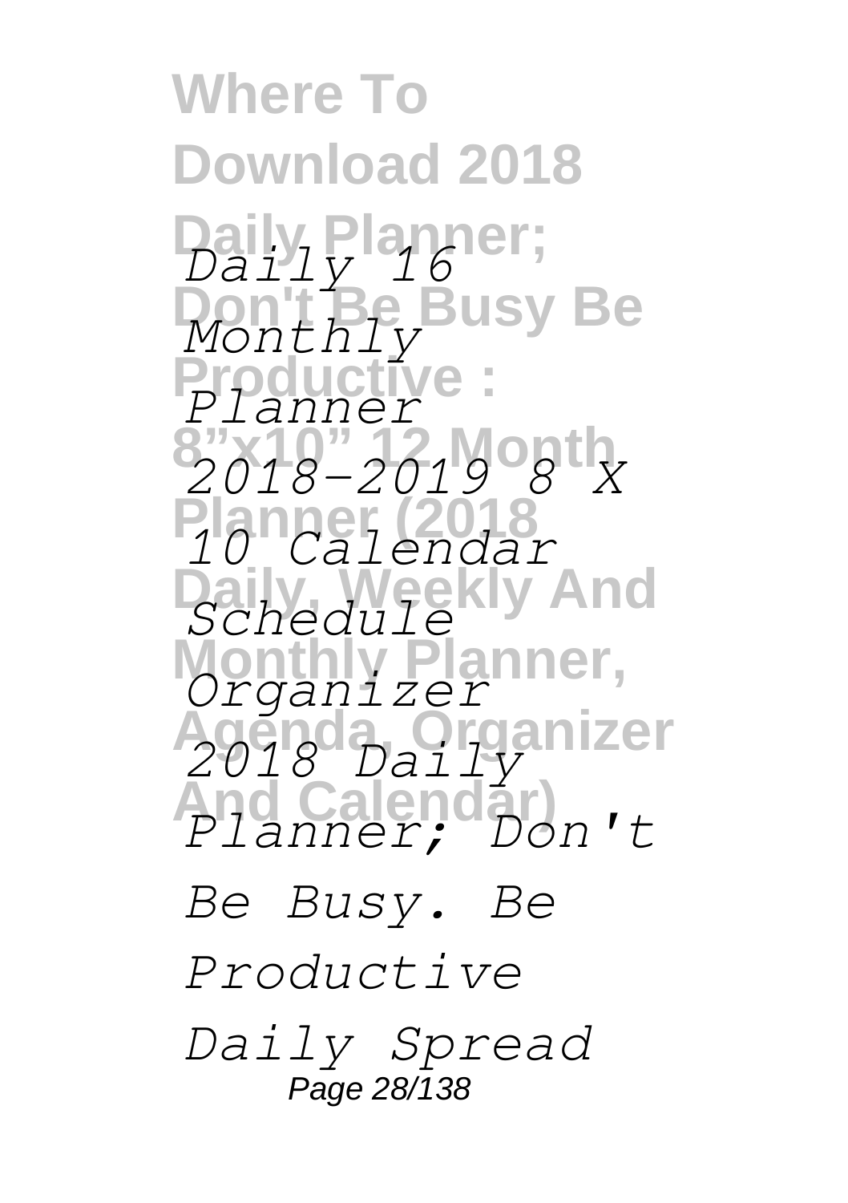*Daily 16 Monthly Planner 2018-2019 8 X 10 Calendar Schedule Organizer 2018 Daily Planner; Don't Be Busy. Be Productive Daily Spread*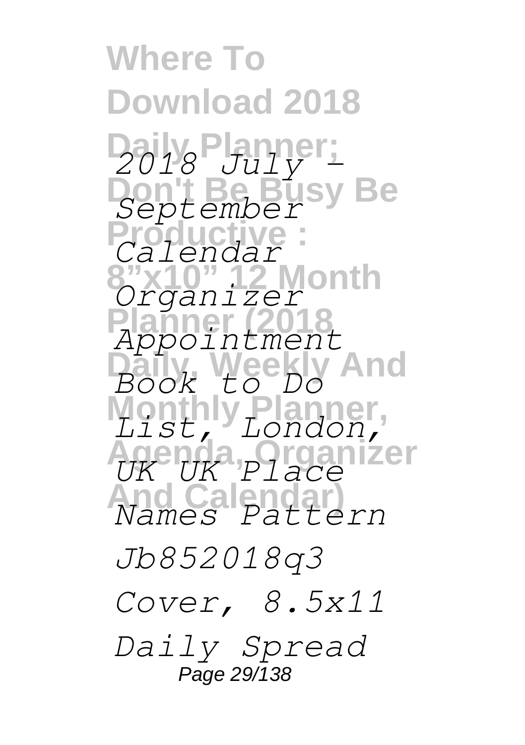*2018 July - September Calendar Organizer Appointment Book to Do List, London, UK UK Place Names Pattern Jb852018q3 Cover, 8.5x11 Daily Spread*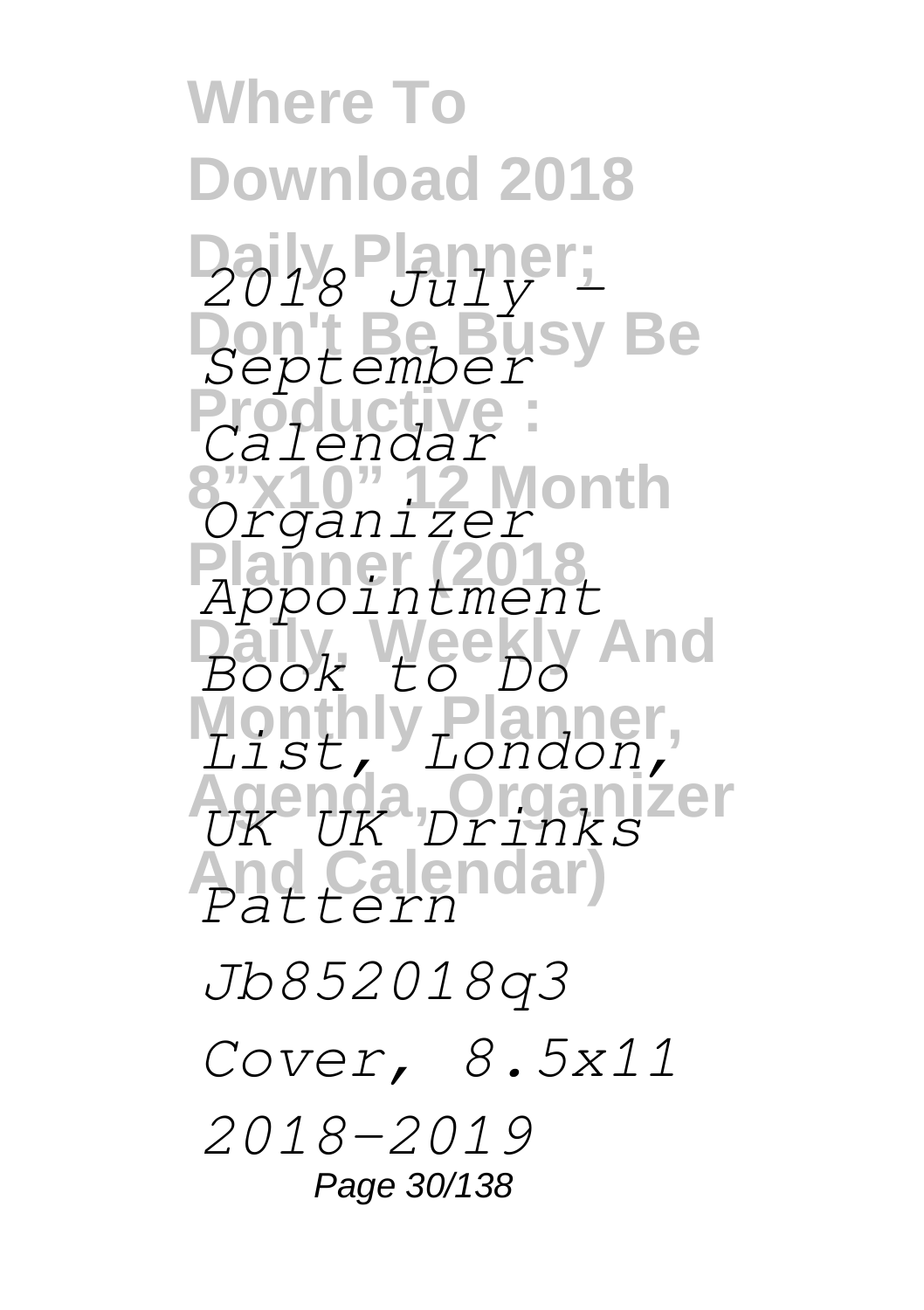*2018 July - September Calendar Organizer Appointment Book to Do List, London, UK UK Drinks Pattern Jb852018q3 Cover, 8.5x11 2018-2019*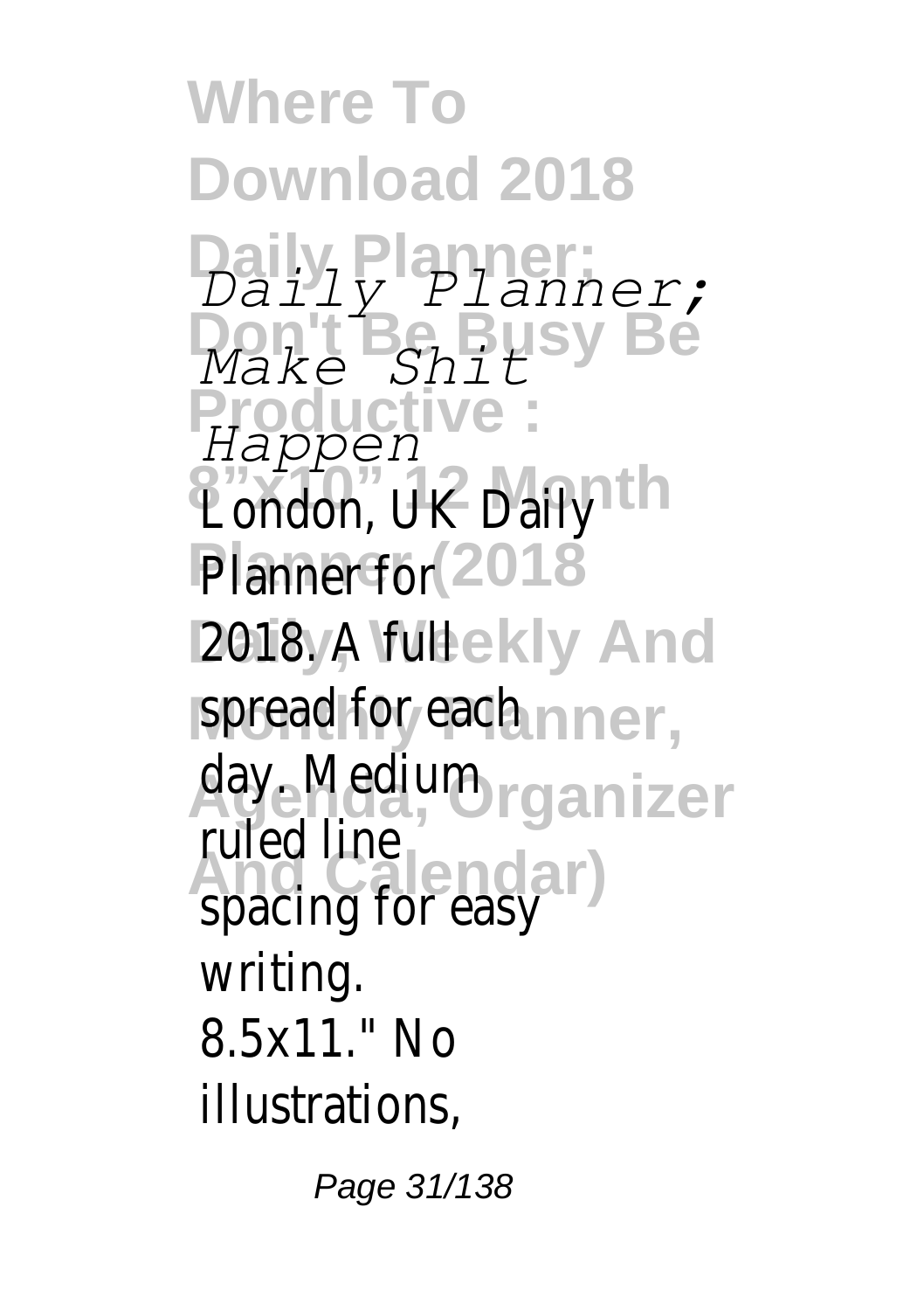*Daily Planner; Make Shit Happen*

London, UK Daily Planner for 2018. A full spread for each day. Medium ruled line spacing for easy writing. 8.5x11." No illustrations,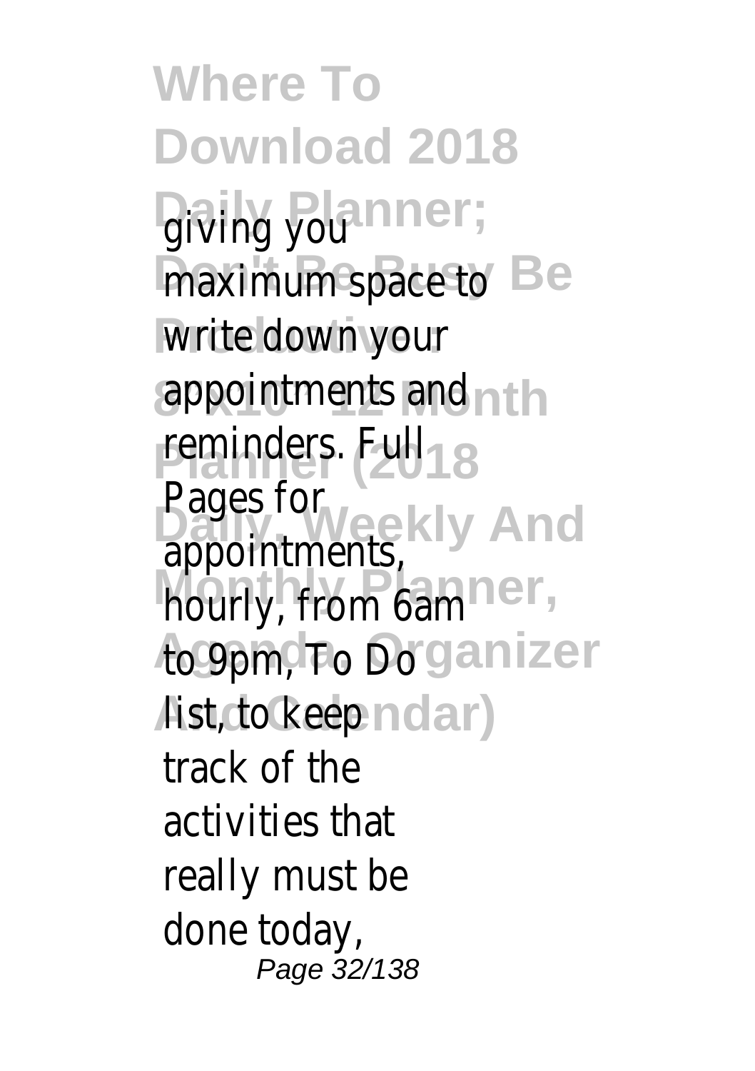giving you maximum space to write down your appointments and reminders. Full Pages for appointments, hourly, from 6am to 9pm, To Do list, to keep track of the activities that really must be done today,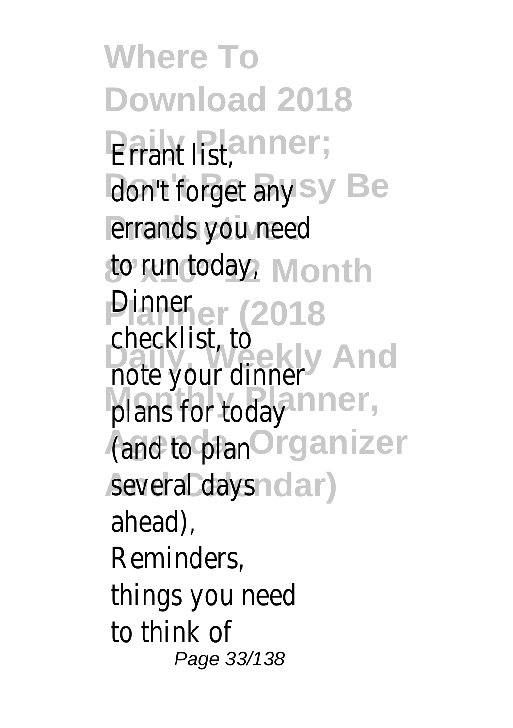Errant list, don't forget any errands you need to run today, Dinner checklist, to note your dinner plans for today (and to plan several days ahead), Reminders, things you need to think of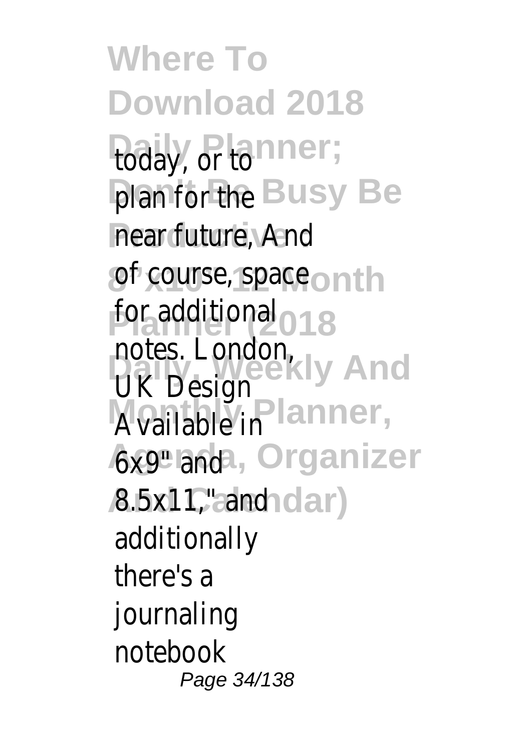today, or to plan for the near future, And of course, space for additional notes. London, UK Design Available in 6x9" and 8.5x11," and additionally there's a journaling notebook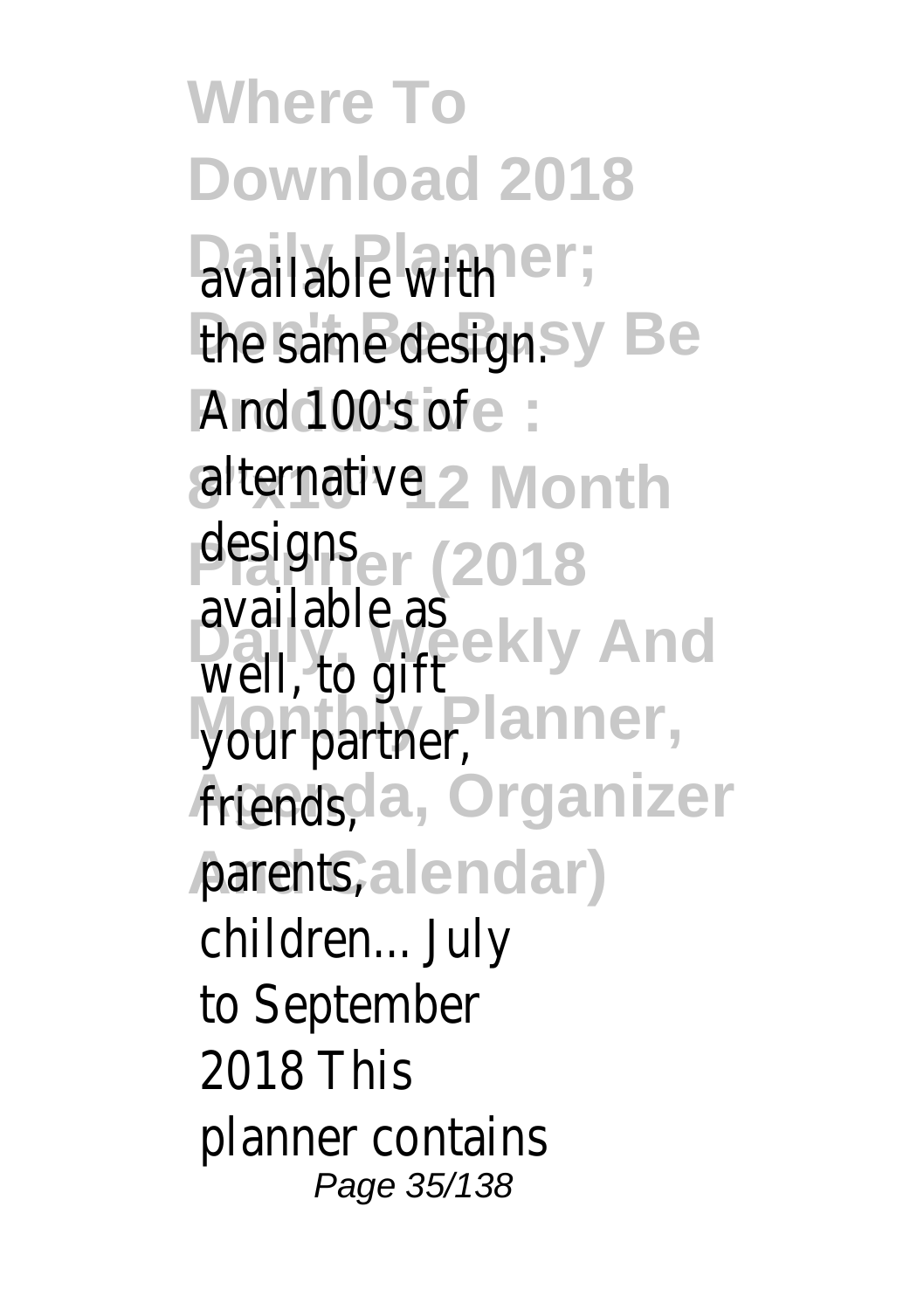available with the same design. And 100's of alternative designs available as well, to gift your partner, friends, parents, children... July to September 2018 This planner contains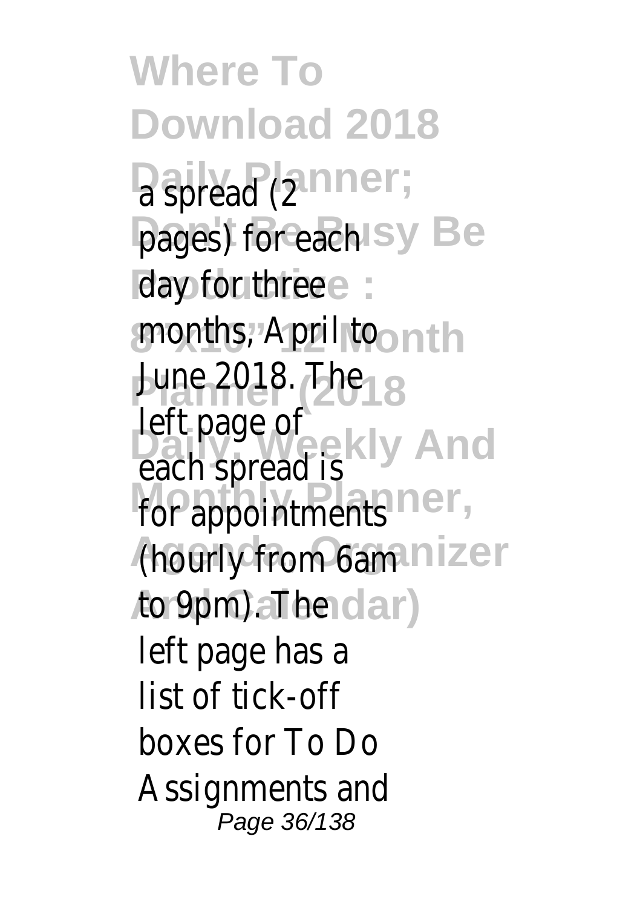a spread (2 pages) for each day for three months, April to June 2018. The left page of each spread is for appointments (hourly from 6am to 9pm). The left page has a list of tick-off boxes for To Do Assignments and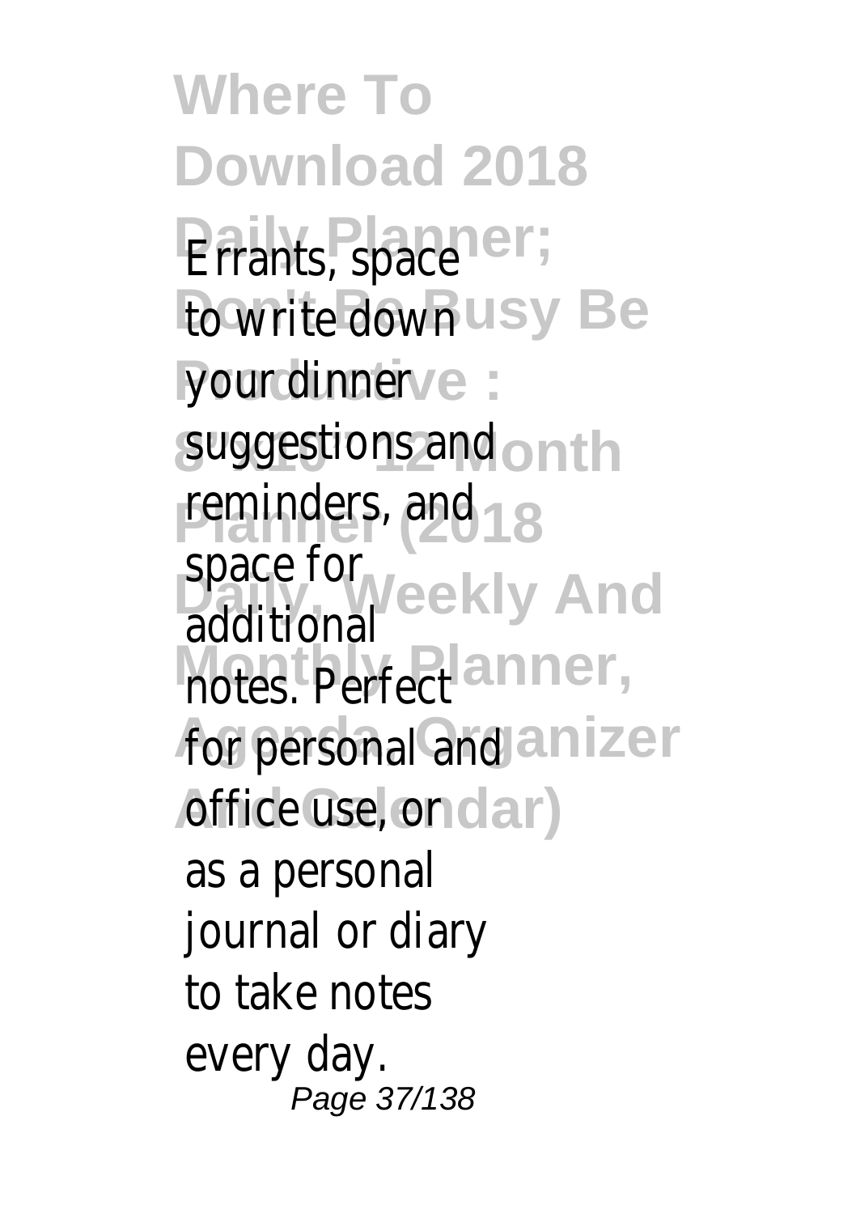Errants, space to write down your dinner suggestions and reminders, and space for additional notes. Perfect for personal and office use, or as a personal journal or diary to take notes every day.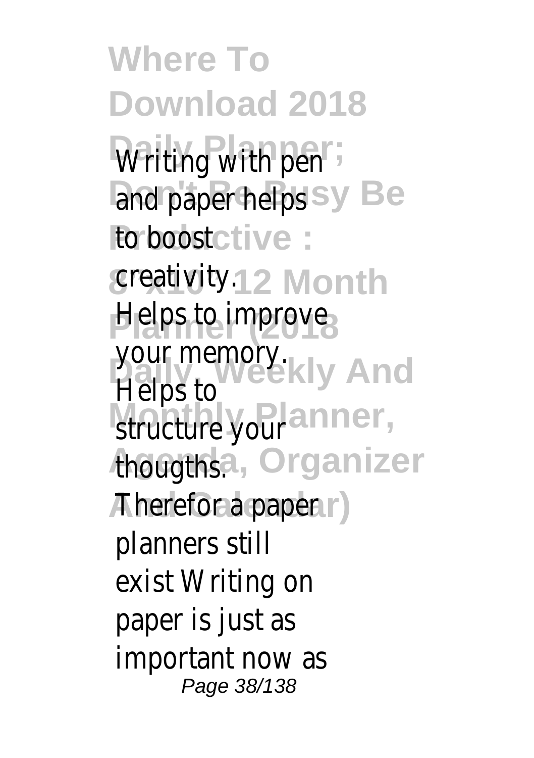Writing with pen and paper helps to boost creativity. Helps to improve your memory. Helps to structure your thougths. Therefor a paper planners still exist Writing on paper is just as important now as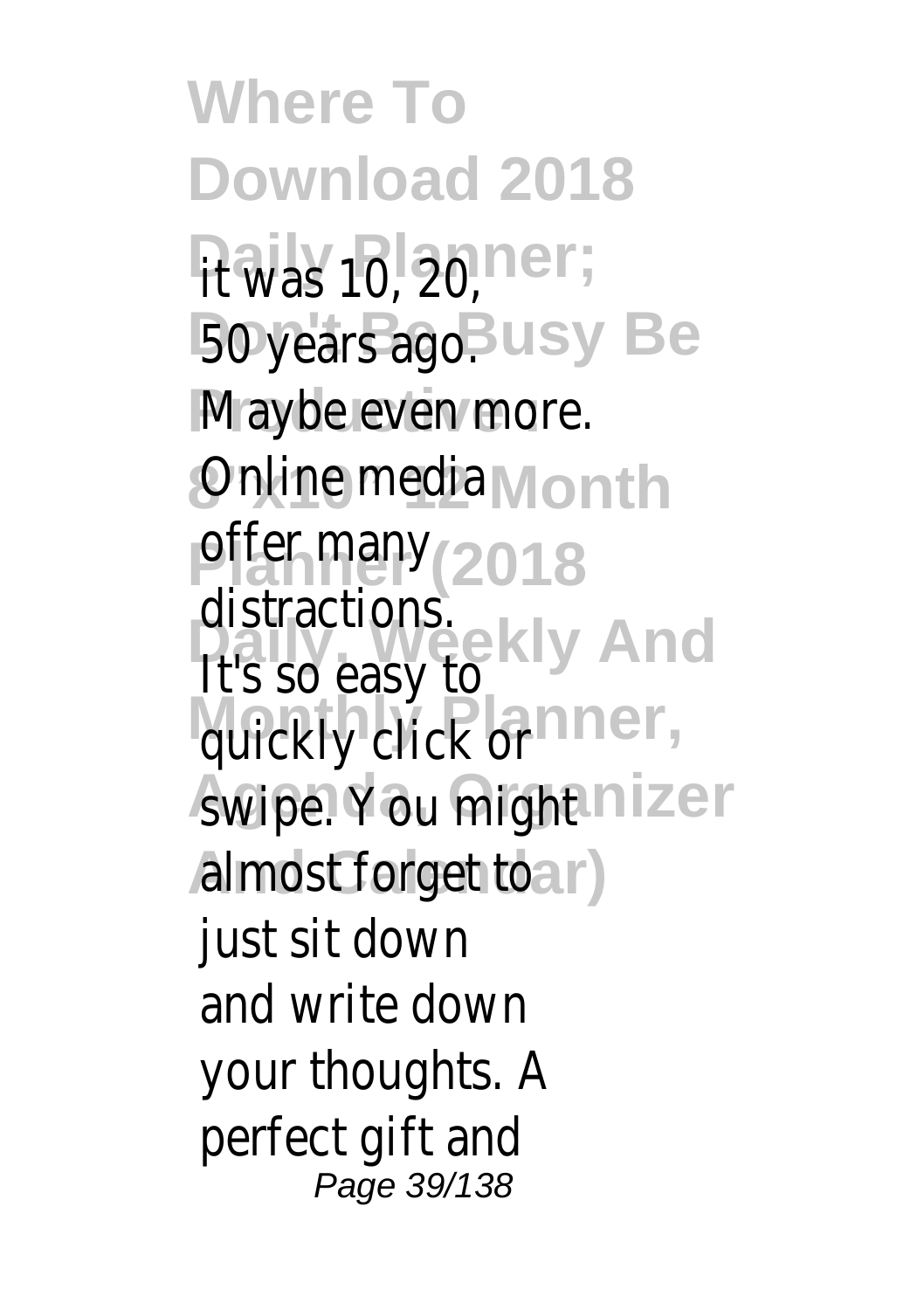it was 10, 20, 50 years ago. Maybe even more. Online media offer many distractions. It's so easy to quickly click or swipe. You might almost forget to just sit down and write down your thoughts. A perfect gift and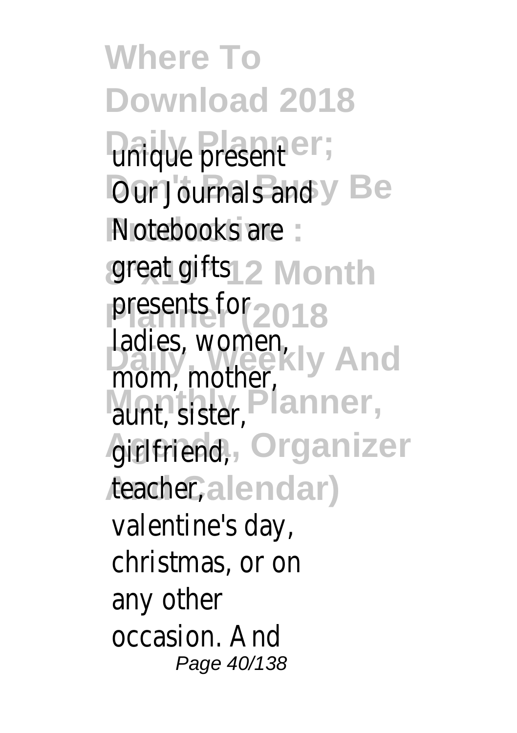unique present Our Journals and Notebooks are great gifts presents for ladies, women, mom, mother, aunt, sister, girlfriend, teacher, valentine's day, christmas, or on any other occasion. And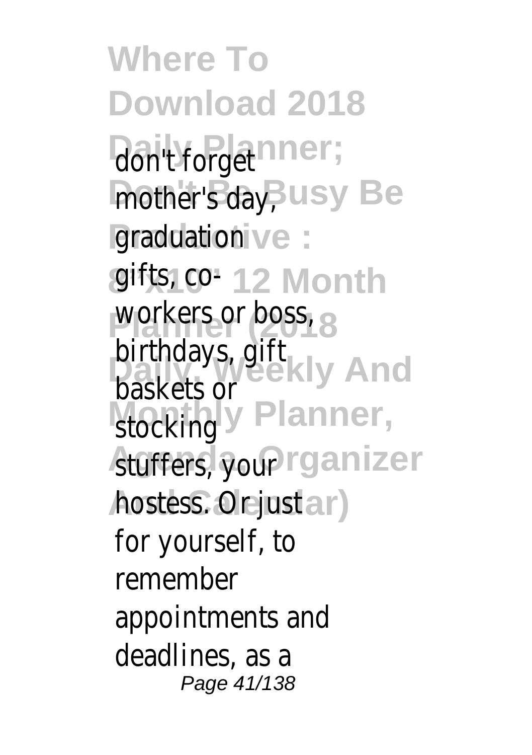don't forget mother's day, graduation gifts, co-workers or boss, birthdays, gift baskets or stocking stuffers, your hostess. Or just for yourself, to remember appointments and deadlines, as a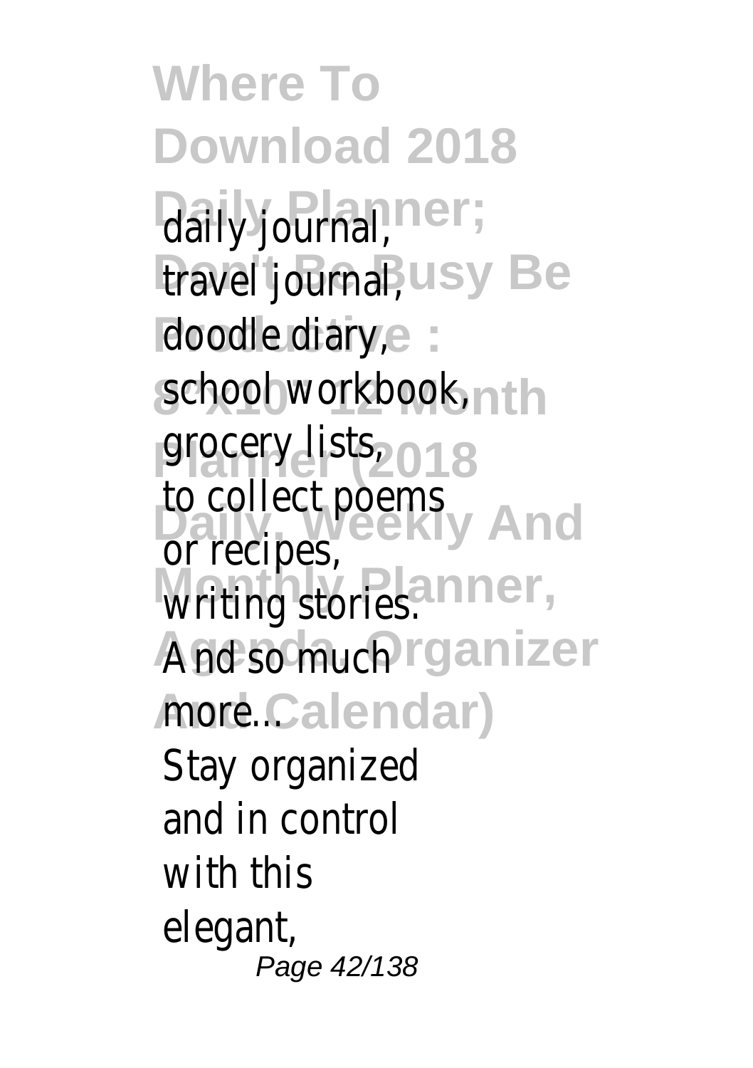daily journal,
travel journal,
doodle diary,
school workbook,
grocery lists,
to collect poems or recipes,
writing stories.
And so much more...

Stay organized and in control with this elegant,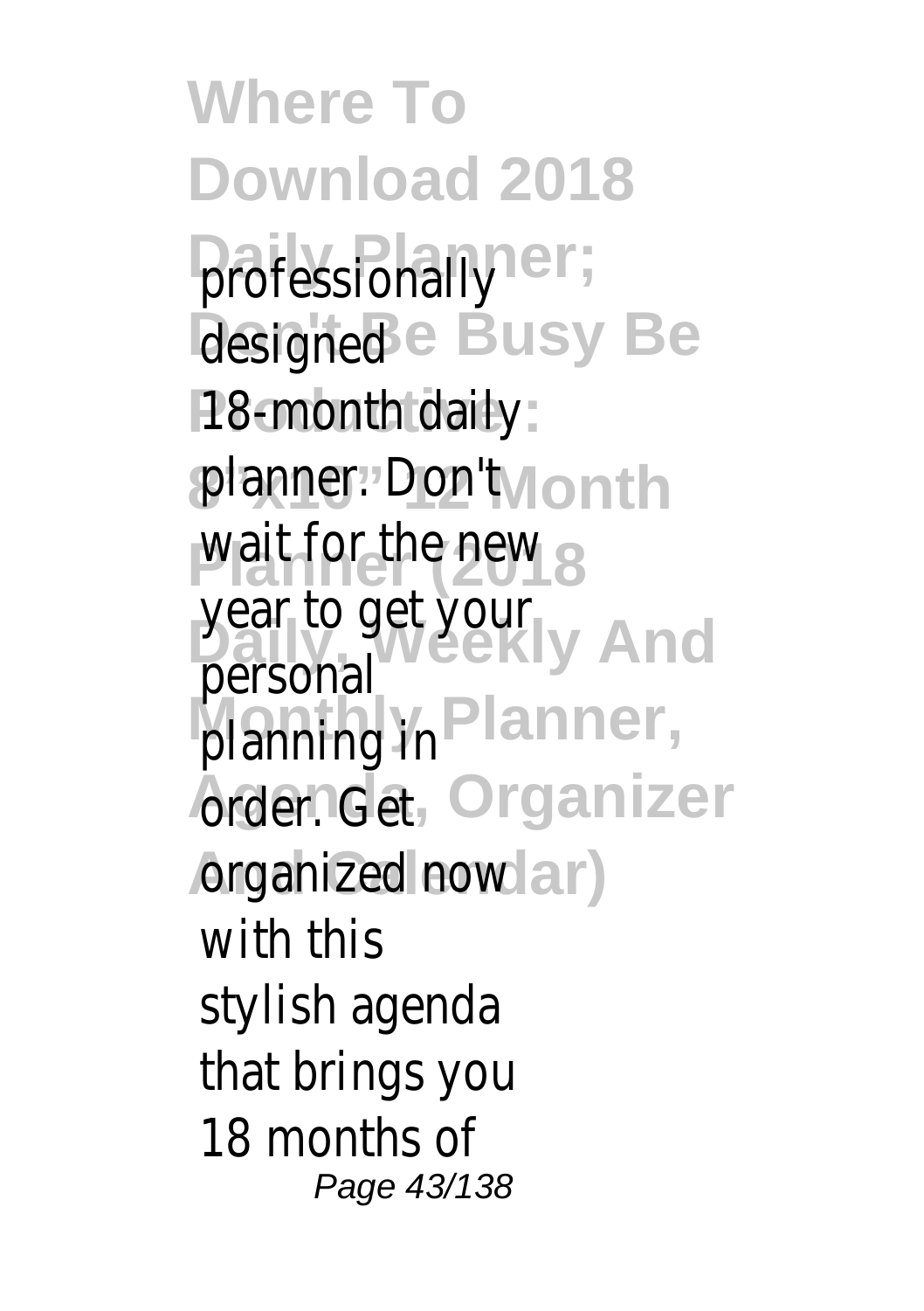professionally designed 18-month daily planner. Don't wait for the new year to get your personal planning in order. Get organized now with this stylish agenda that brings you 18 months of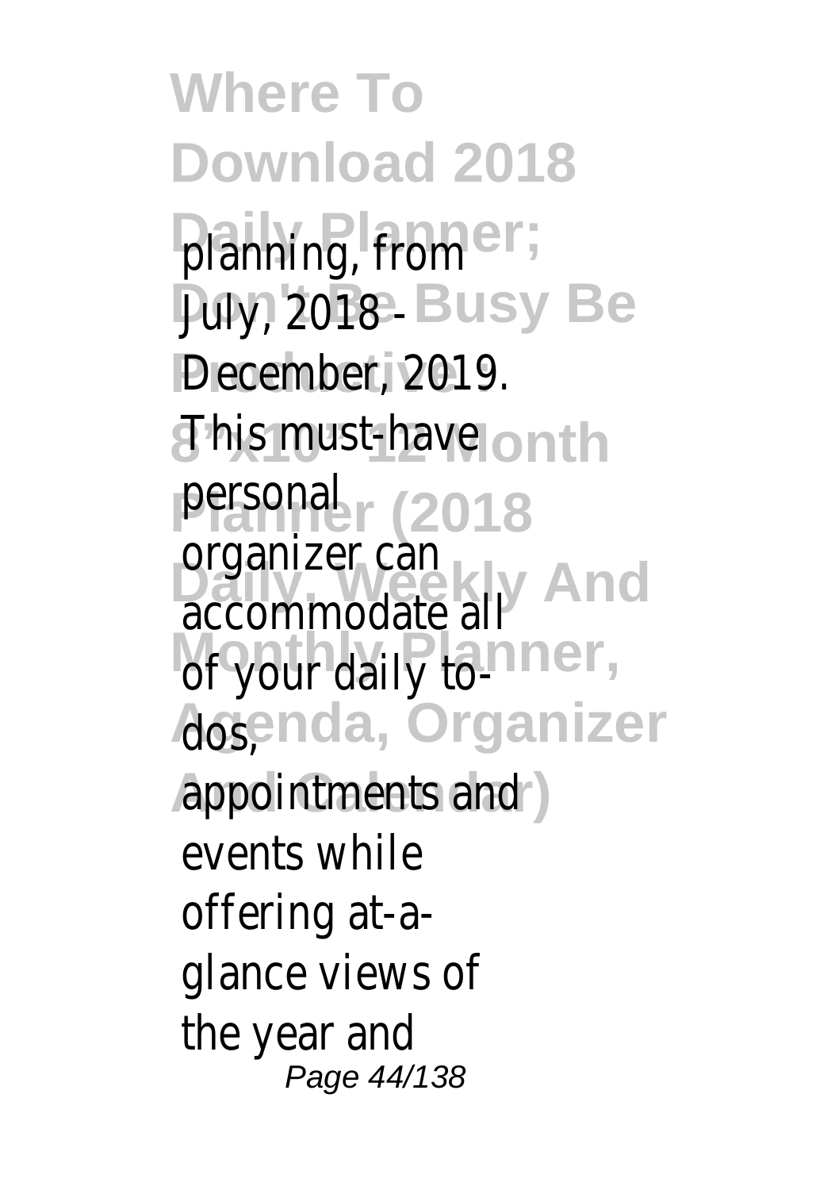planning, from July, 2018 - December, 2019. This must-have personal organizer can accommodate all of your daily to-dos, appointments and events while offering at-a-glance views of the year and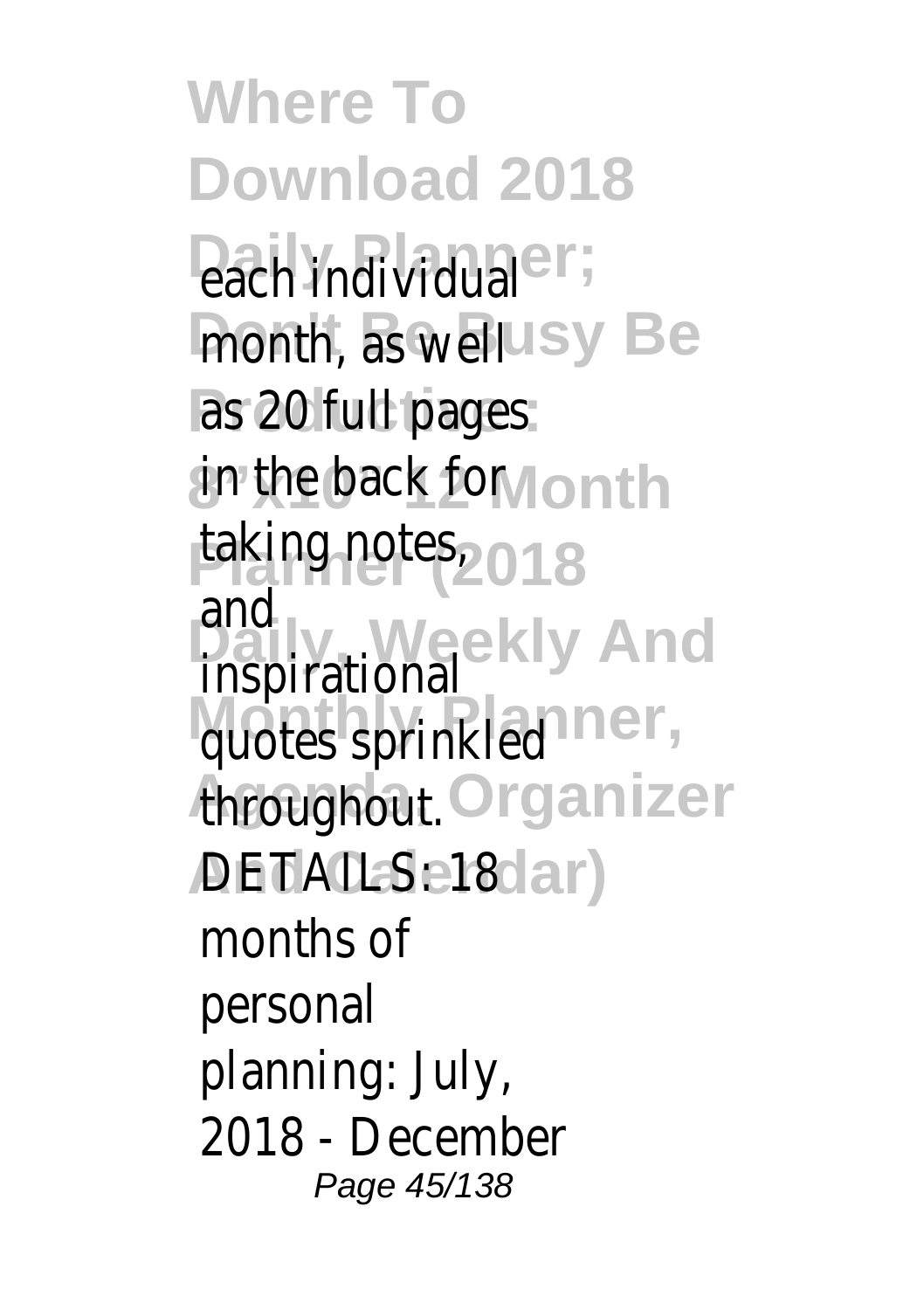each individual month, as well as 20 full pages in the back for taking notes, and inspirational quotes sprinkled throughout. DETAILS: 18 months of personal planning: July, 2018 - December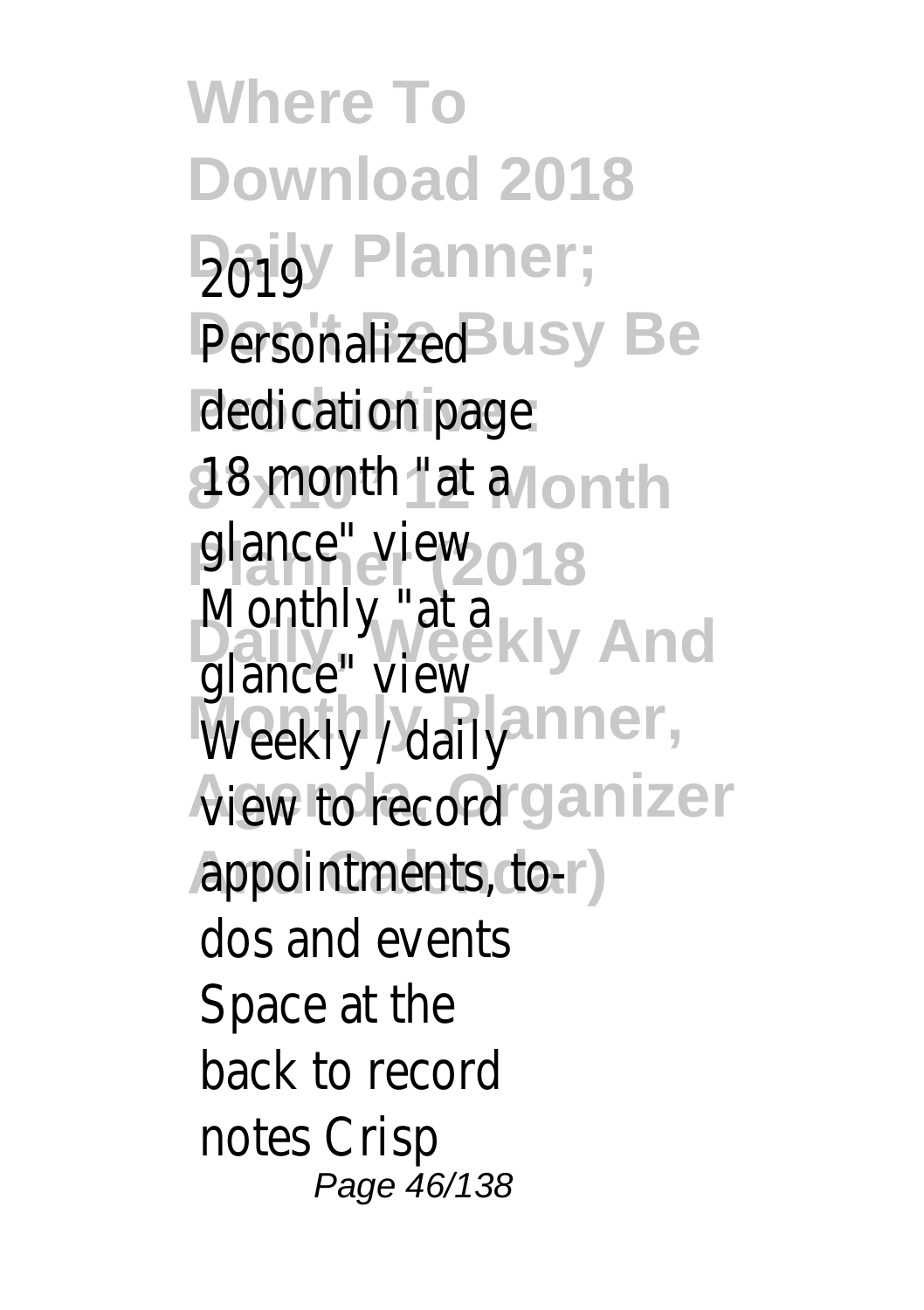2019 Personalized dedication page 18 month "at a glance" view Monthly "at a glance" view Weekly / daily view to record appointments, to-dos and events Space at the back to record notes Crisp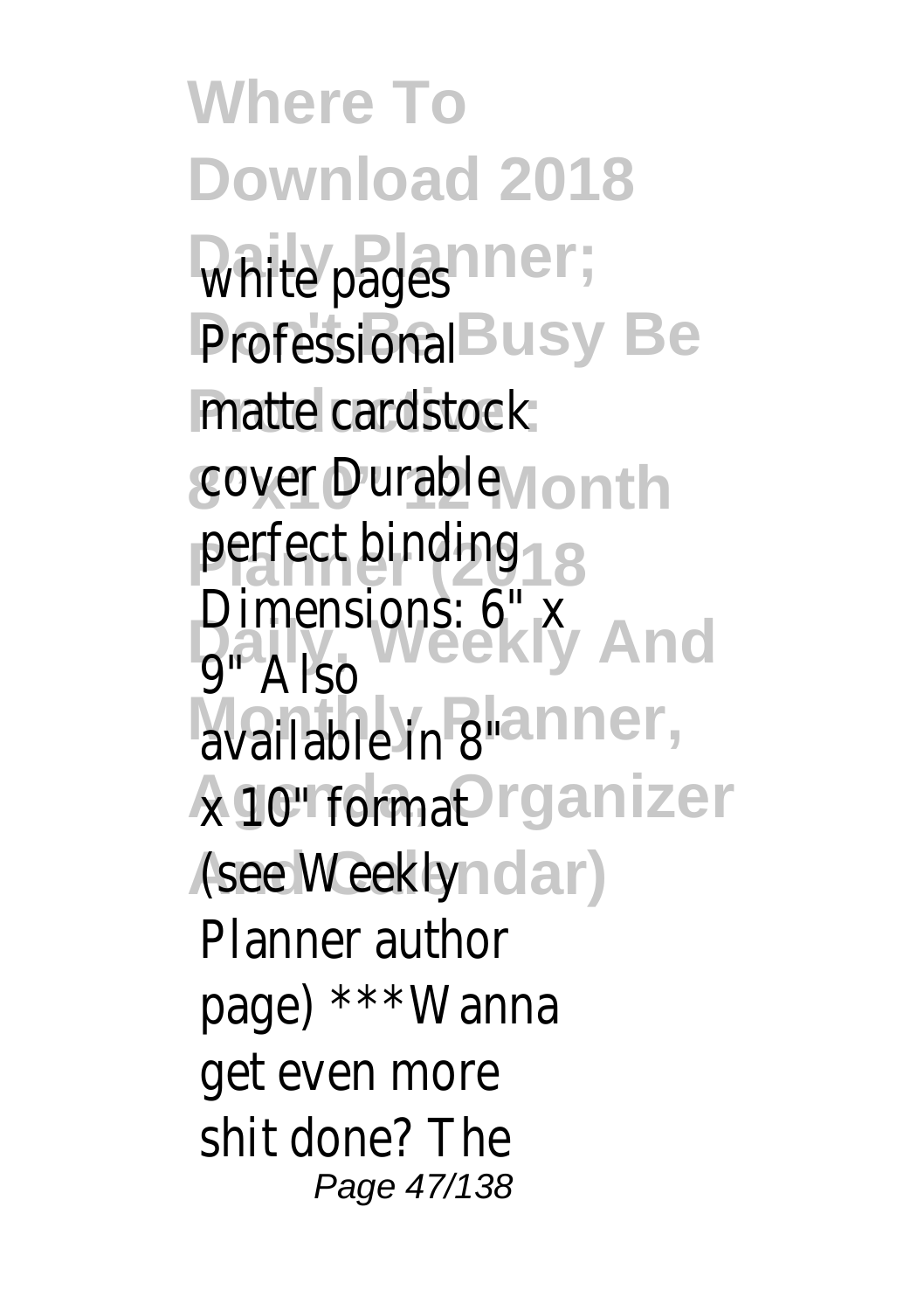white pages Professional matte cardstock cover Durable perfect binding Dimensions: 6" x 9" Also available in 8" x 10" format (see Weekly Planner author page) ***Wanna get even more shit done? The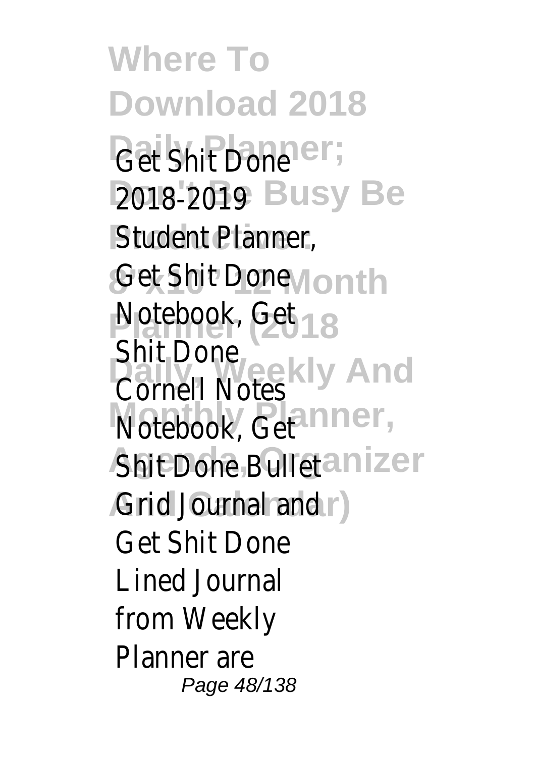Get Shit Done 2018-2019 Student Planner, Get Shit Done Notebook, Get Shit Done Cornell Notes Notebook, Get Shit Done Bullet Grid Journal and Get Shit Done Lined Journal from Weekly Planner are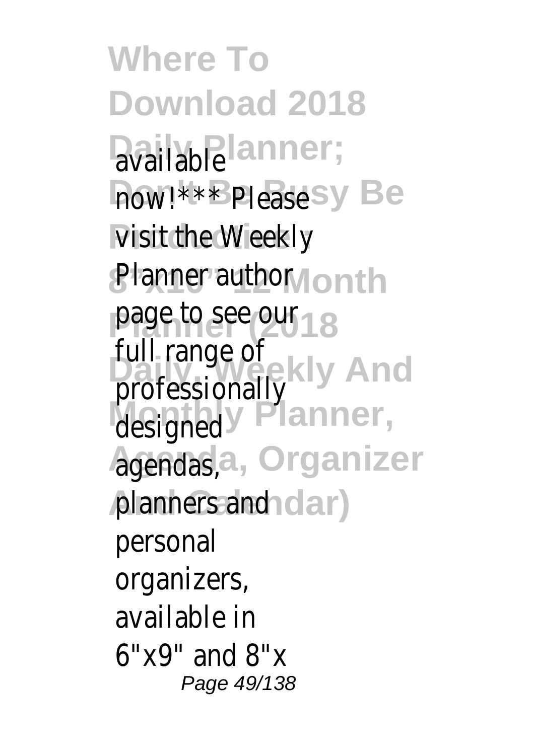available now!*** Please visit the Weekly Planner author page to see our full range of professionally designed agendas, planners and personal organizers, available in 6"x9" and 8"x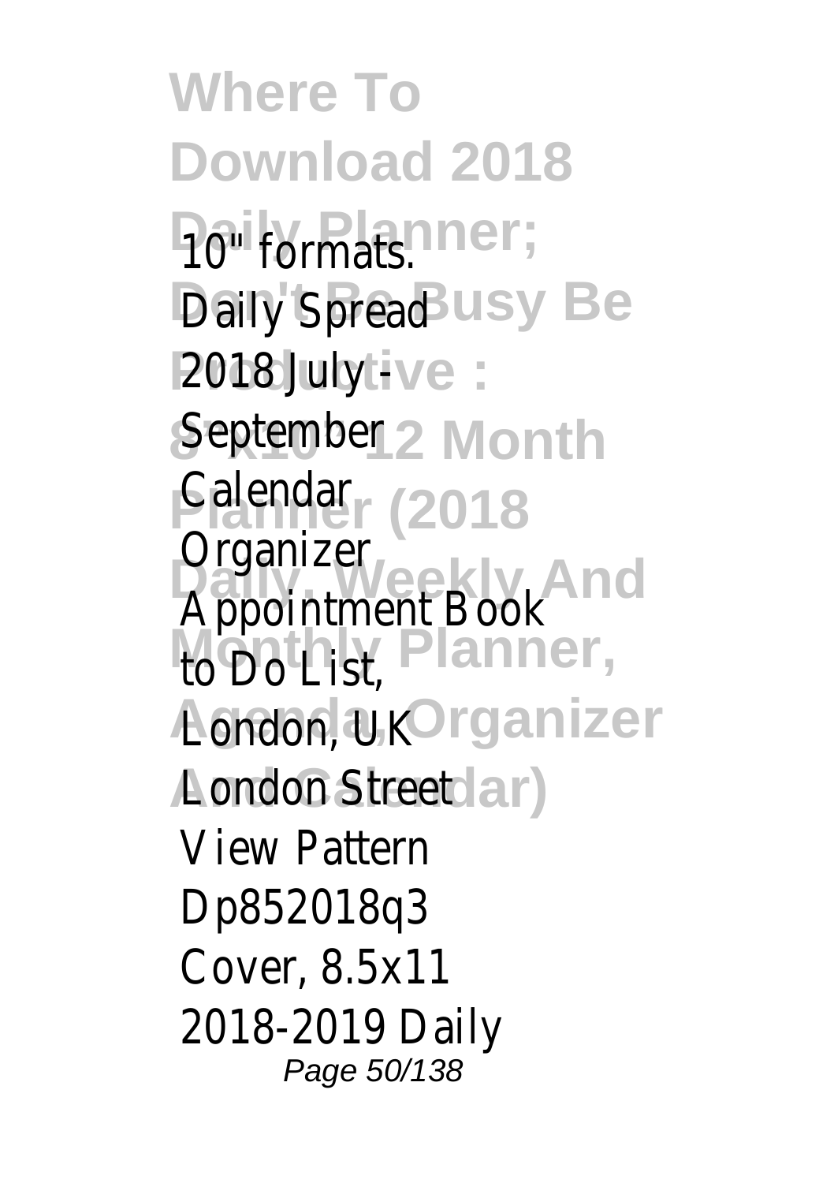10" formats.
Daily Spread
2018 July -
September
Calendar
Organizer
Appointment Book
to Do List,
London, UK
London Street
View Pattern
Dp852018q3
Cover, 8.5x11
2018-2019 Daily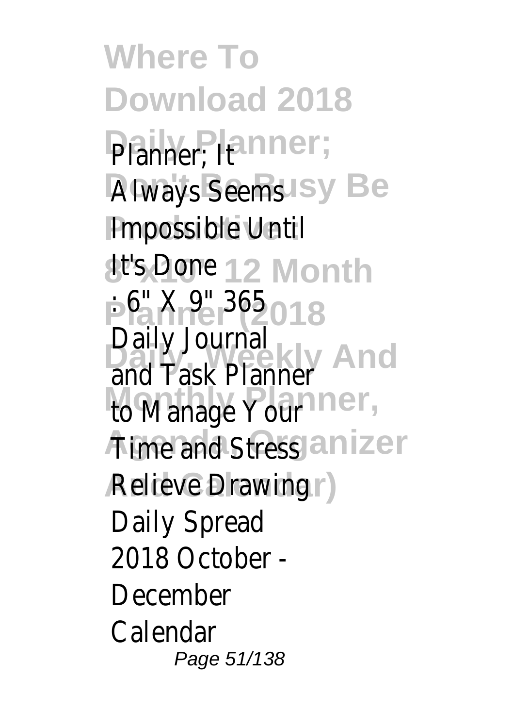# Where To Download 2018 Daily Planner; Don't Be Busy Be Productive: 8"x10" 12 Month Planner (2018 Daily, Weekly And Monthly Planner, Agenda Organizer And Calendar)

Planner; It Always Seems Impossible Until It's Done : 6" X 9" 365 Daily Journal and Task Planner to Manage Your Time and Stress Relieve Drawing Daily Spread 2018 October - December Calendar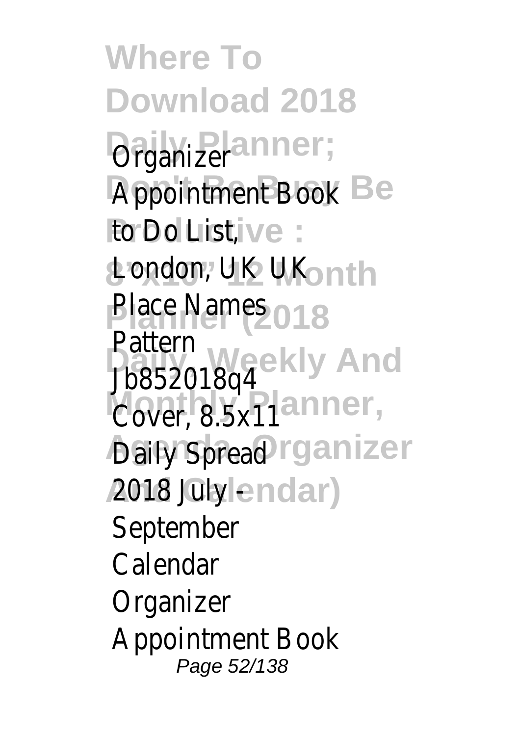# Where To Download 2018 Daily Planner; Don't Be Busy Be Productive : 8" x10" 12 Month Planner (2018 Daily, Weekly And Monthly Planner, Agenda, Organizer And Calendar)

Organizer Appointment Book to Do List, London, UK UK Place Names Pattern Jb852018q4 Cover, 8.5x11 Daily Spread 2018 July - September Calendar Organizer Appointment Book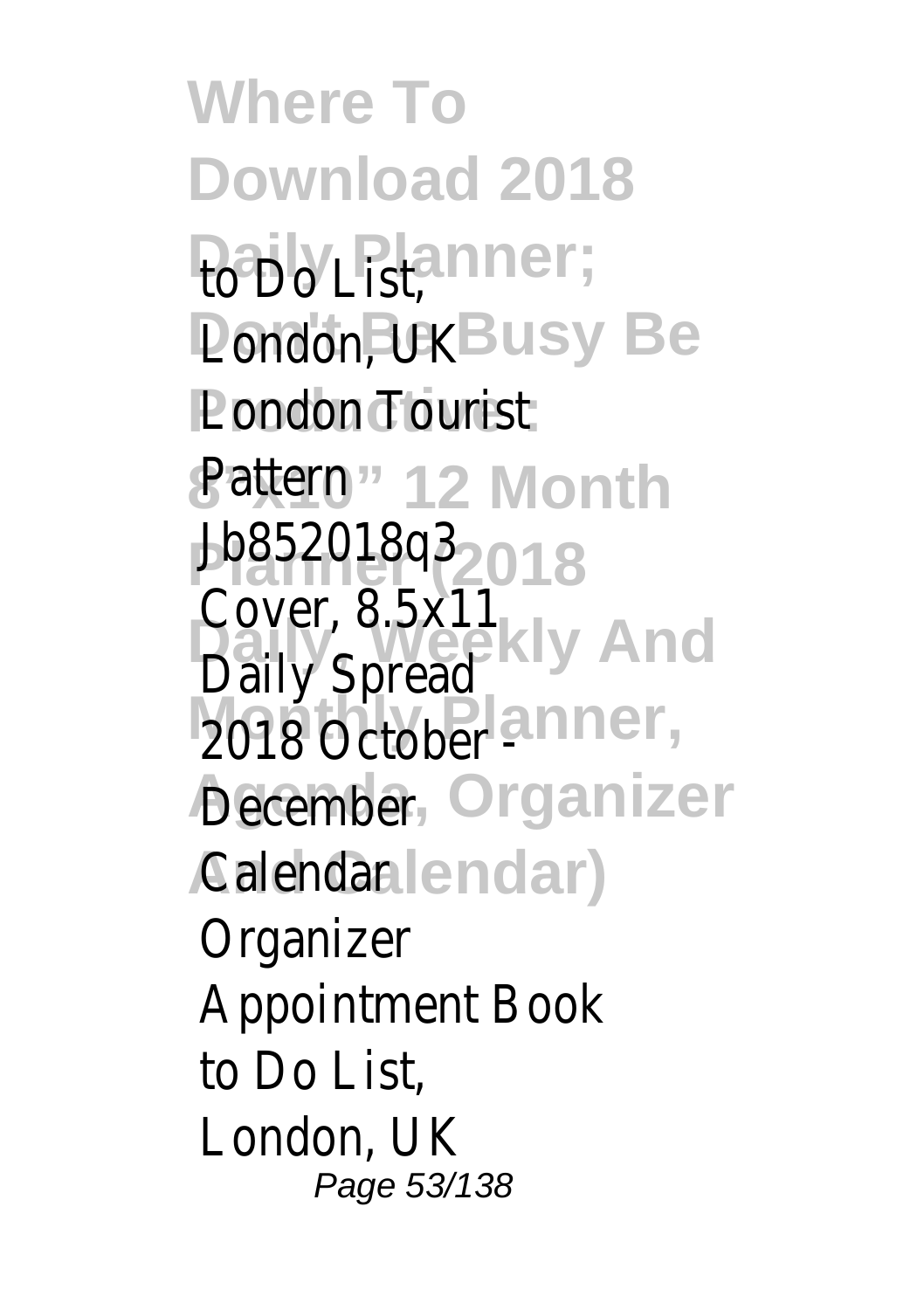to Do List, London, UK London Tourist Pattern Jb852018q3 Cover, 8.5x11 Daily Spread 2018 October - December Calendar Organizer Appointment Book to Do List, London, UK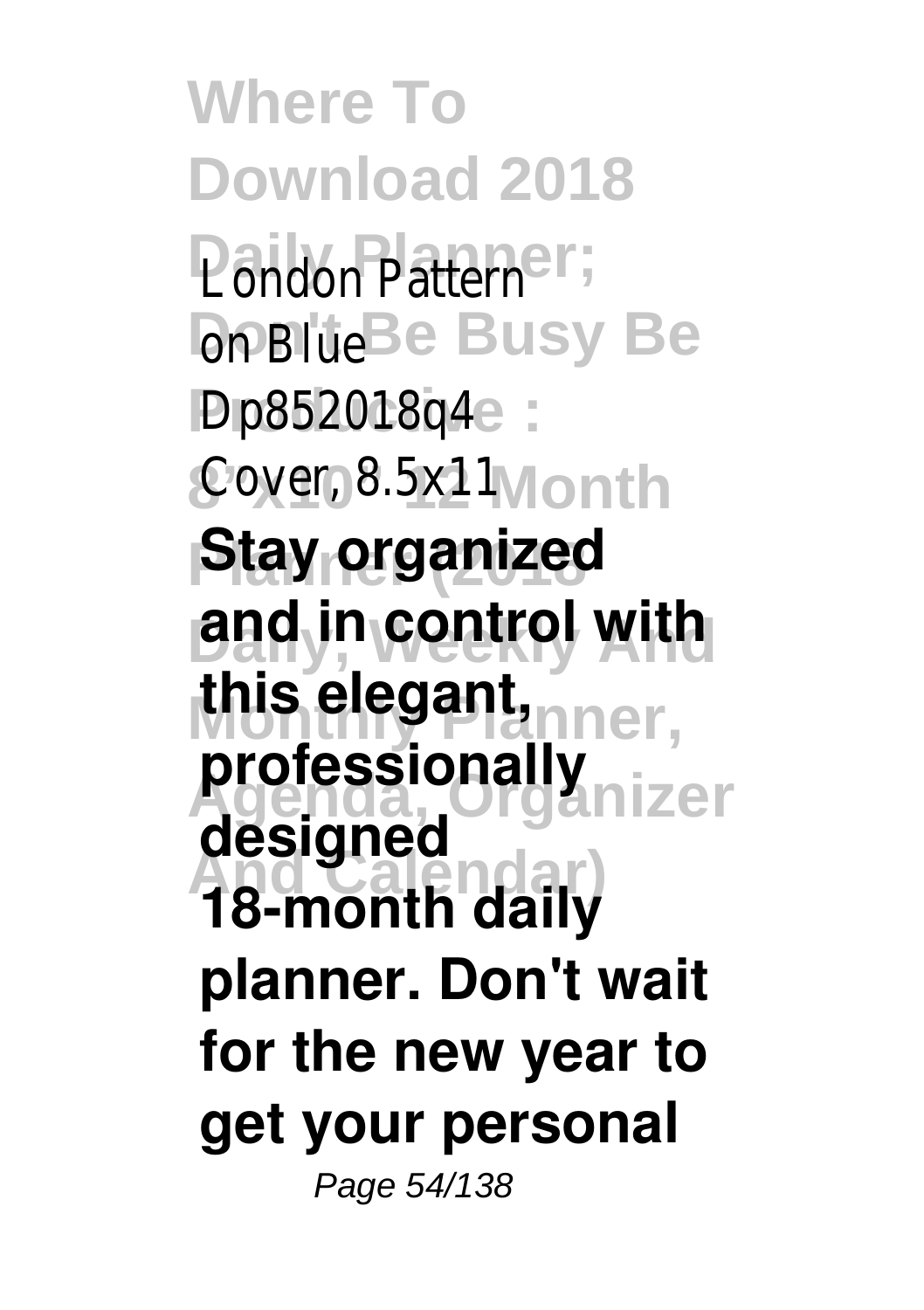London Pattern on Blue Dp852018q4 Cover, 8.5x11 **Stay organized and in control with this elegant, professionally designed 18-month daily planner. Don't wait for the new year to get your personal**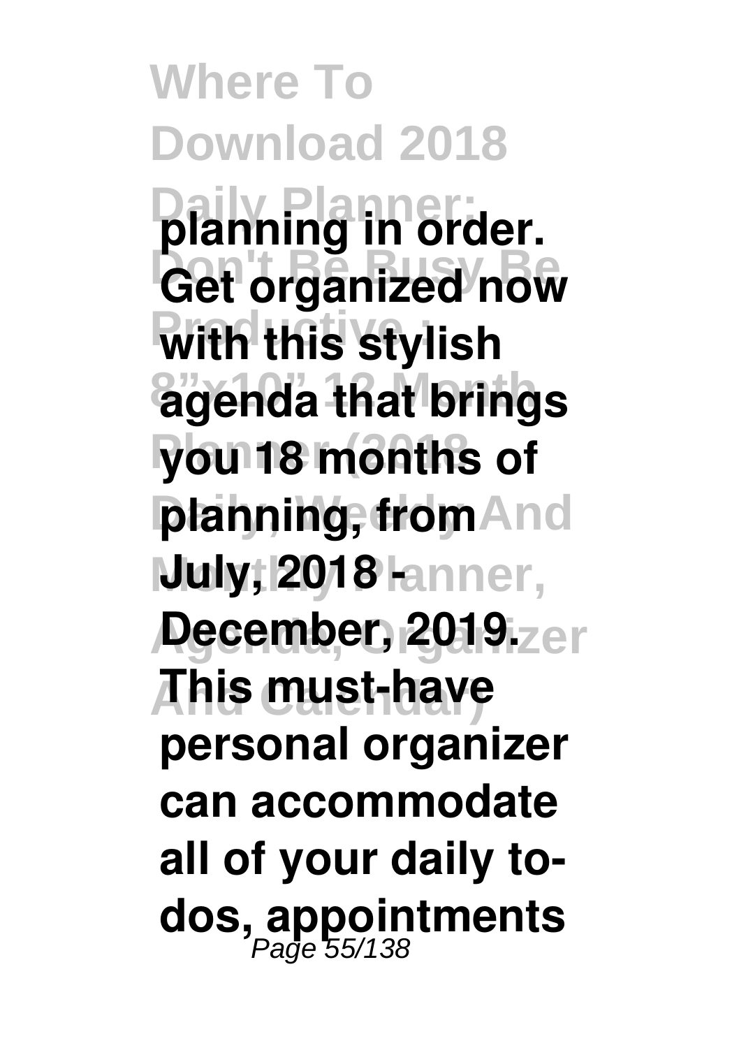**planning in order. Get organized now with this stylish agenda that brings you 18 months of planning, from July, 2018 - December, 2019. This must-have personal organizer can accommodate all of your daily to-dos, appointments**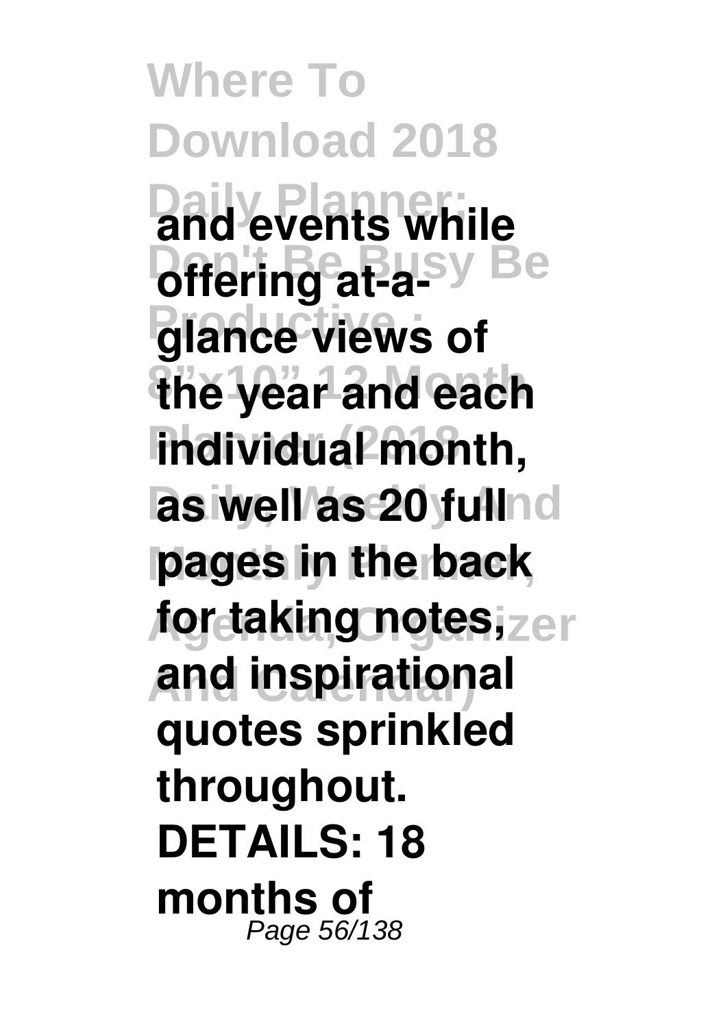**and events while offering at-a-glance views of the year and each individual month, as well as 20 full pages in the back for taking notes, and inspirational quotes sprinkled throughout. DETAILS: 18 months of**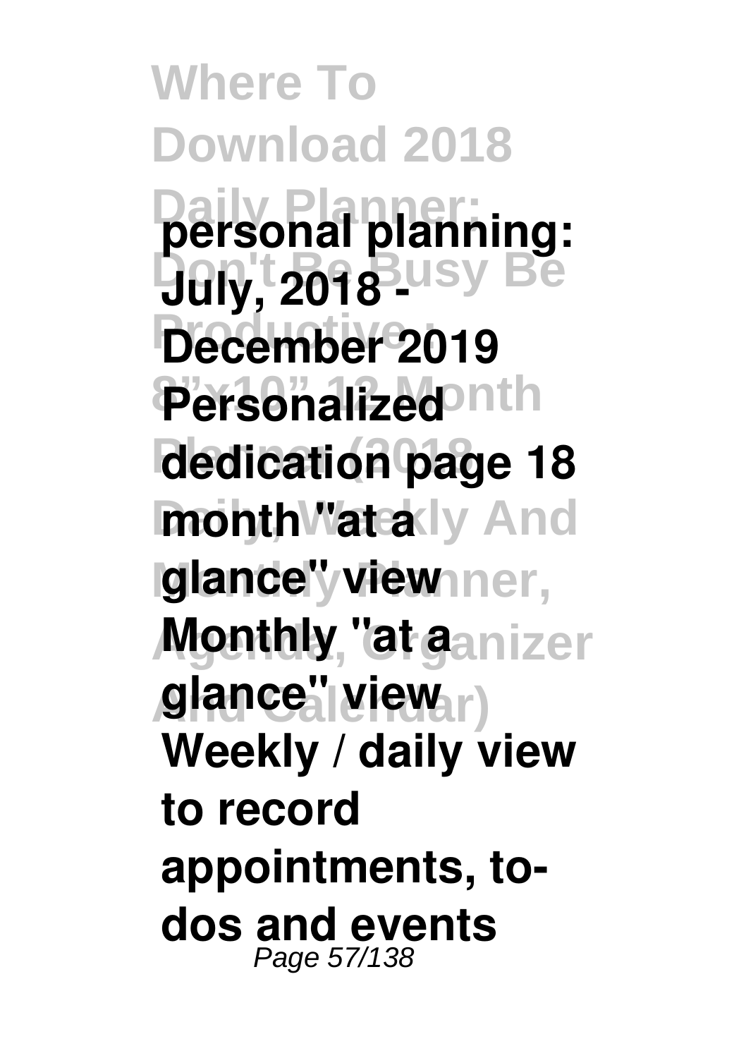**personal planning: July, 2018 - December 2019 Personalized dedication page 18 month "at a glance" view Monthly "at a glance" view Weekly / daily view to record appointments, to-dos and events**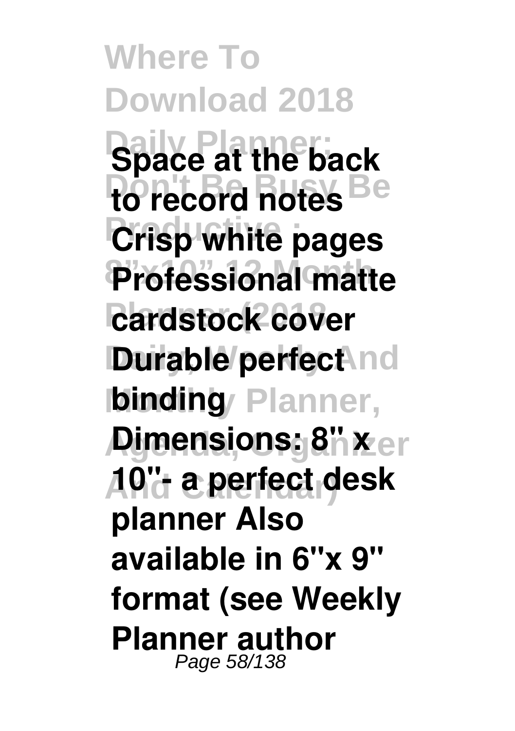**Space at the back to record notes Crisp white pages Professional matte cardstock cover Durable perfect binding Dimensions: 8" x 10"- a perfect desk planner Also available in 6"x 9" format (see Weekly Planner author**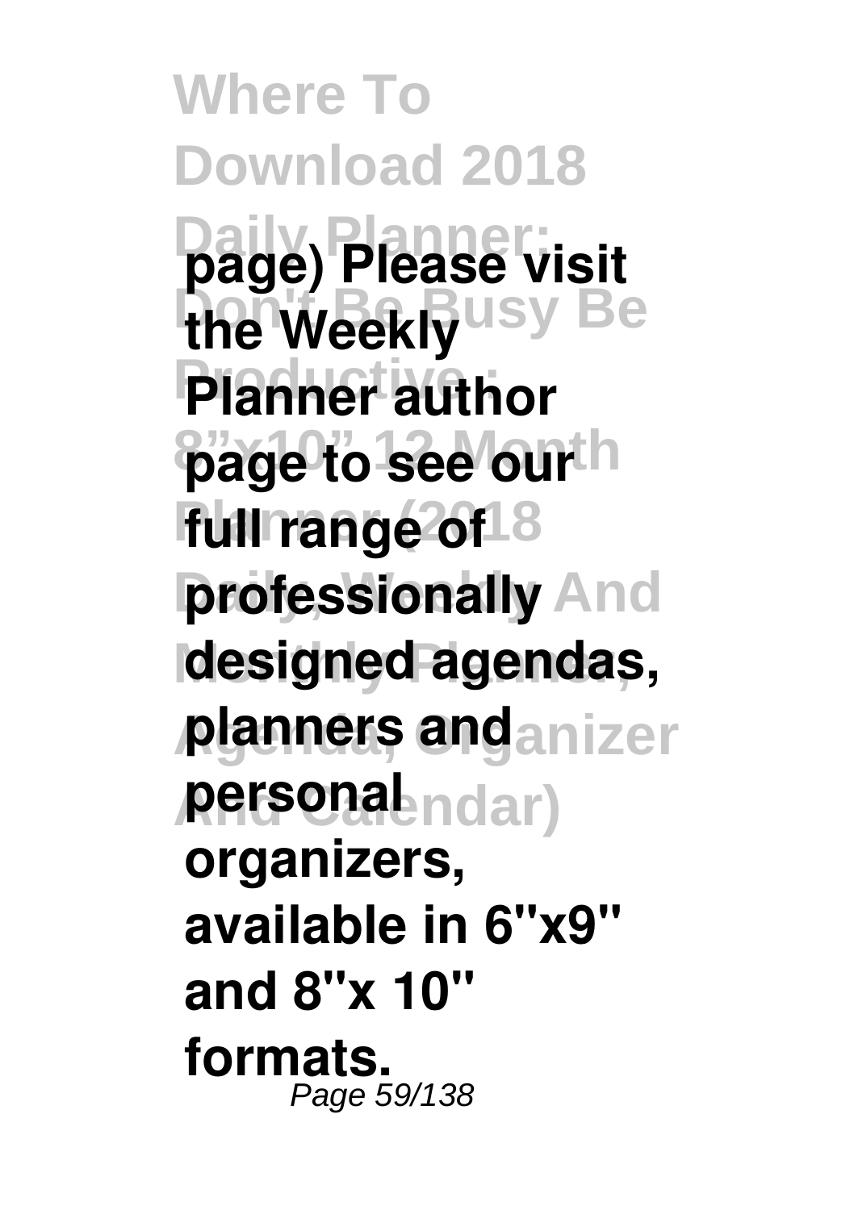**page) Please visit the Weekly Planner author page to see our full range of professionally designed agendas, planners and personal organizers, available in 6"x9" and 8"x 10" formats.**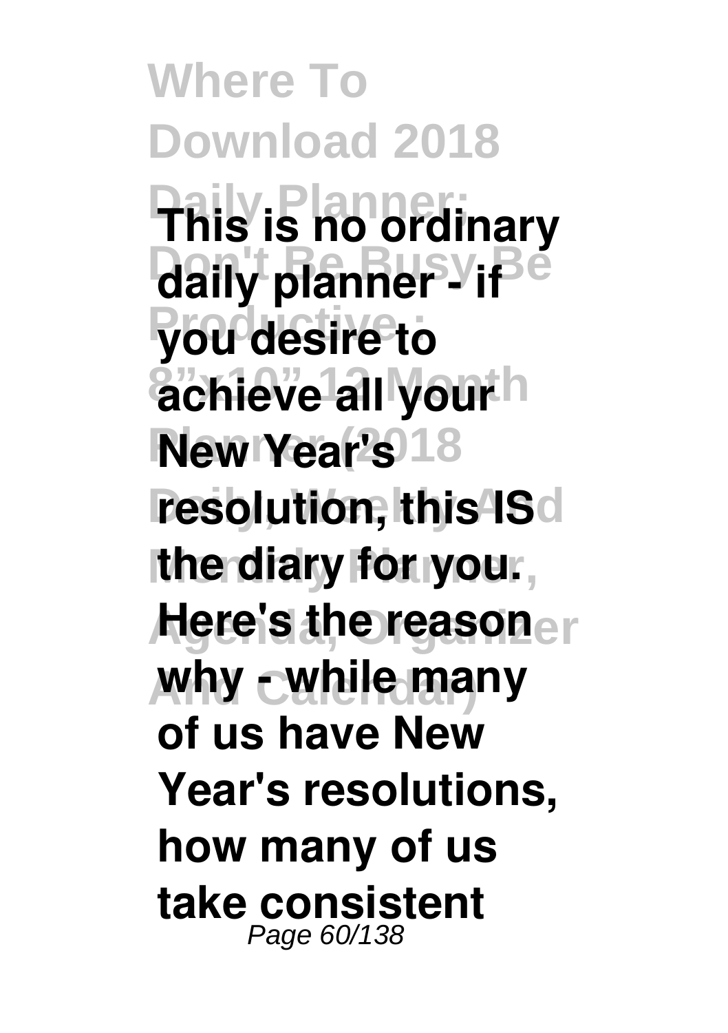**This is no ordinary daily planner - if you desire to achieve all your New Year's resolution, this IS the diary for you. Here's the reason why - while many of us have New Year's resolutions, how many of us take consistent**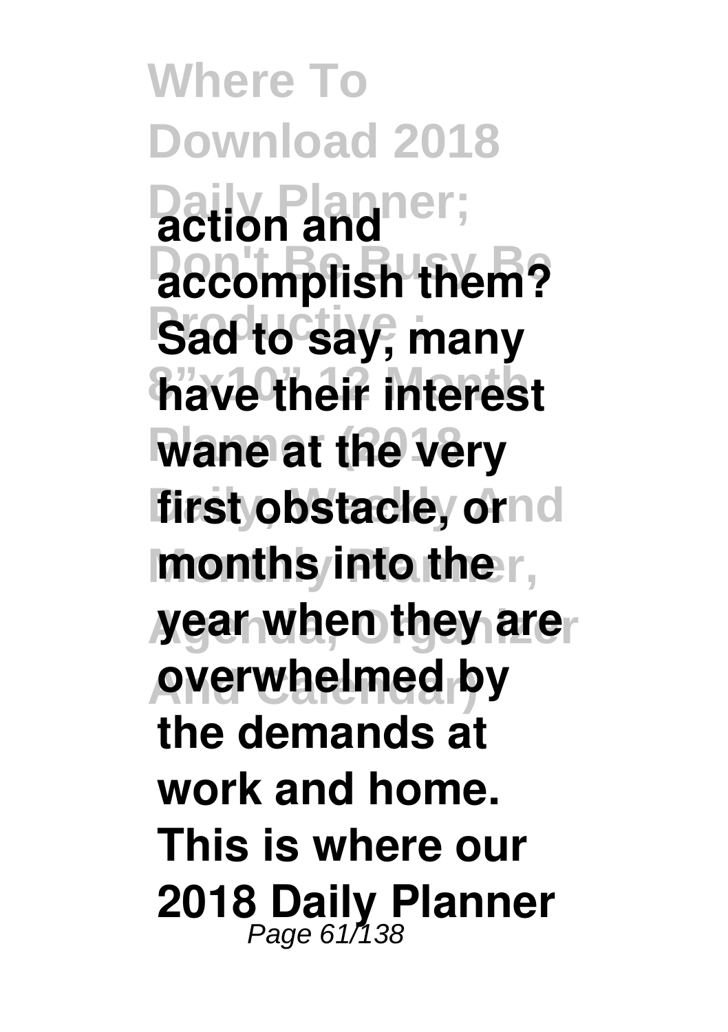**action and accomplish them? Sad to say, many have their interest wane at the very first obstacle, or months into the year when they are overwhelmed by the demands at work and home. This is where our 2018 Daily Planner**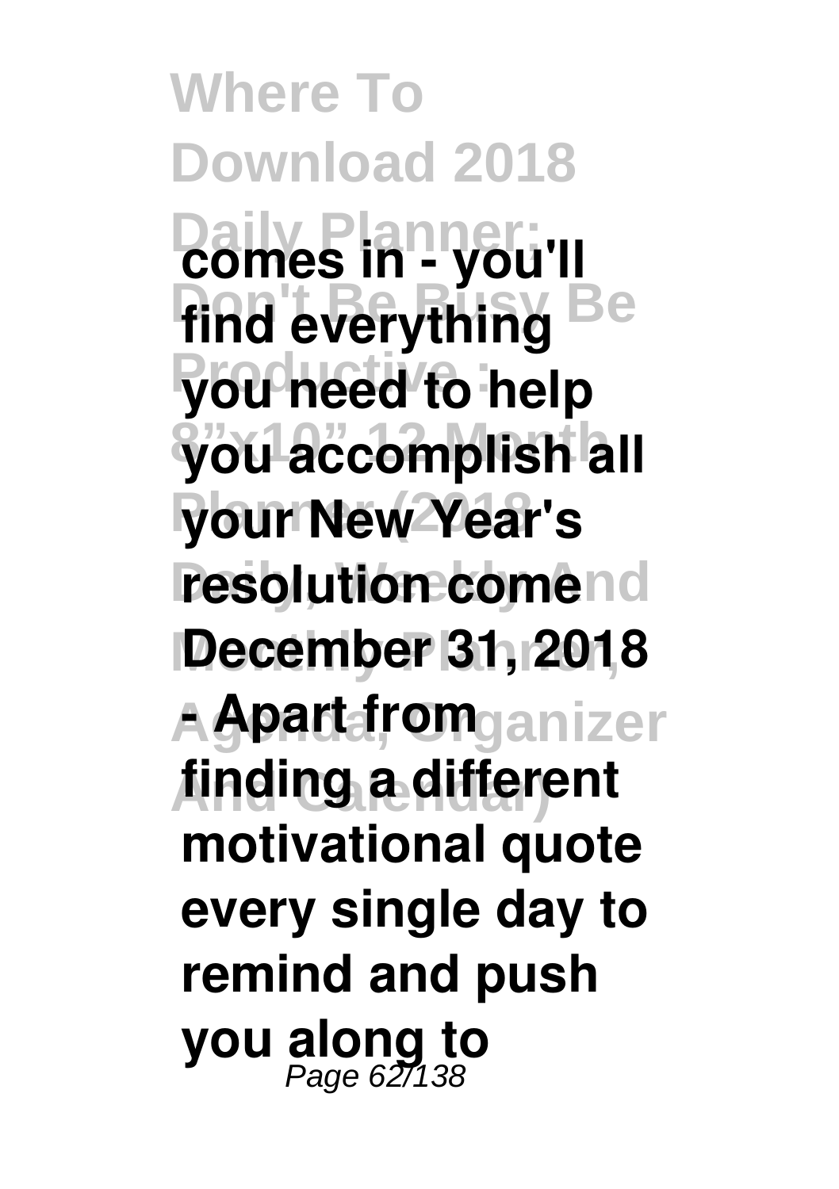**comes in - you'll find everything you need to help you accomplish all your New Year's resolution come December 31, 2018 - Apart from finding a different motivational quote every single day to remind and push you along to**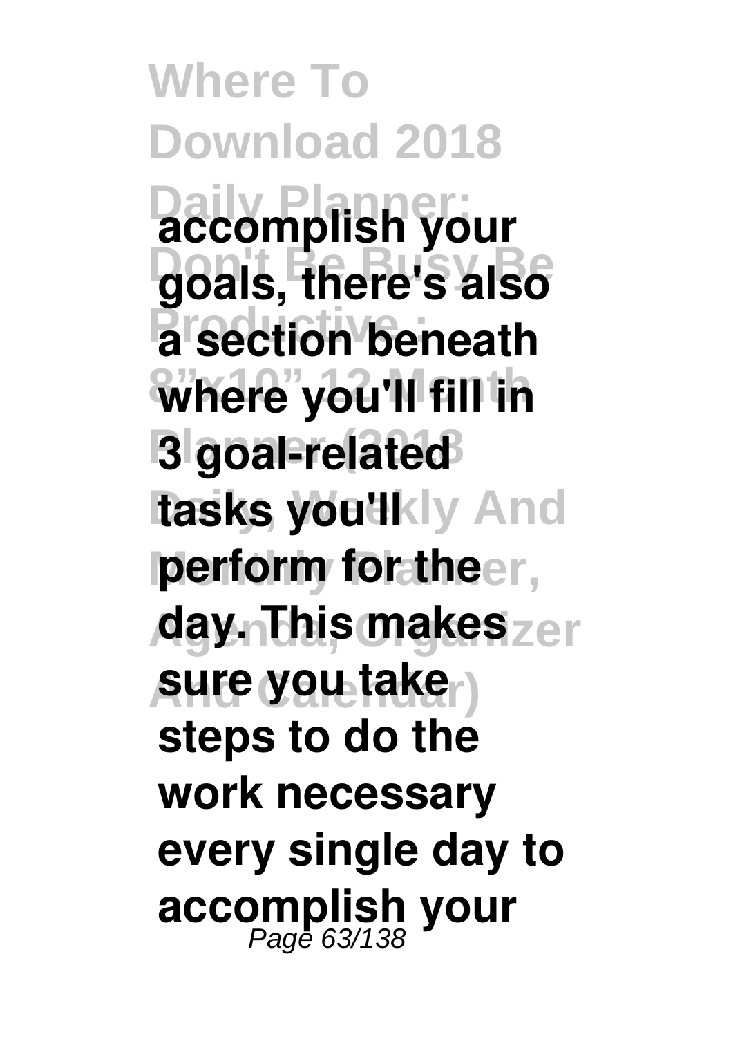**accomplish your goals, there's also a section beneath where you'll fill in 3 goal-related tasks you'll perform for the day. This makes sure you take steps to do the work necessary every single day to accomplish your**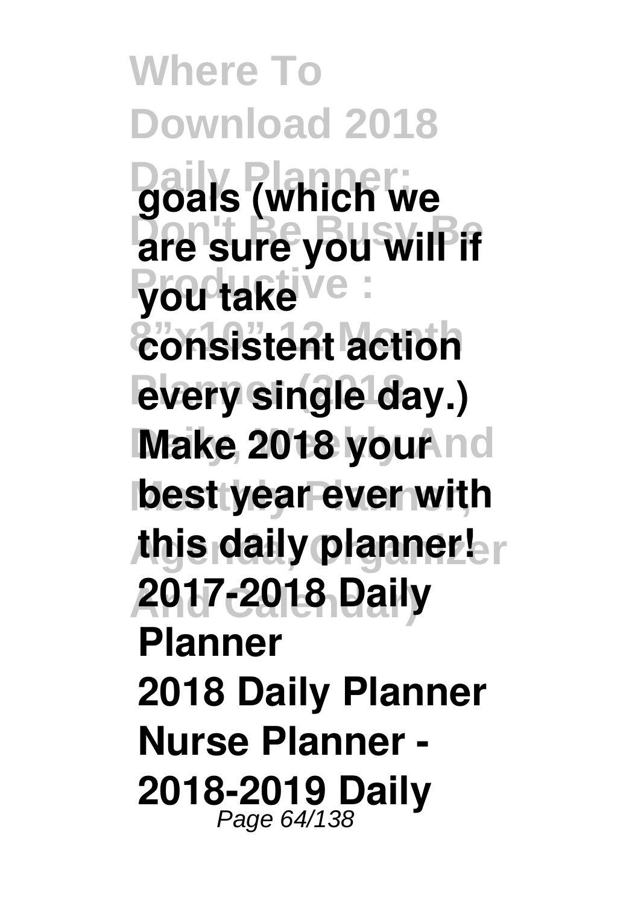**goals (which we are sure you will if you take consistent action every single day.) Make 2018 your best year ever with this daily planner!**

**2017-2018 Daily Planner**

**2018 Daily Planner**

**Nurse Planner - 2018-2019 Daily**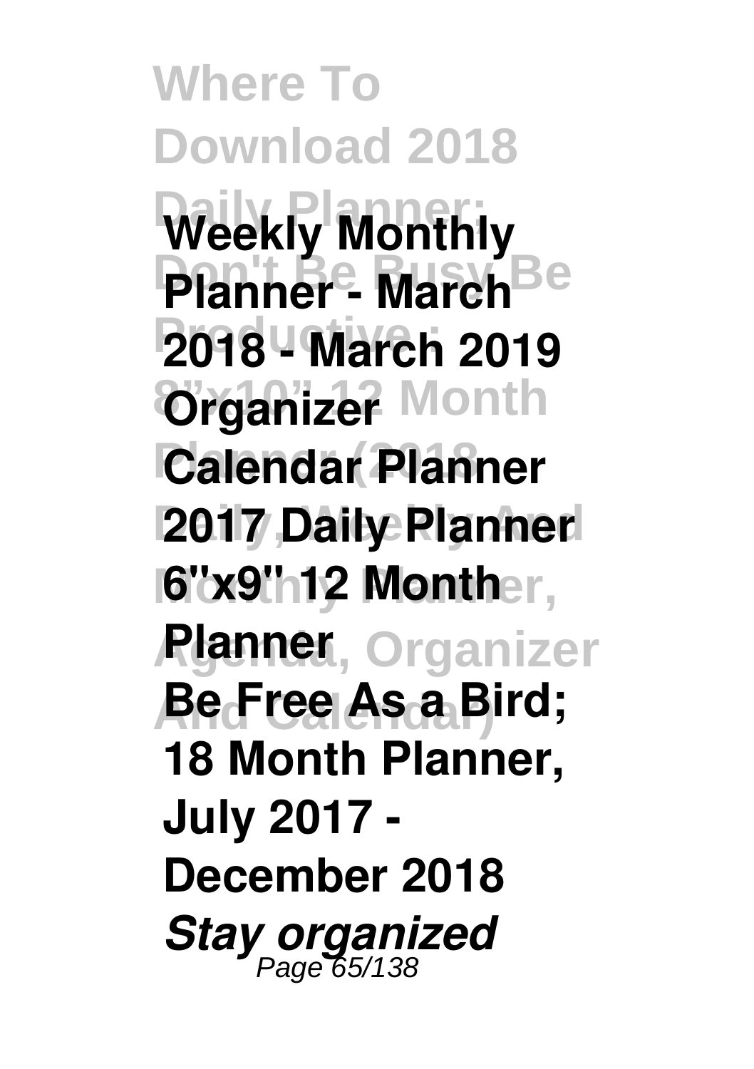**Weekly Monthly Planner - March 2018 - March 2019 Organizer**

**Calendar Planner 2017 Daily Planner 6"x9" 12 Month Planner**

**Be Free As a Bird; 18 Month Planner, July 2017 - December 2018**

***Stay organized***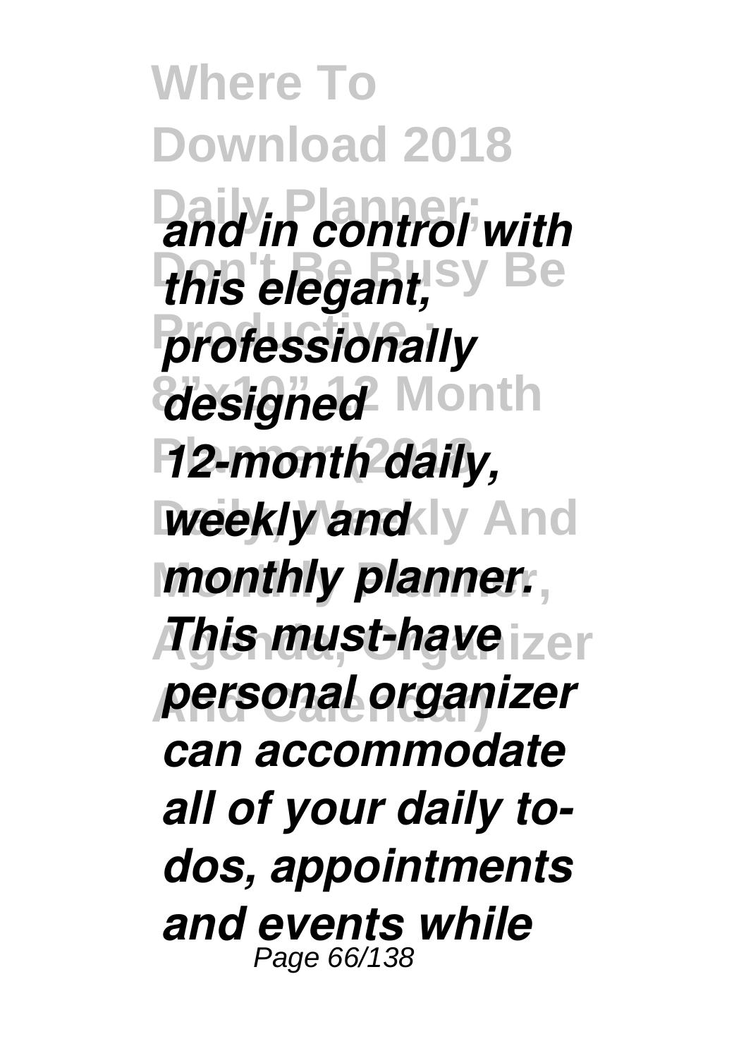*and in control with this elegant, professionally designed 12-month daily, weekly and monthly planner. This must-have personal organizer can accommodate all of your daily to-dos, appointments and events while*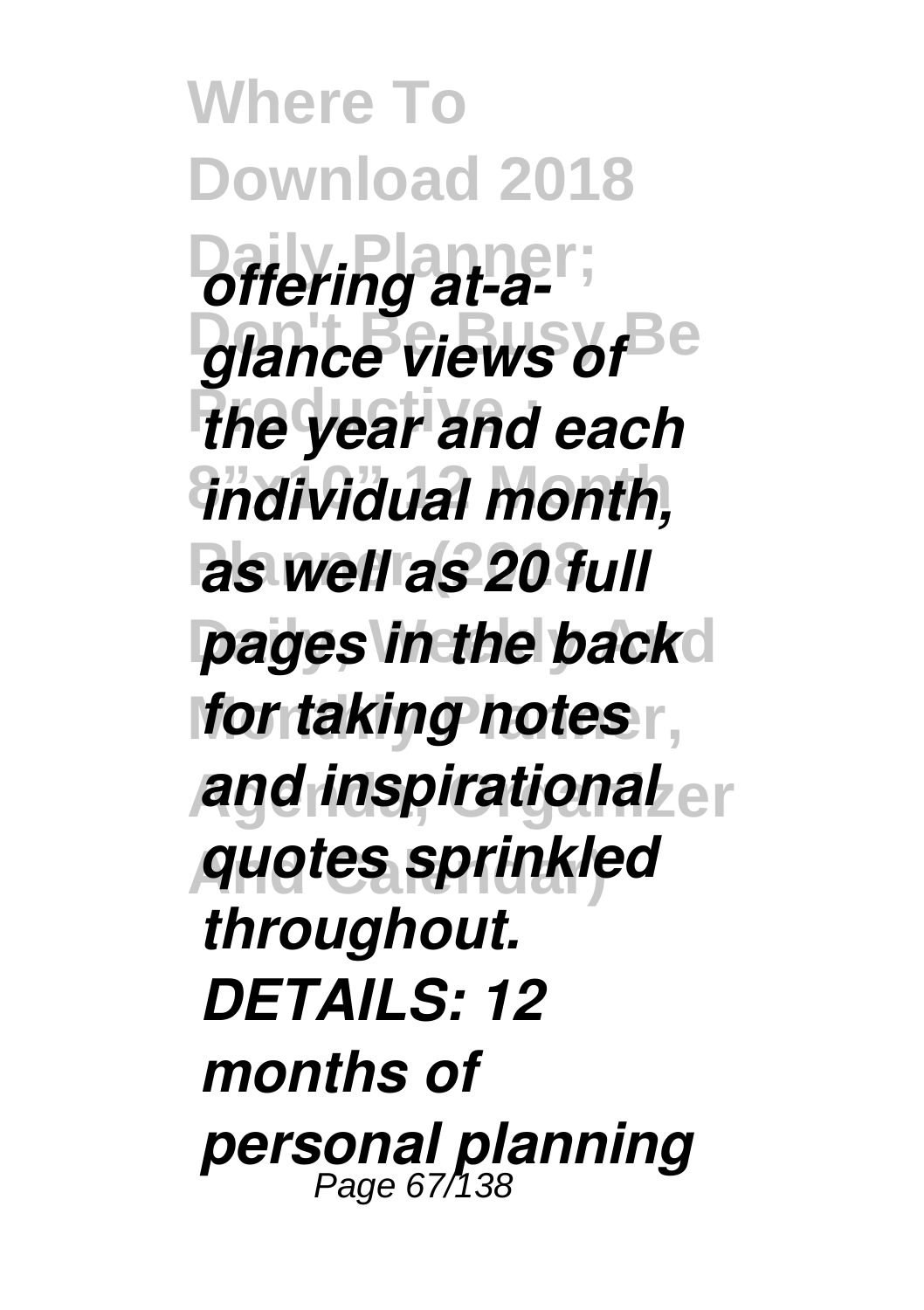*offering at-a-glance views of the year and each individual month, as well as 20 full pages in the back for taking notes and inspirational quotes sprinkled throughout. DETAILS: 12 months of personal planning*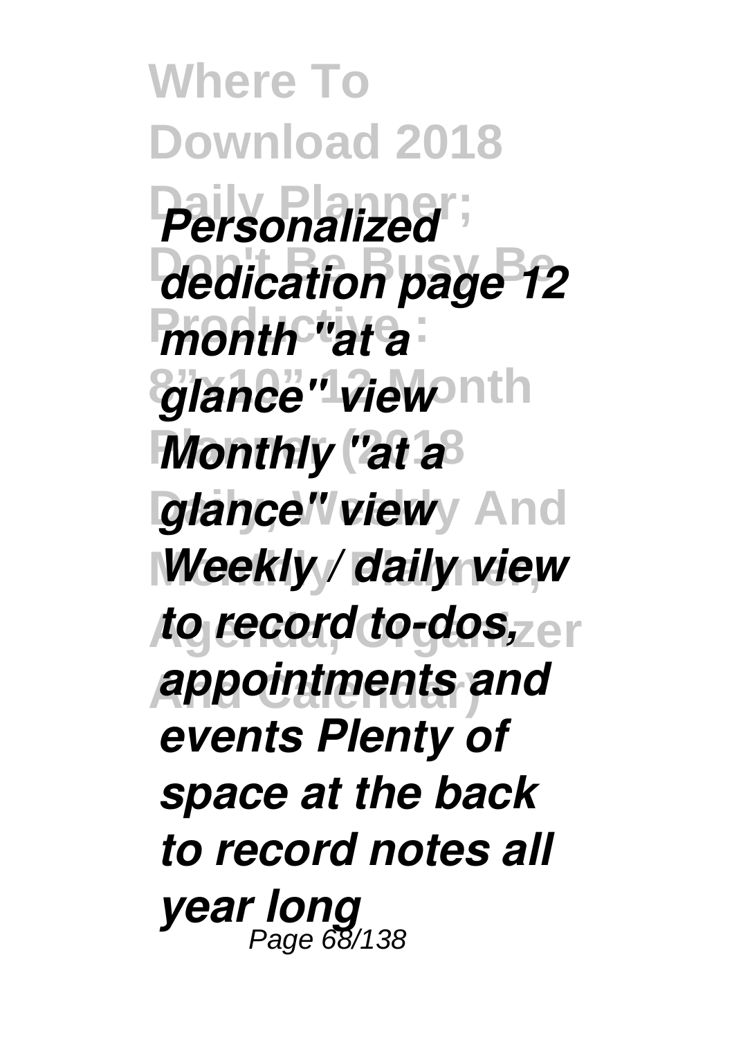*Personalized dedication page 12 month "at a glance" view Monthly "at a glance" view Weekly / daily view to record to-dos, appointments and events Plenty of space at the back to record notes all year long*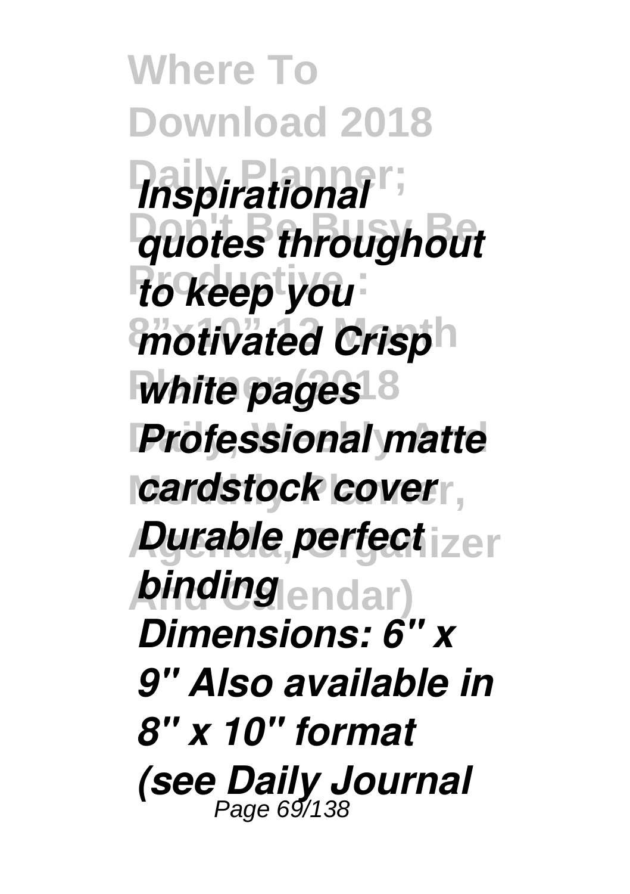*Inspirational quotes throughout to keep you motivated Crisp white pages Professional matte cardstock cover Durable perfect binding Dimensions: 6" x 9" Also available in 8" x 10" format (see Daily Journal*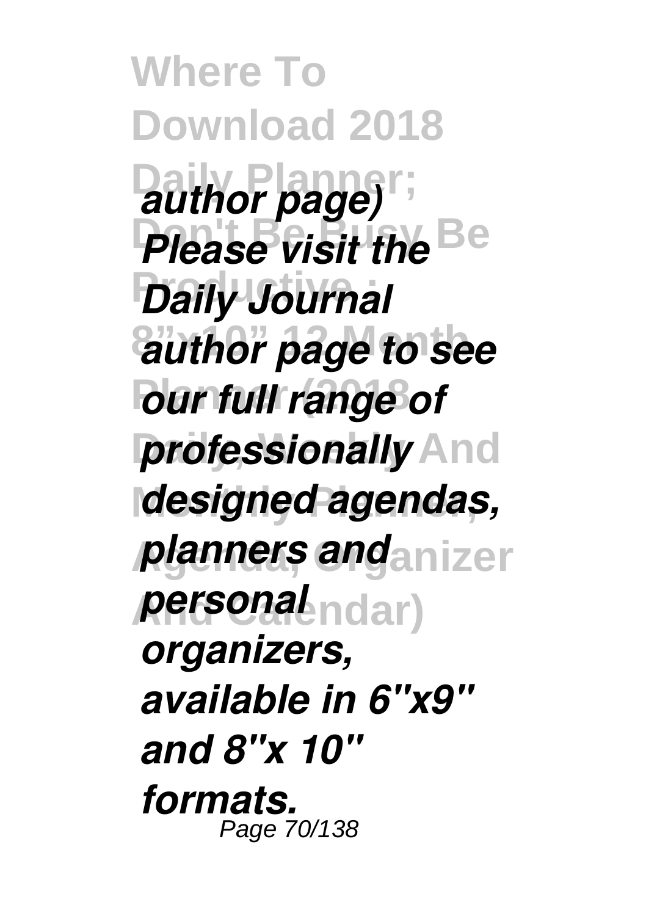*author page) Please visit the Daily Journal author page to see our full range of professionally designed agendas, planners and personal organizers, available in 6"x9" and 8"x 10" formats.*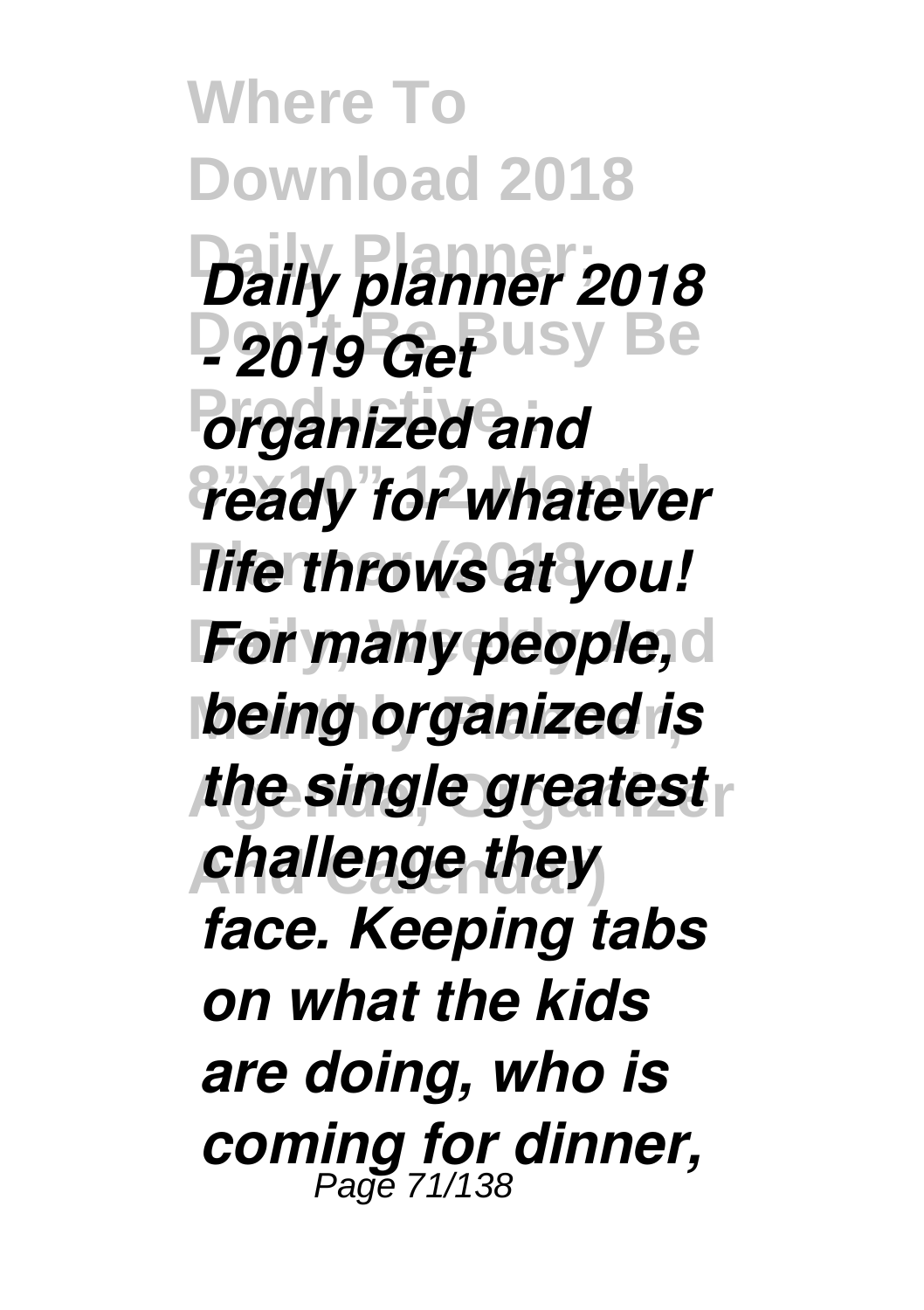*Daily planner 2018 - 2019 Get organized and ready for whatever life throws at you! For many people, being organized is the single greatest challenge they face. Keeping tabs on what the kids are doing, who is coming for dinner,*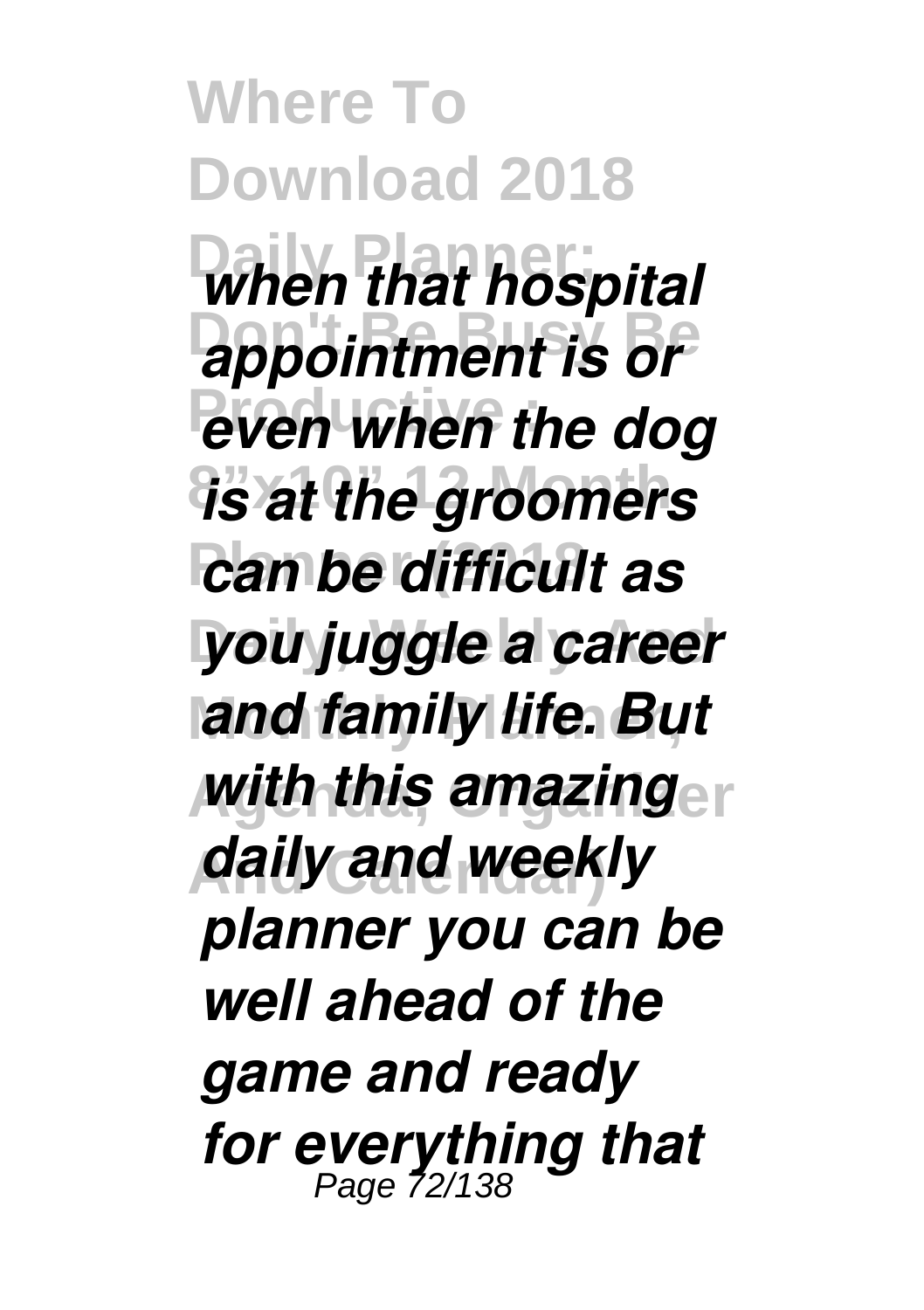*when that hospital appointment is or even when the dog is at the groomers can be difficult as you juggle a career and family life. But with this amazing daily and weekly planner you can be well ahead of the game and ready for everything that*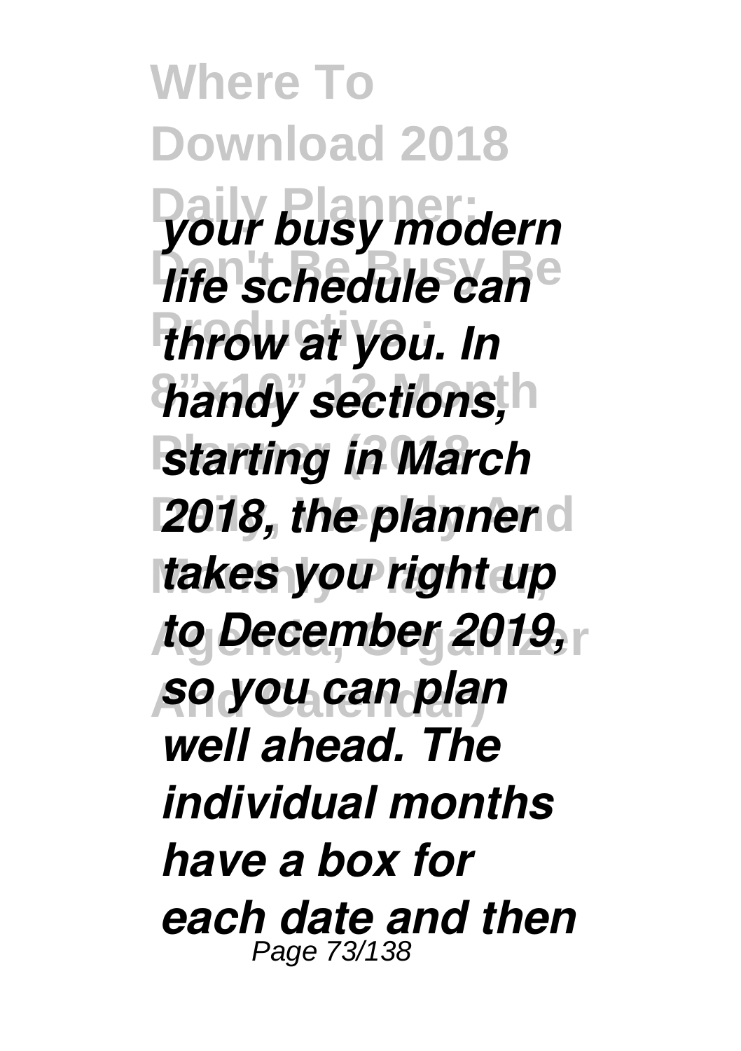*your busy modern life schedule can throw at you. In handy sections, starting in March 2018, the planner takes you right up to December 2019, so you can plan well ahead. The individual months have a box for each date and then*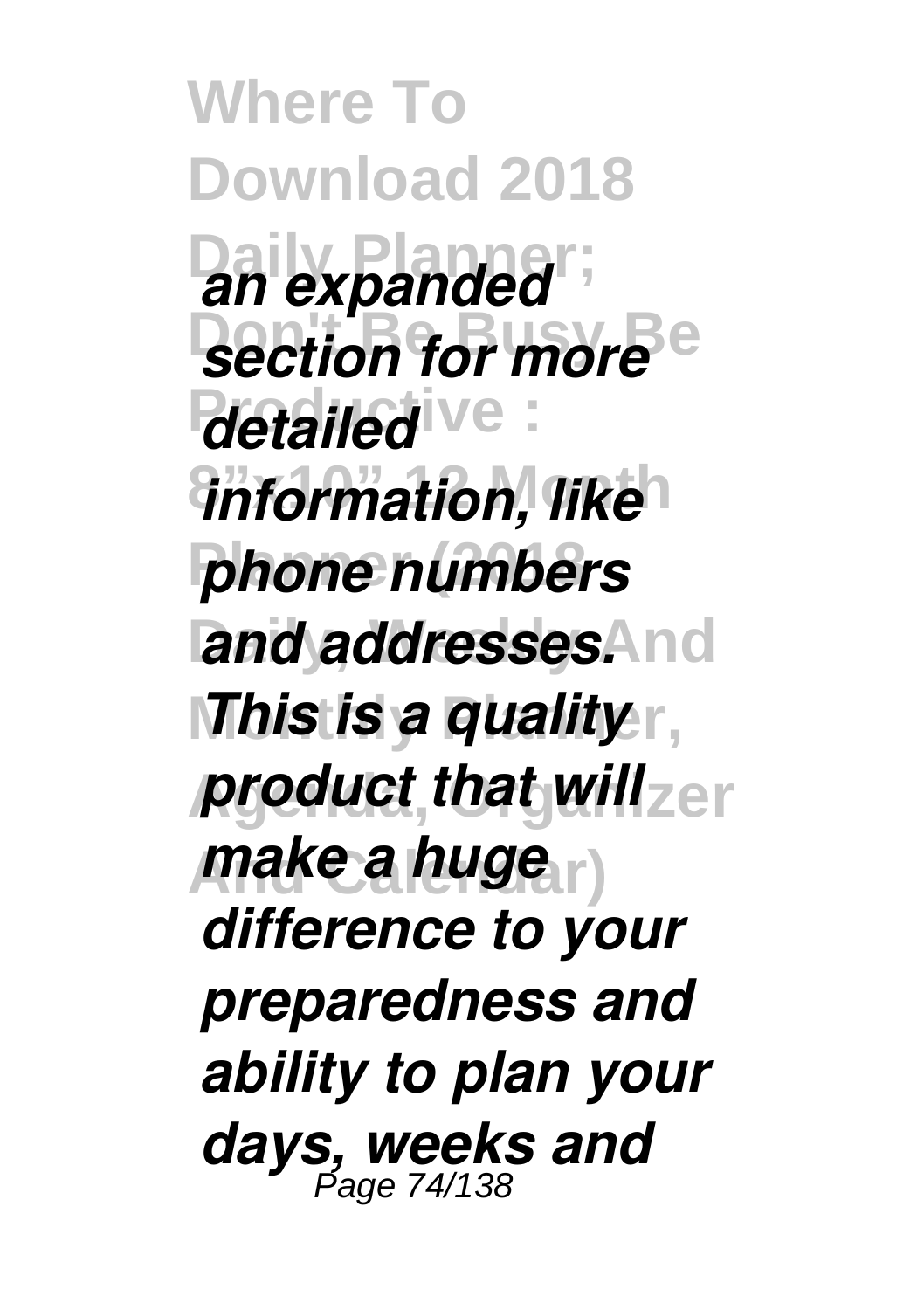*an expanded section for more detailed information, like phone numbers and addresses. This is a quality product that will make a huge difference to your preparedness and ability to plan your days, weeks and*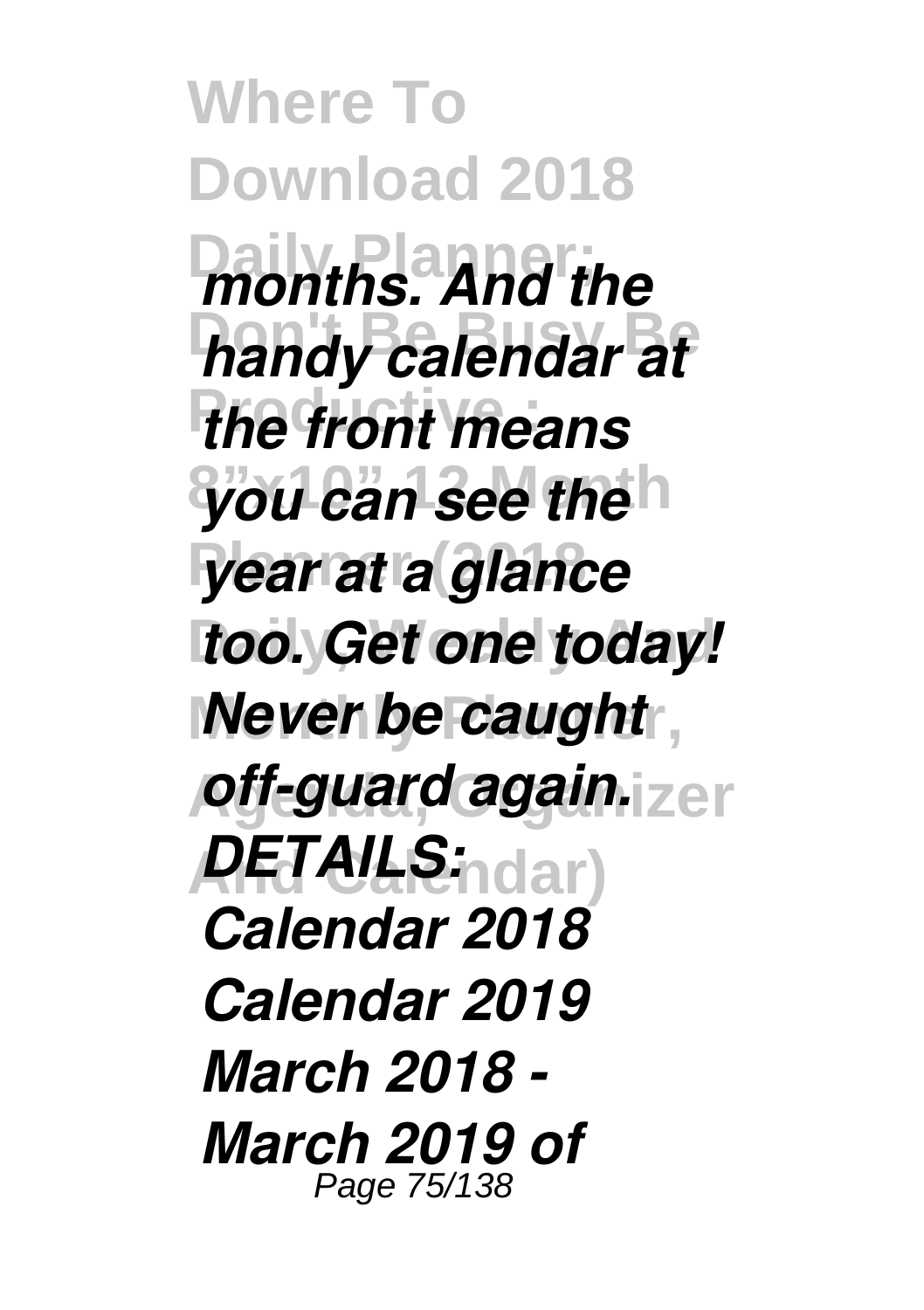*months. And the handy calendar at the front means you can see the year at a glance too. Get one today! Never be caught off-guard again. DETAILS: Calendar 2018 Calendar 2019 March 2018 - March 2019 of*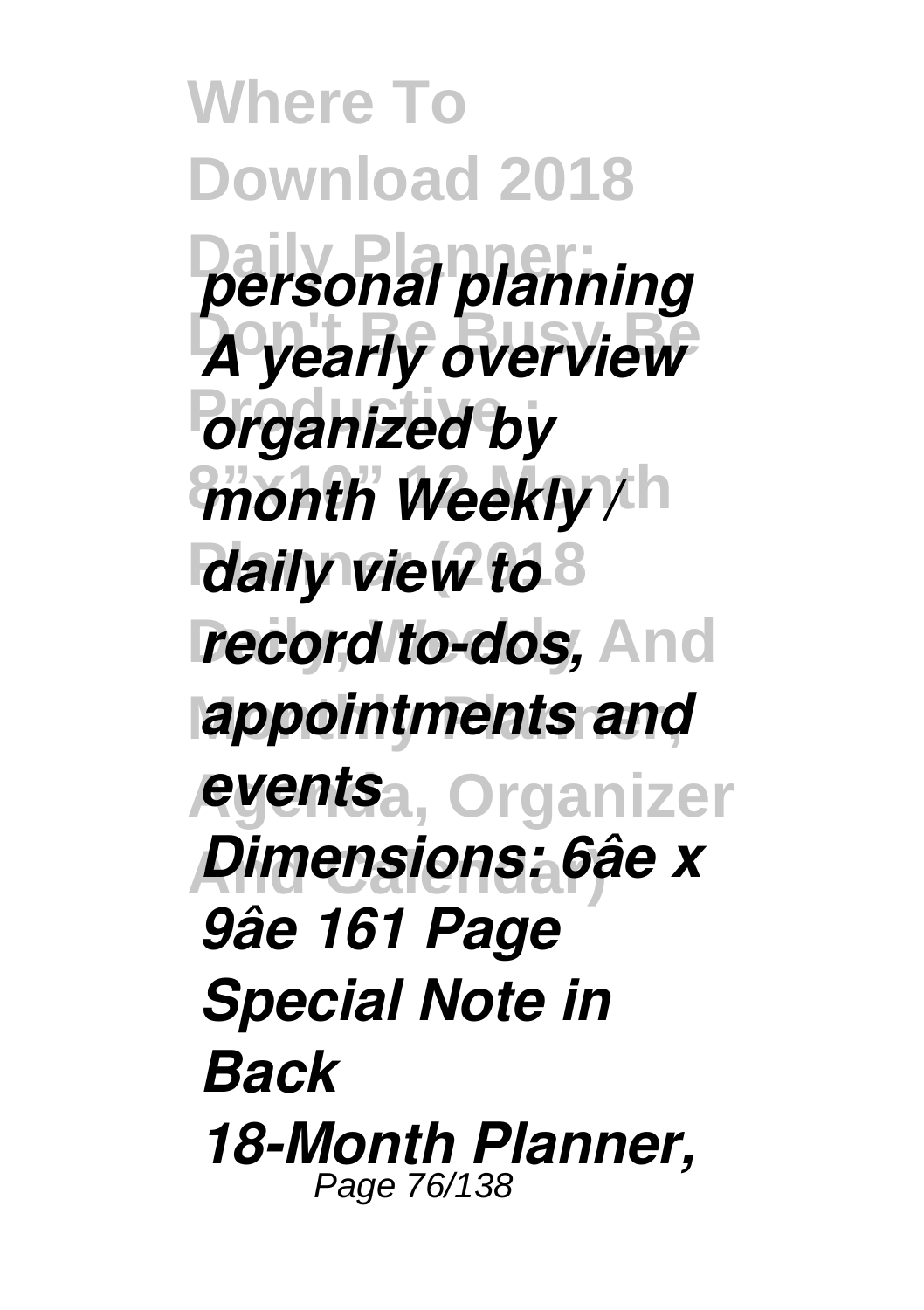*personal planning A yearly overview organized by month Weekly / daily view to record to-dos, appointments and events Dimensions: 6âe x 9âe 161 Page Special Note in Back 18-Month Planner,*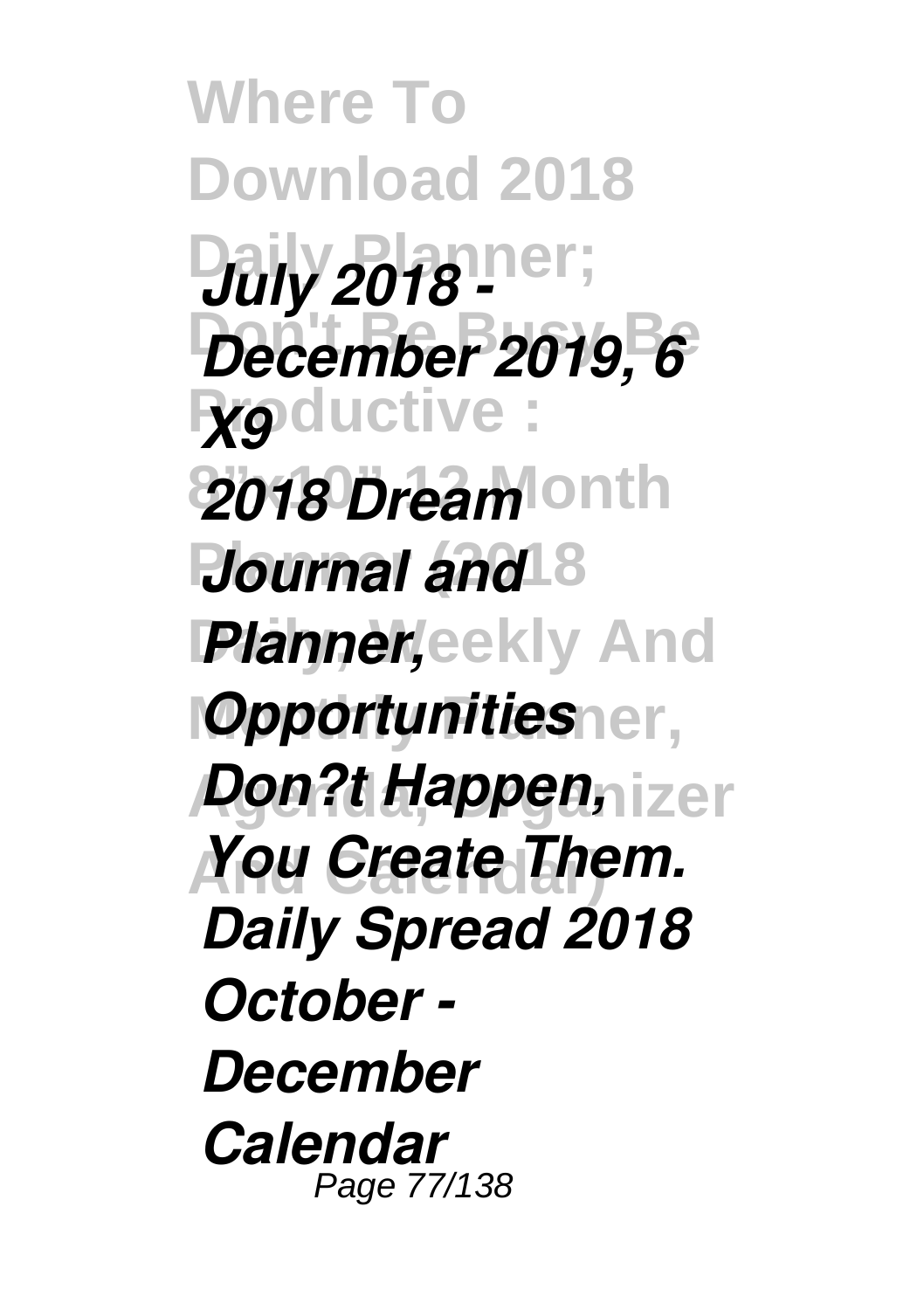*July 2018 - December 2019, 6 X9*

*2018 Dream Journal and Planner, Opportunities Don?t Happen, You Create Them.*

*Daily Spread 2018 October - December Calendar*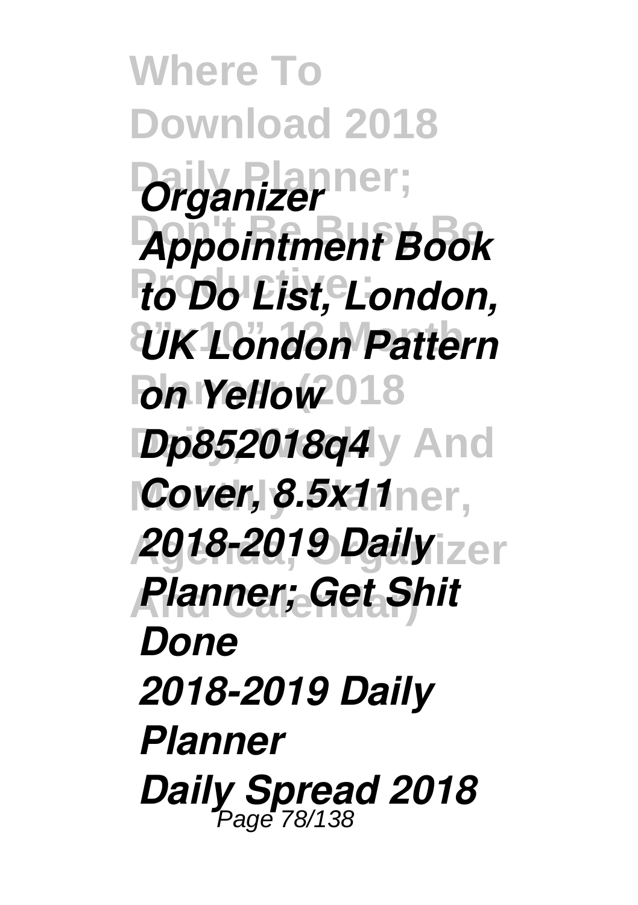*Organizer Appointment Book to Do List, London, UK London Pattern on Yellow*

*Dp852018q4 Cover, 8.5x11*

*2018-2019 Daily Planner; Get Shit Done*

*2018-2019 Daily Planner*

*Daily Spread 2018*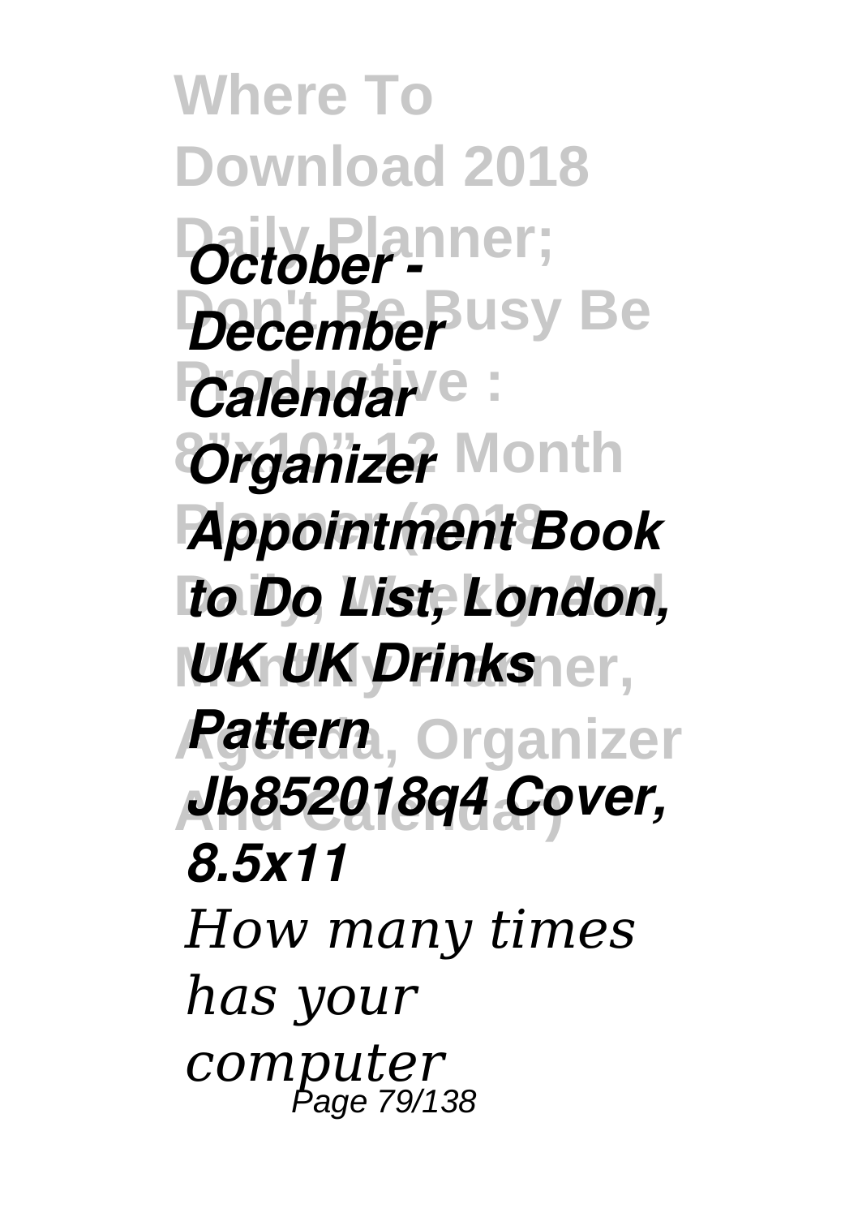***October - December Calendar Organizer Appointment Book to Do List, London, UK UK Drinks Pattern Jb852018q4 Cover, 8.5x11***

*How many times has your computer*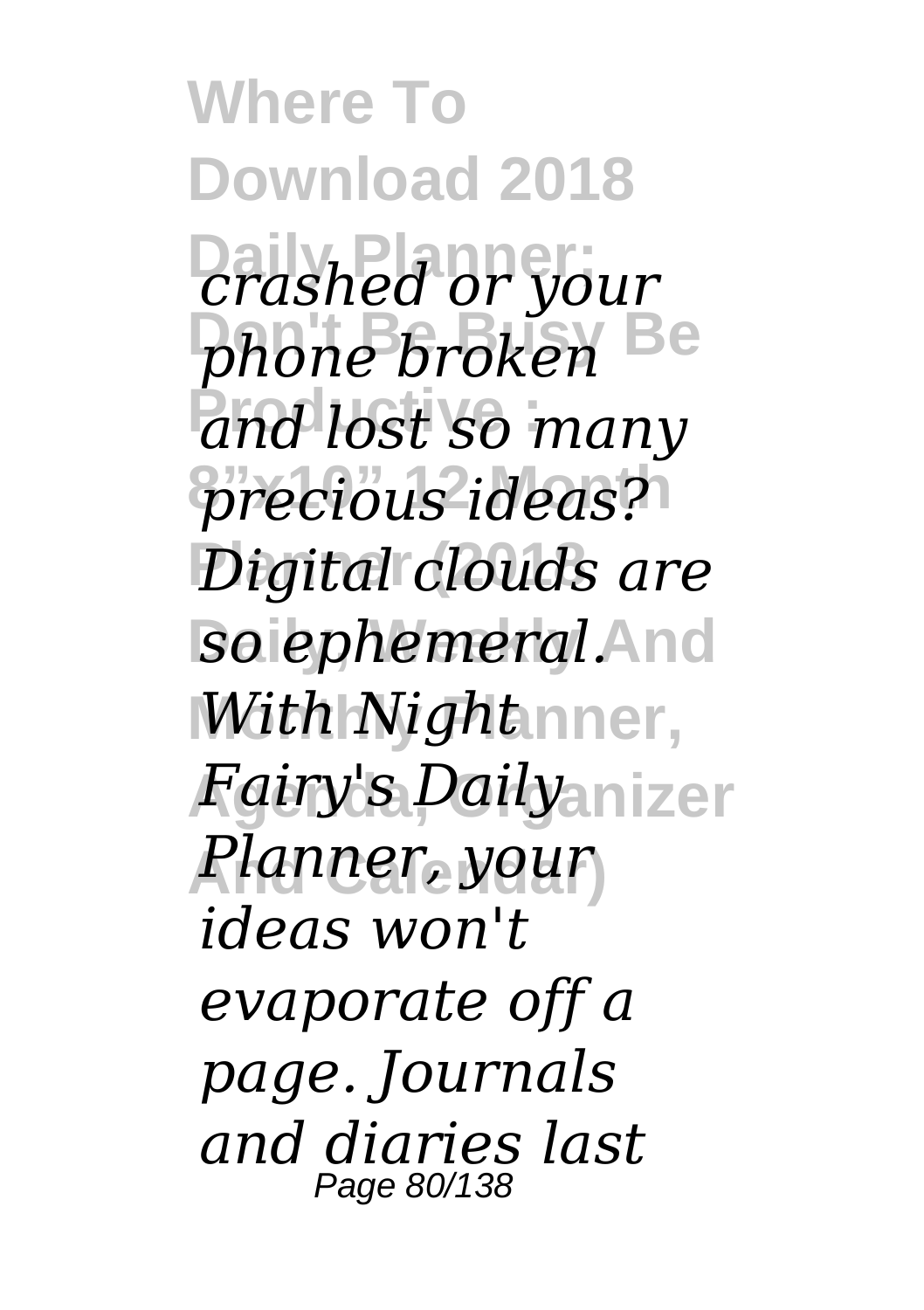*crashed or your phone broken and lost so many precious ideas? Digital clouds are so ephemeral. With Night Fairy's Daily Planner, your ideas won't evaporate off a page. Journals and diaries last*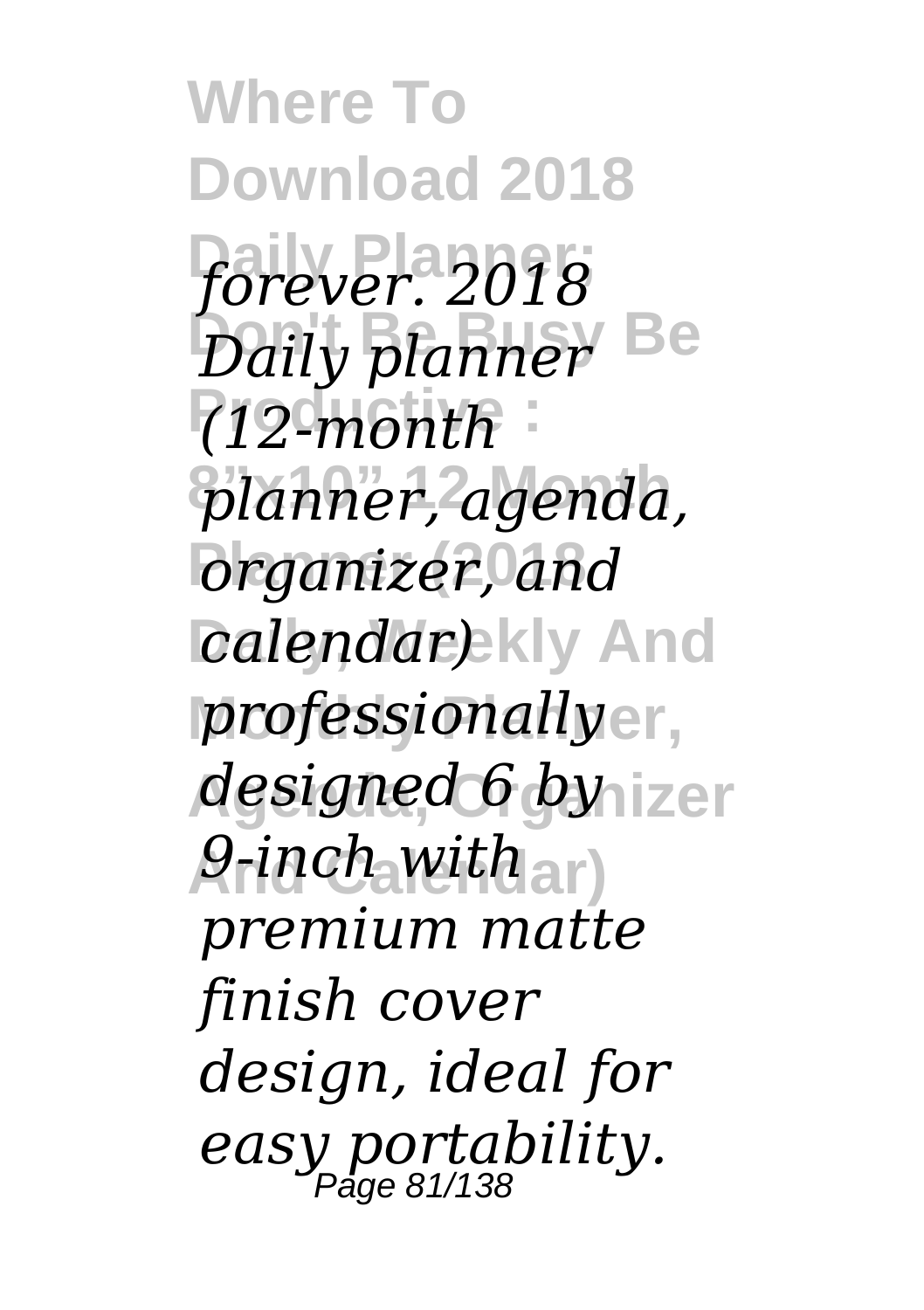*forever. 2018 Daily planner (12-month planner, agenda, organizer, and calendar) professionally designed 6 by 9-inch with premium matte finish cover design, ideal for easy portability.*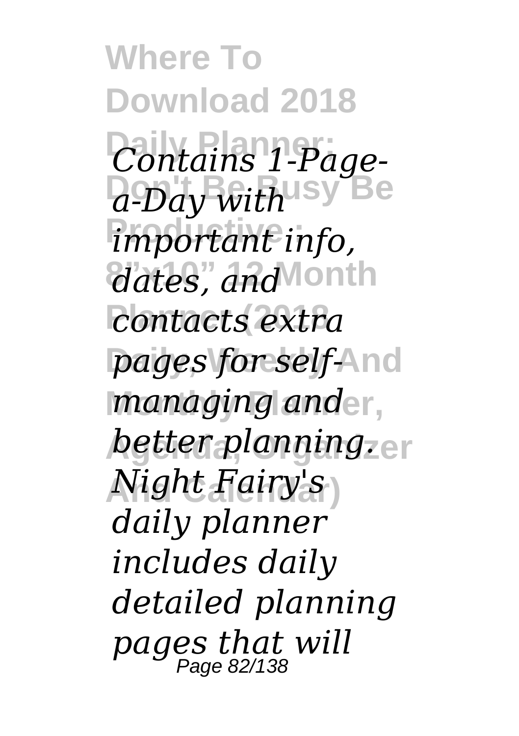*Contains 1-Page-a-Day with important info, dates, and contacts extra pages for self-managing and better planning. Night Fairy's daily planner includes daily detailed planning pages that will*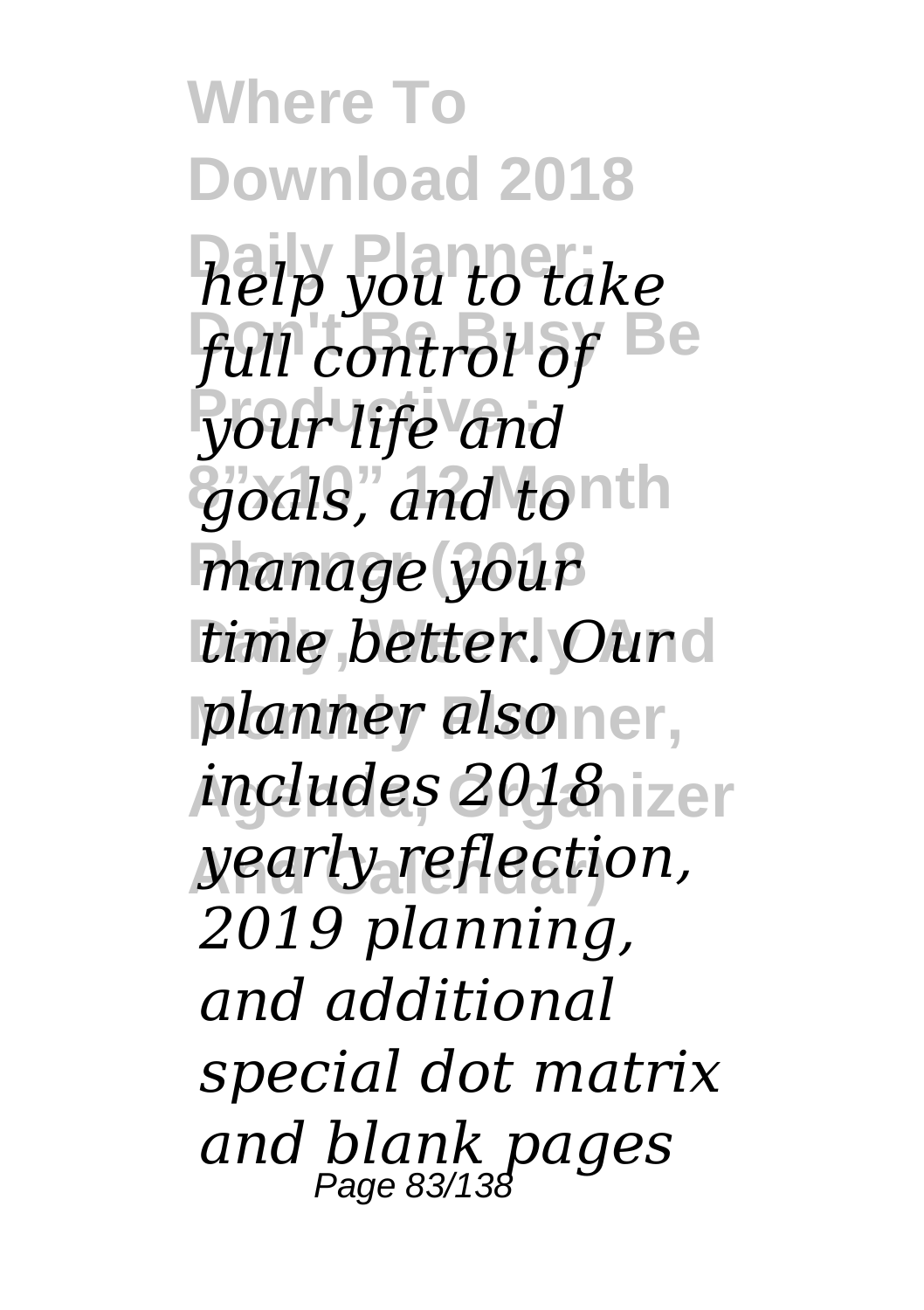*help you to take full control of your life and goals, and to manage your time better. Our planner also includes 2018 yearly reflection, 2019 planning, and additional special dot matrix and blank pages*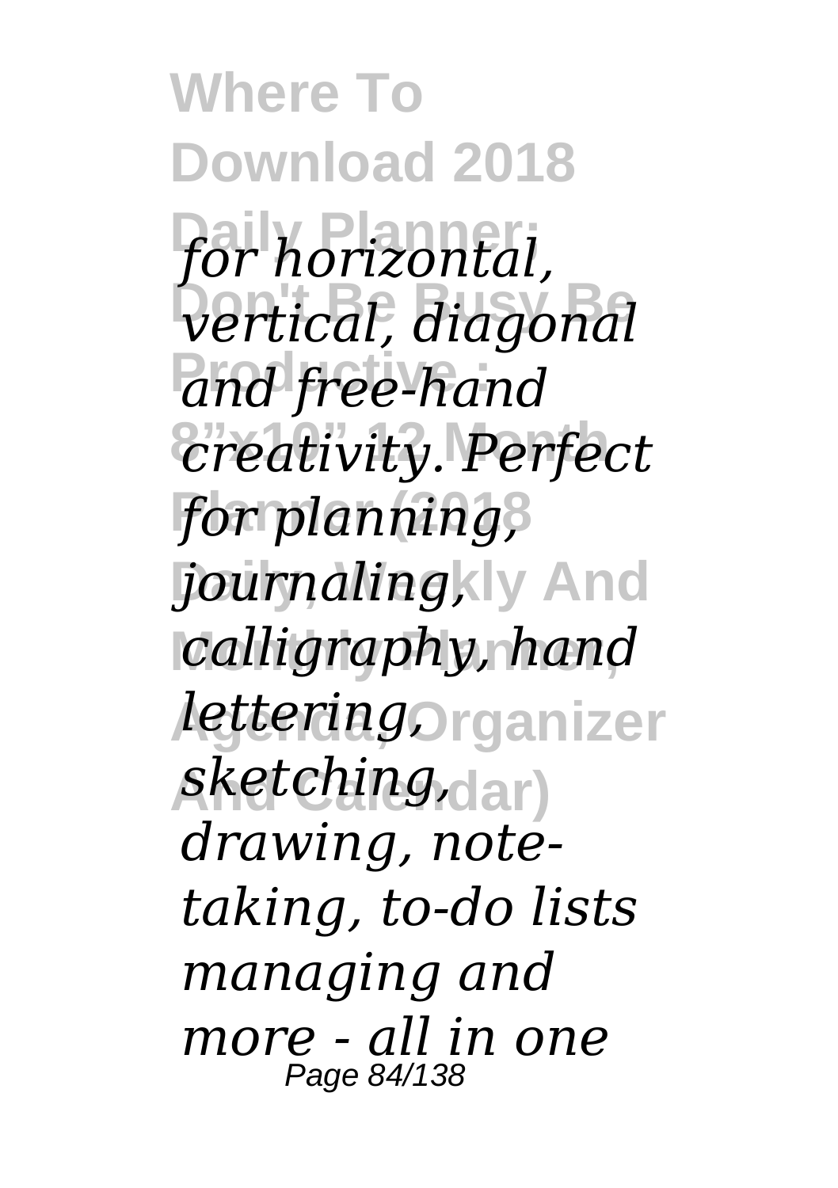*for horizontal, vertical, diagonal and free-hand creativity. Perfect for planning, journaling, calligraphy, hand lettering, sketching, drawing, note-taking, to-do lists managing and more - all in one*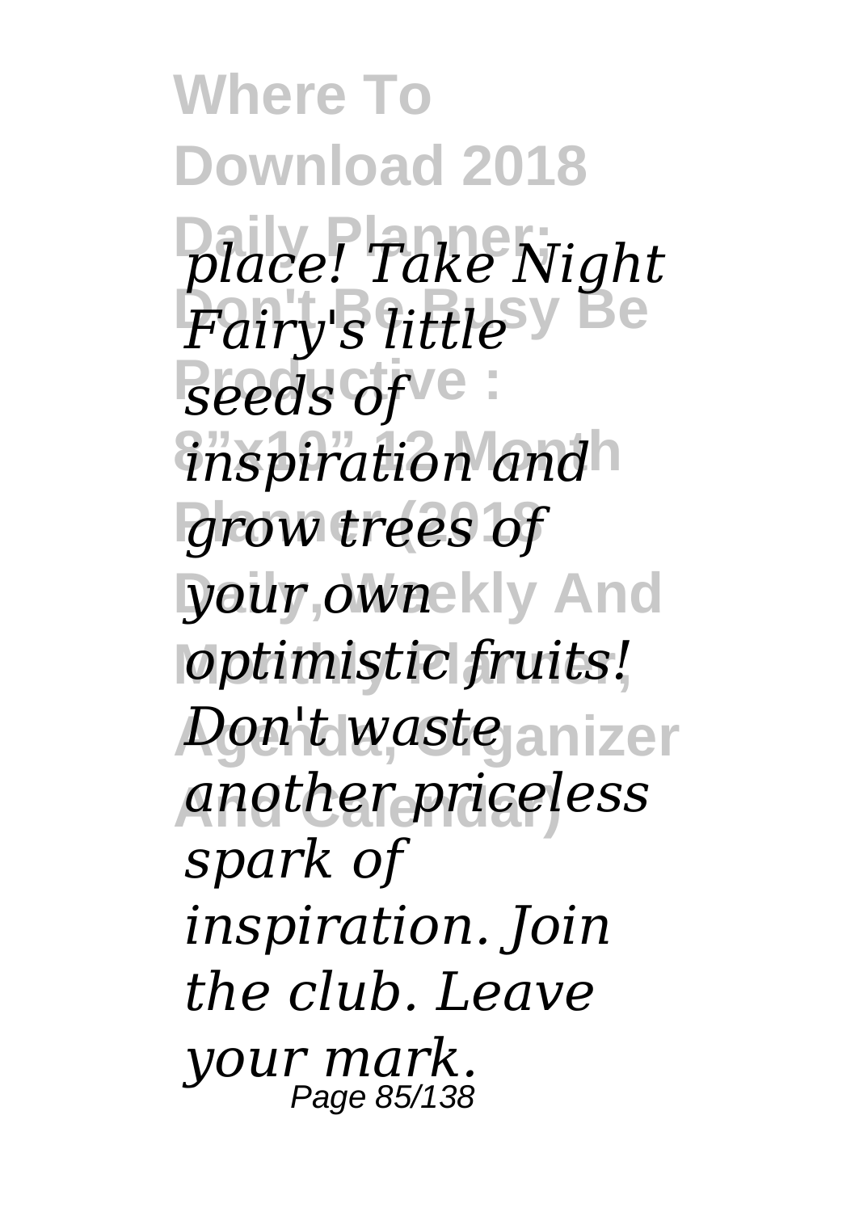*place! Take Night Fairy's little seeds of inspiration and grow trees of your own optimistic fruits! Don't waste another priceless spark of inspiration. Join the club. Leave your mark.*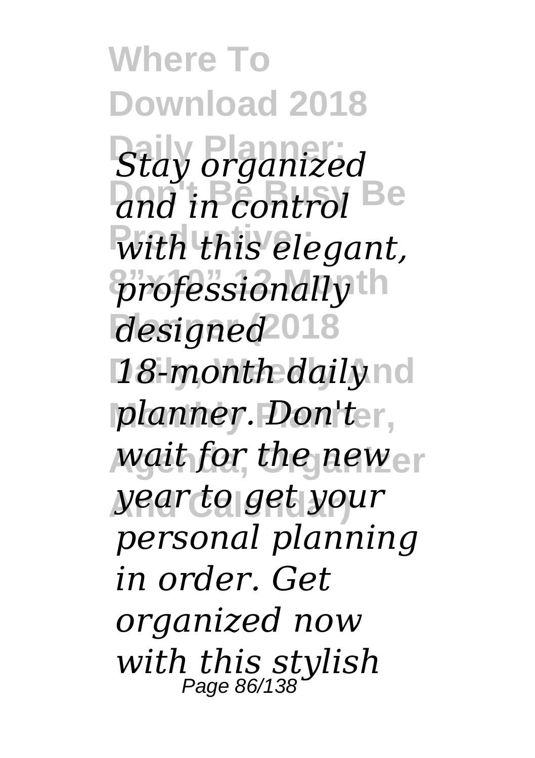*Stay organized and in control with this elegant, professionally designed 18-month daily planner. Don't wait for the new year to get your personal planning in order. Get organized now with this stylish*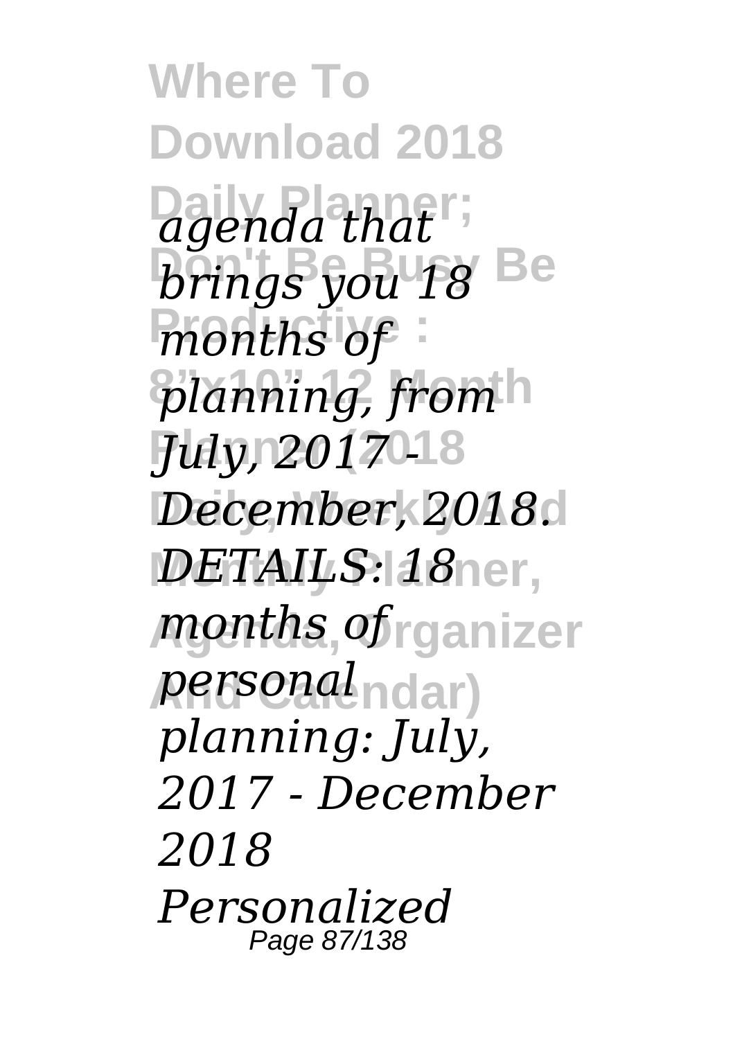*agenda that brings you 18 months of planning, from July, 2017 - December, 2018. DETAILS: 18 months of personal planning: July, 2017 - December 2018 Personalized*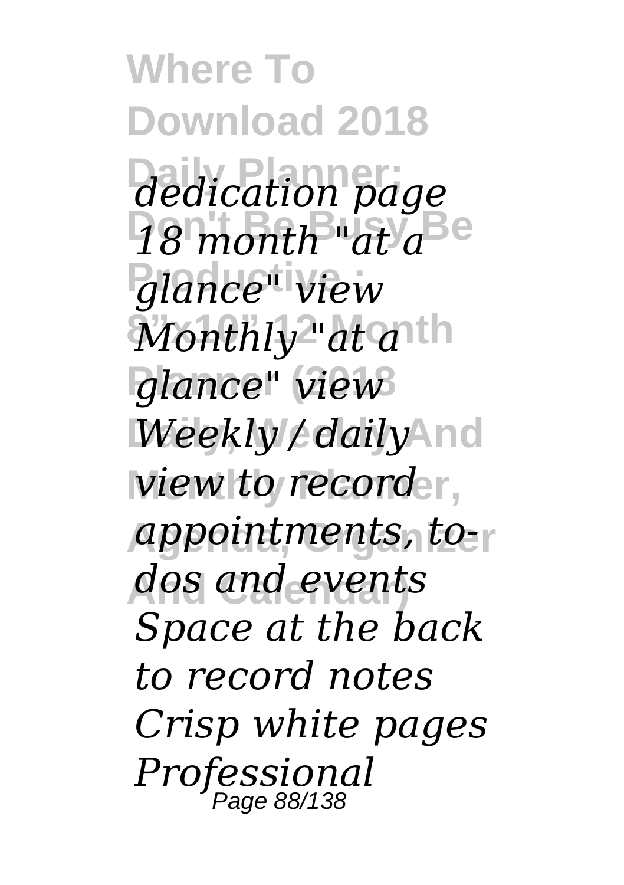*dedication page 18 month "at a glance" view Monthly "at a glance" view Weekly / daily view to record appointments, to-dos and events Space at the back to record notes Crisp white pages Professional*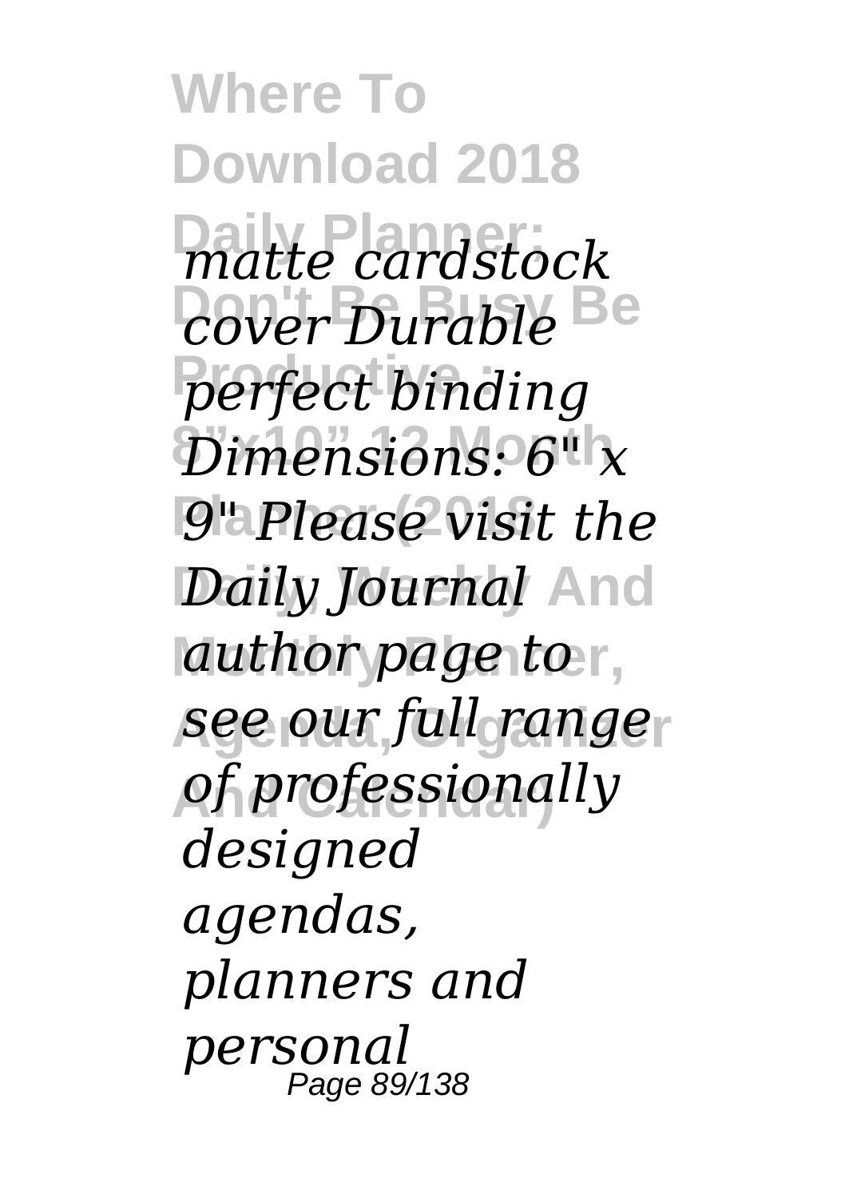*matte cardstock cover Durable perfect binding Dimensions: 6" x 9" Please visit the Daily Journal author page to see our full range of professionally designed agendas, planners and personal*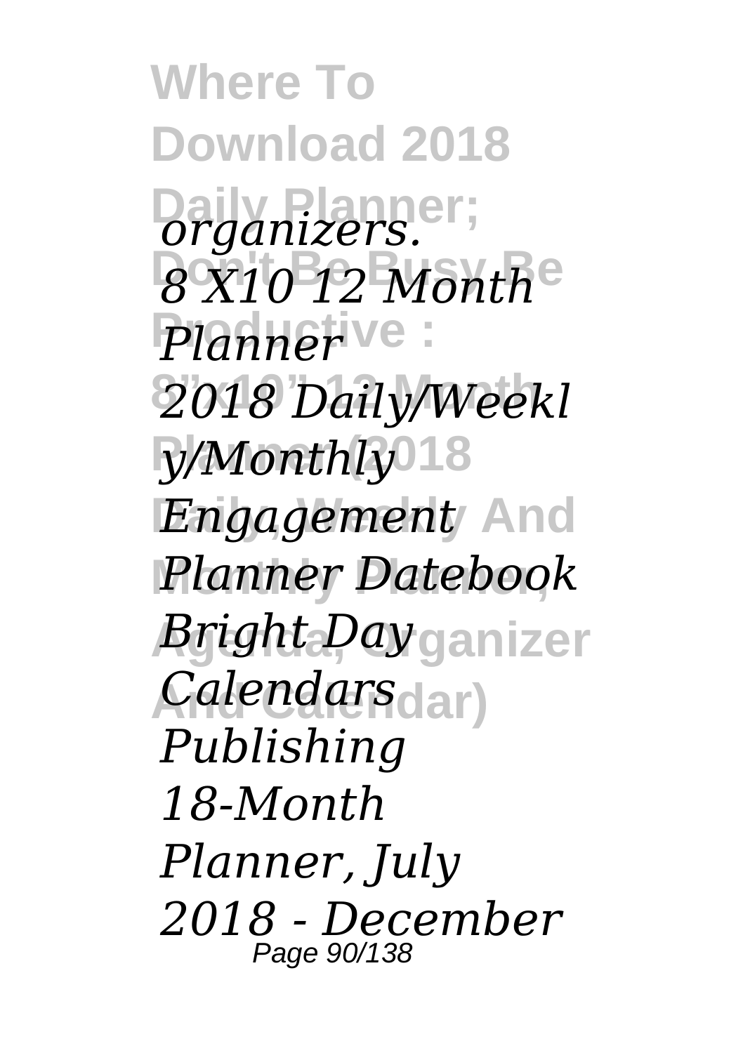*organizers.*

*8 X10 12 Month Planner*

*2018 Daily/Weekly/Monthly Engagement Planner Datebook Bright Day Calendars Publishing*

*18-Month Planner, July 2018 - December*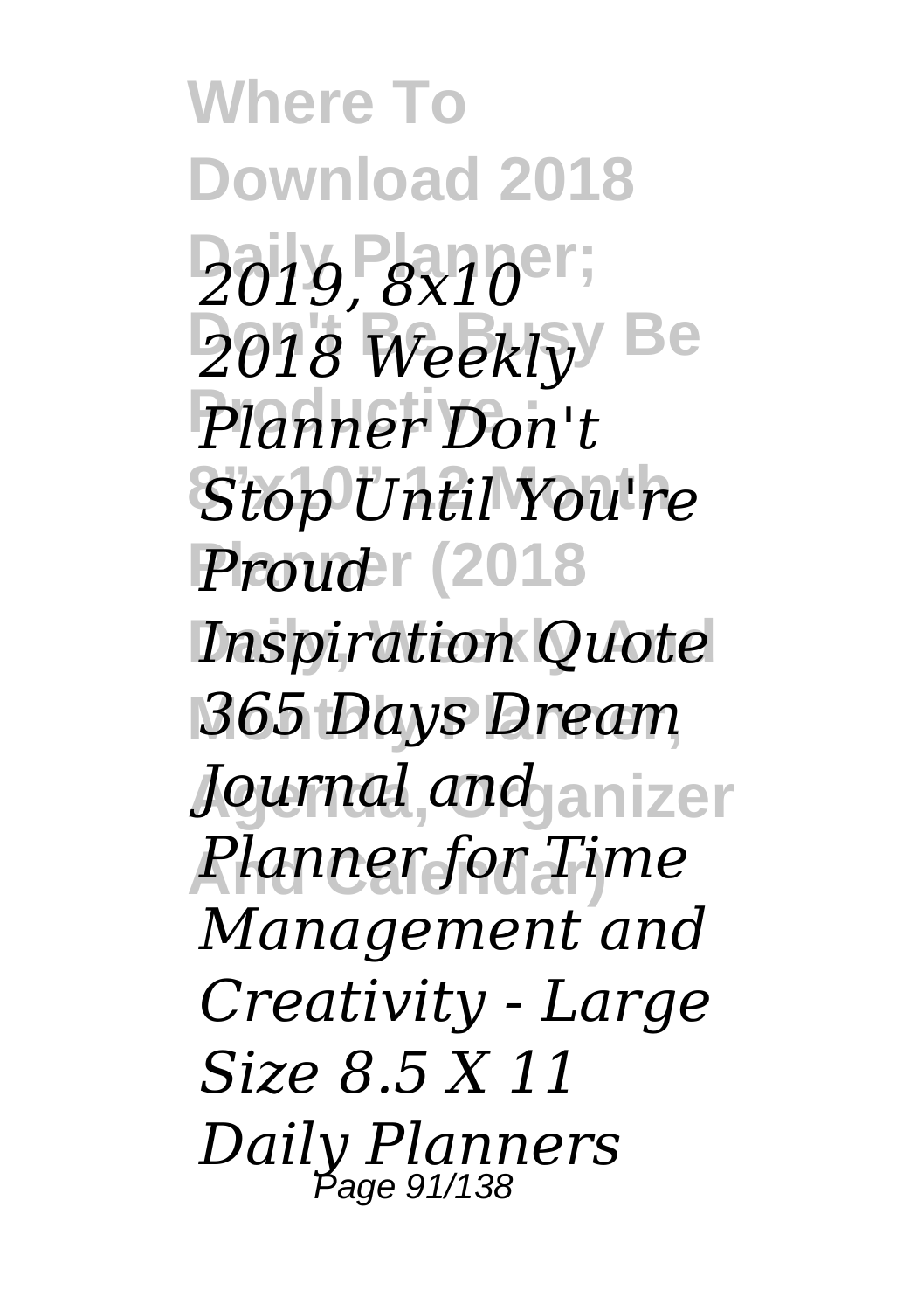*2019, 8x10 2018 Weekly Planner Don't Stop Until You're Proud Inspiration Quote 365 Days Dream Journal and Planner for Time Management and Creativity - Large Size 8.5 X 11 Daily Planners*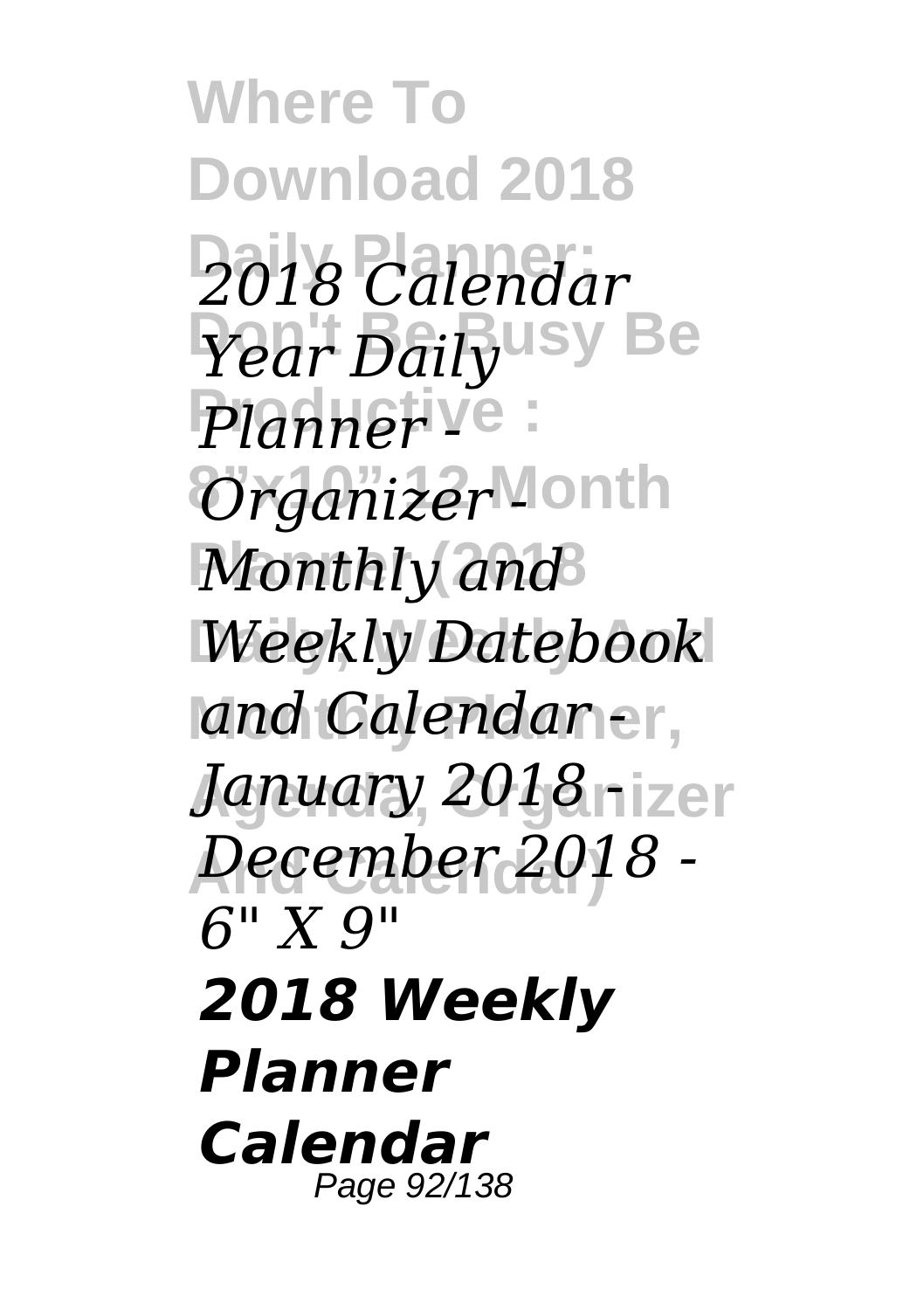*2018 Calendar Year Daily Planner - Organizer - Monthly and Weekly Datebook and Calendar - January 2018 - December 2018 - 6" X 9"*

***2018 Weekly Planner Calendar***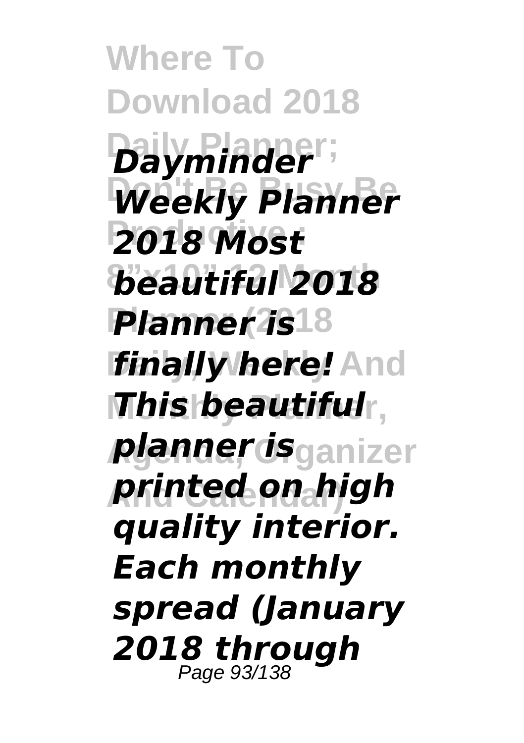*Dayminder Weekly Planner 2018 Most beautiful 2018 Planner is finally here! This beautiful planner is printed on high quality interior. Each monthly spread (January 2018 through*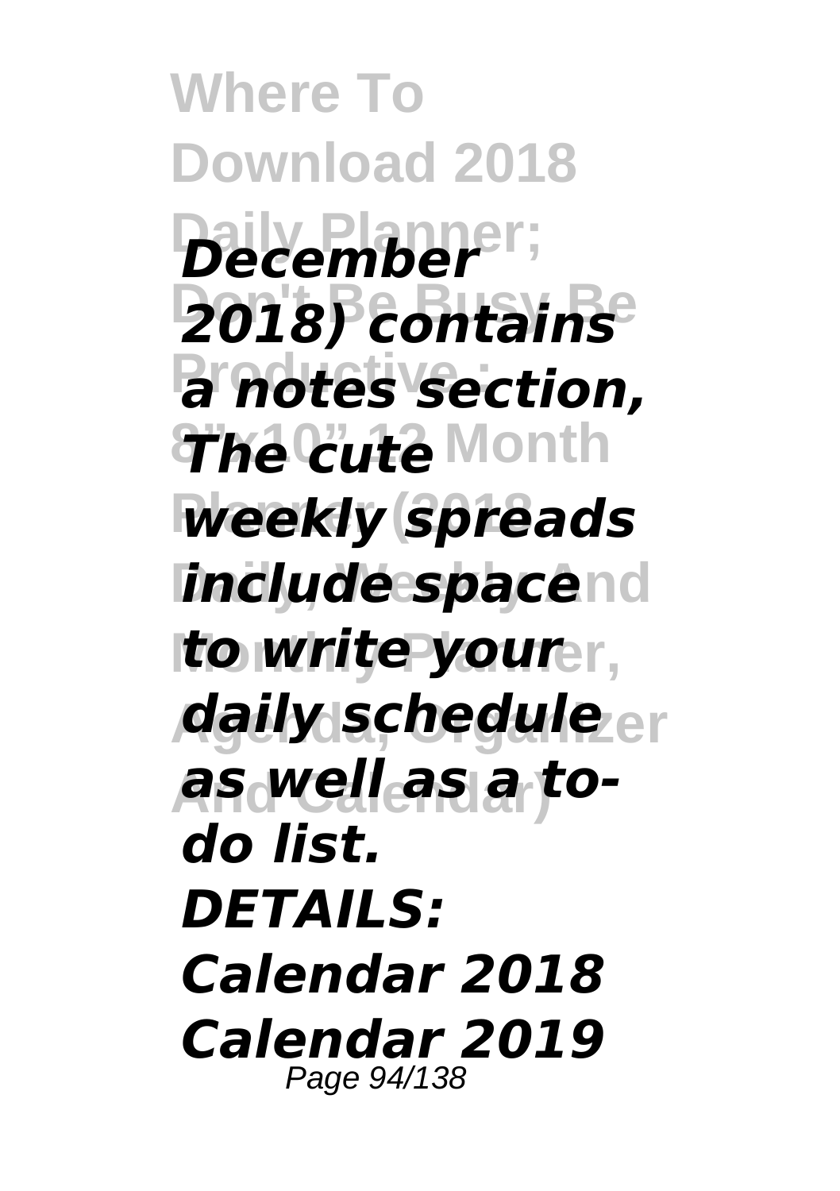*December 2018) contains a notes section, The cute weekly spreads include space to write your daily schedule as well as a to-do list. DETAILS: Calendar 2018 Calendar 2019*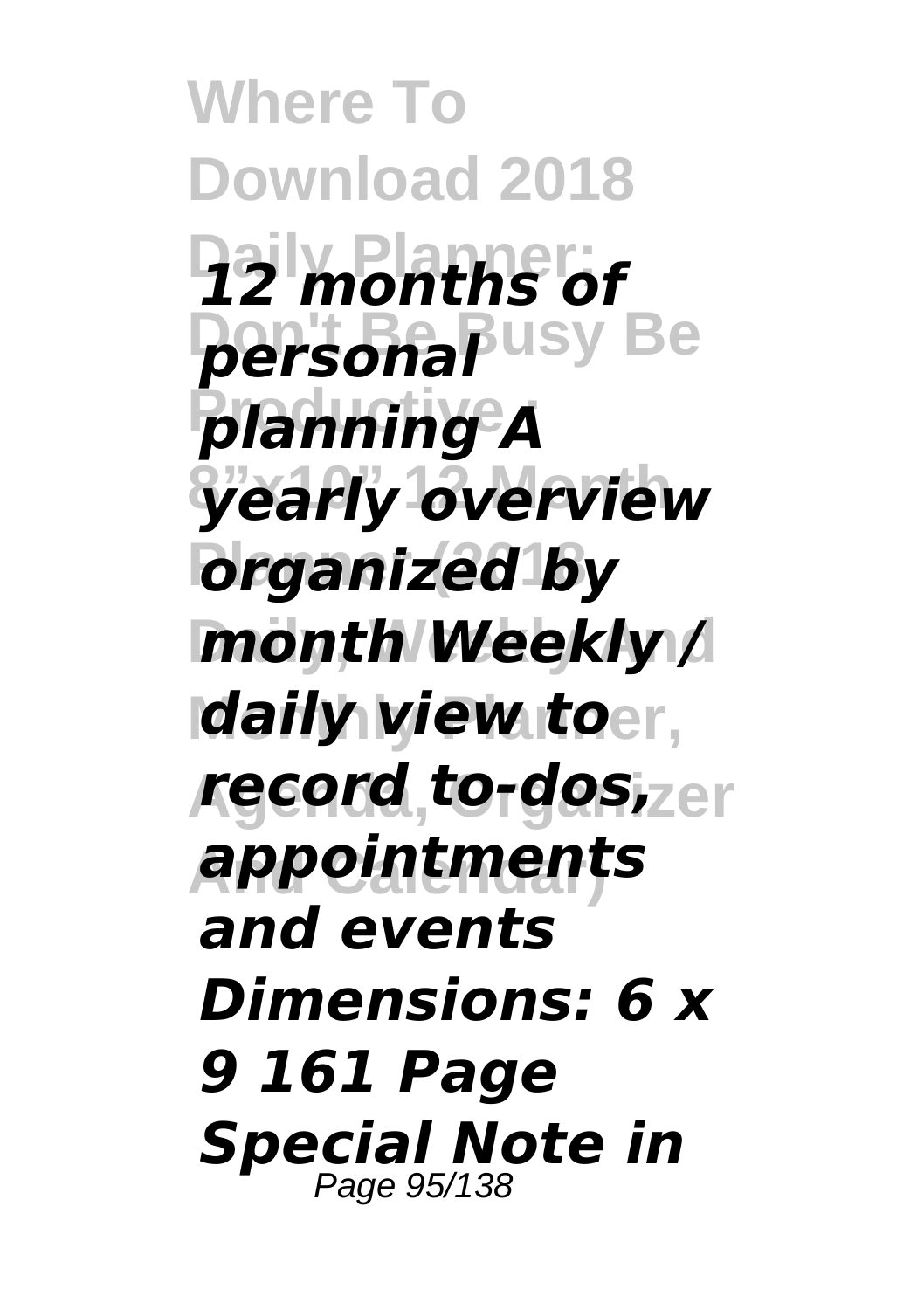*12 months of personal planning A yearly overview organized by month Weekly / daily view to record to-dos, appointments and events Dimensions: 6 x 9 161 Page Special Note in*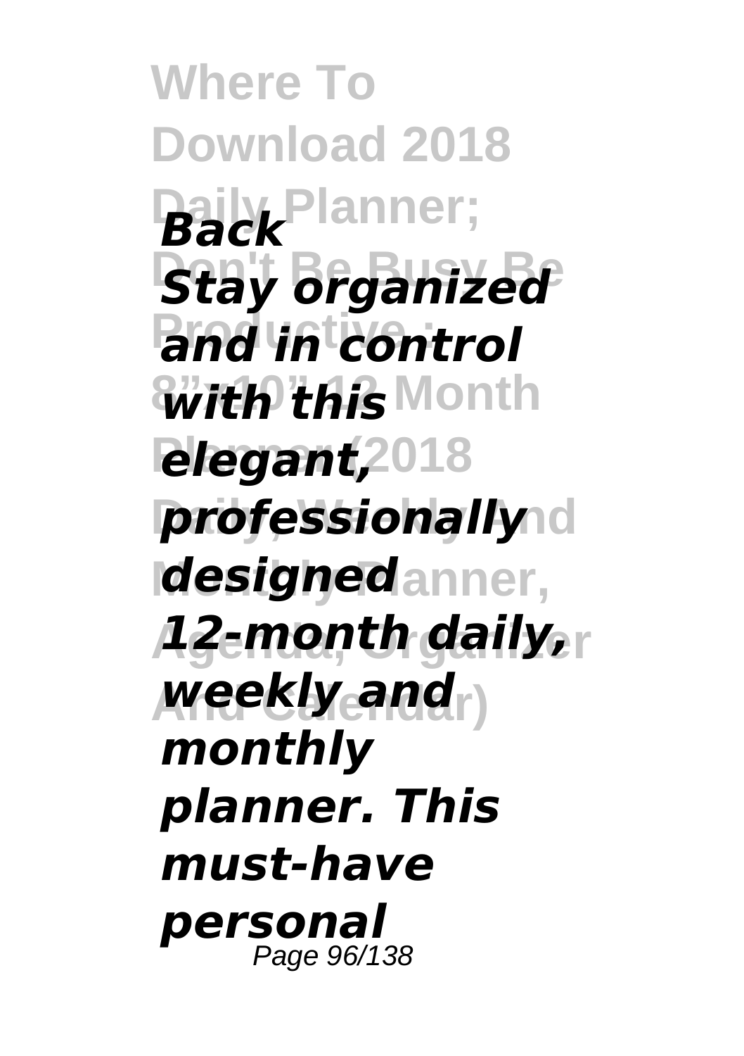***Back***

***Stay organized and in control with this elegant, professionally designed 12-month daily, weekly and monthly planner. This must-have personal***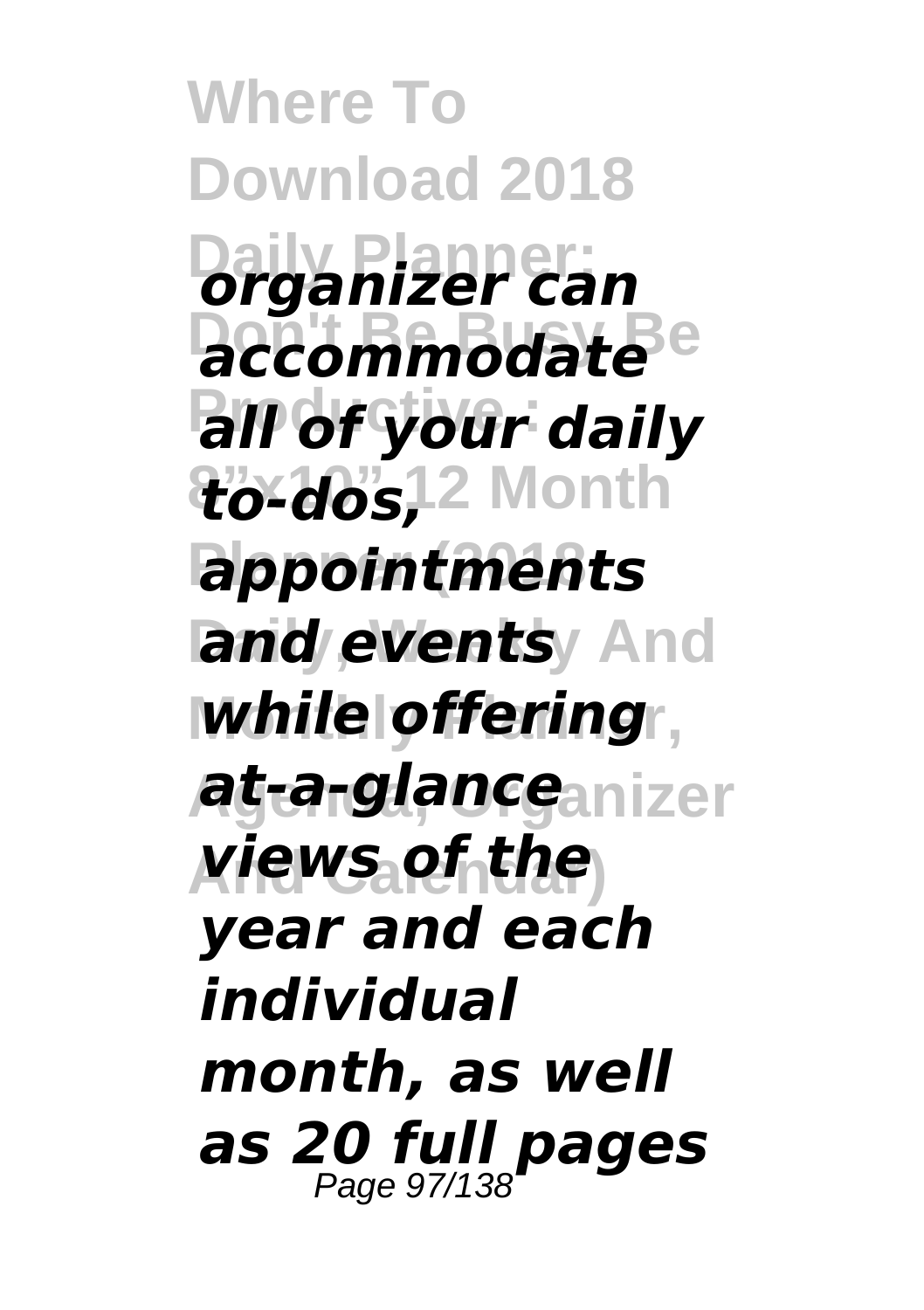*organizer can accommodate all of your daily to-dos, appointments and events while offering at-a-glance views of the year and each individual month, as well as 20 full pages*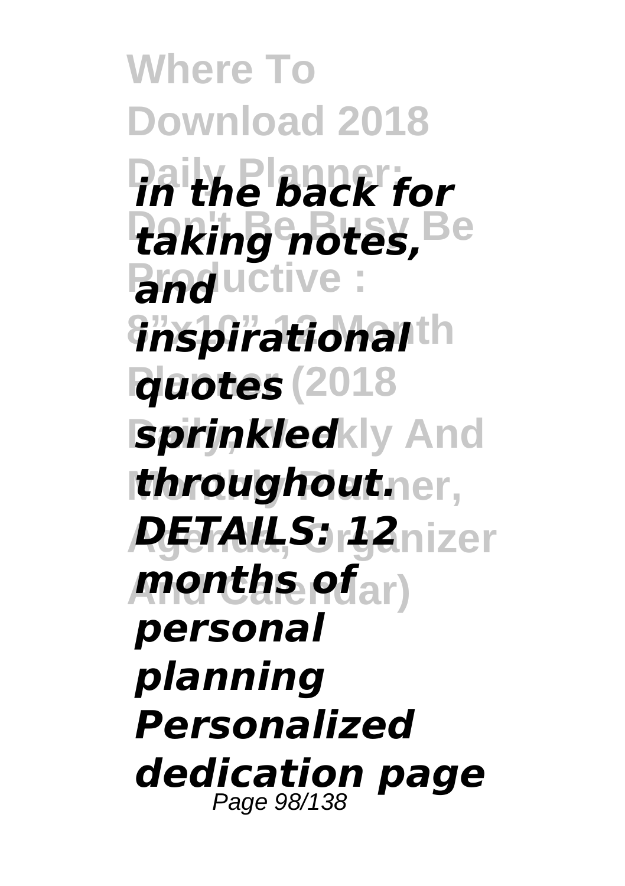*in the back for taking notes, and inspirational quotes sprinkled throughout. DETAILS: 12 months of personal planning Personalized dedication page*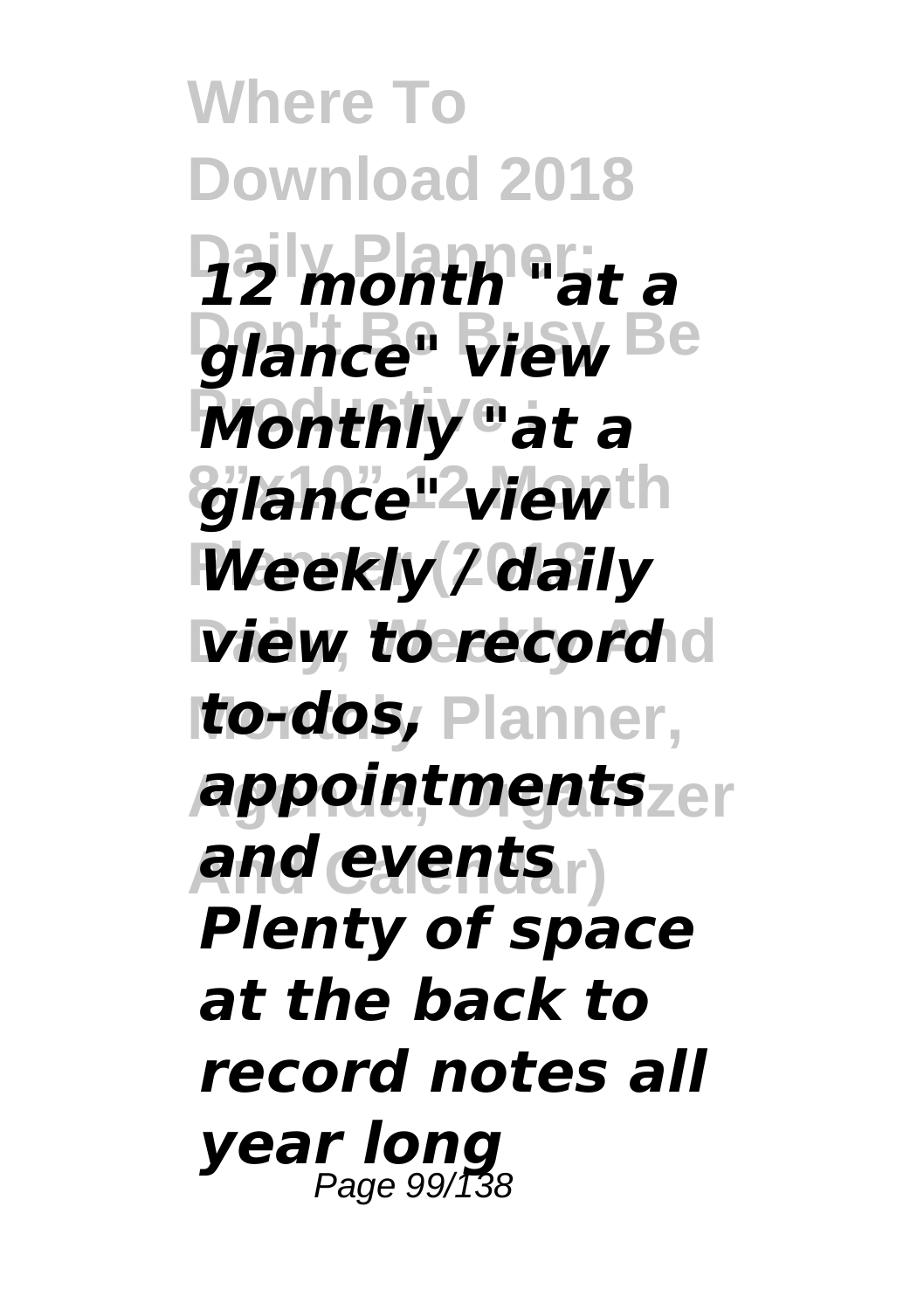*12 month "at a glance" view Monthly "at a glance" view Weekly / daily view to record to-dos, appointments and events Plenty of space at the back to record notes all year long*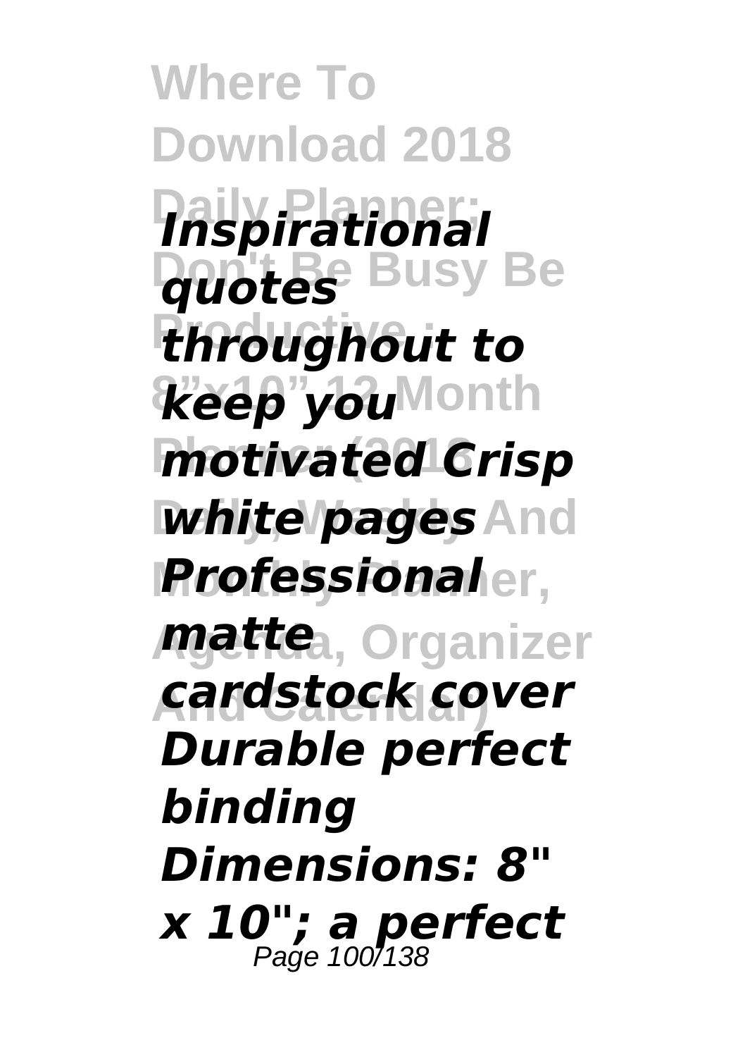*Inspirational quotes throughout to keep you motivated Crisp white pages Professional matte cardstock cover Durable perfect binding Dimensions: 8" x 10"; a perfect*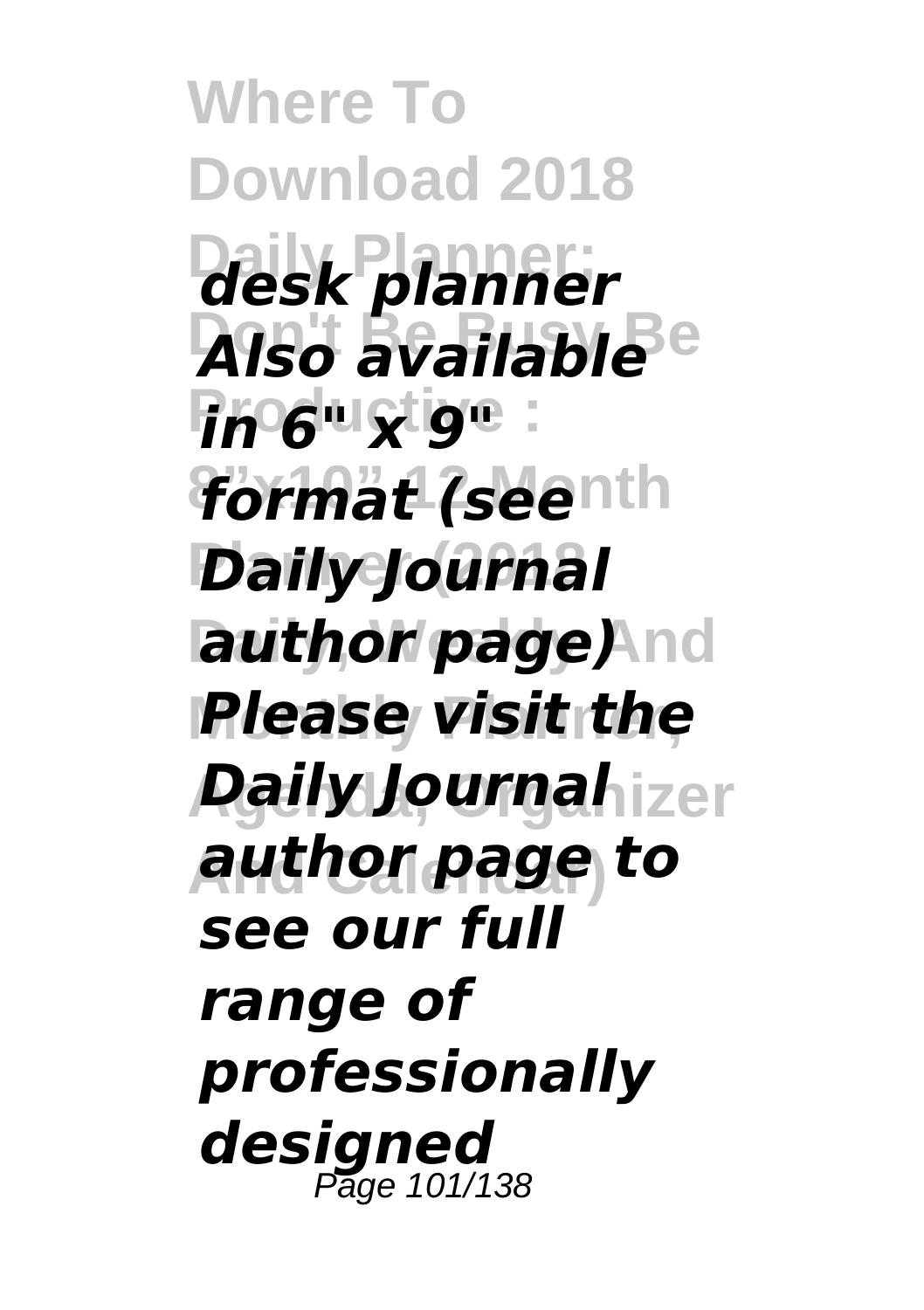*desk planner Also available in 6" x 9" format (see Daily Journal author page) Please visit the Daily Journal author page to see our full range of professionally designed*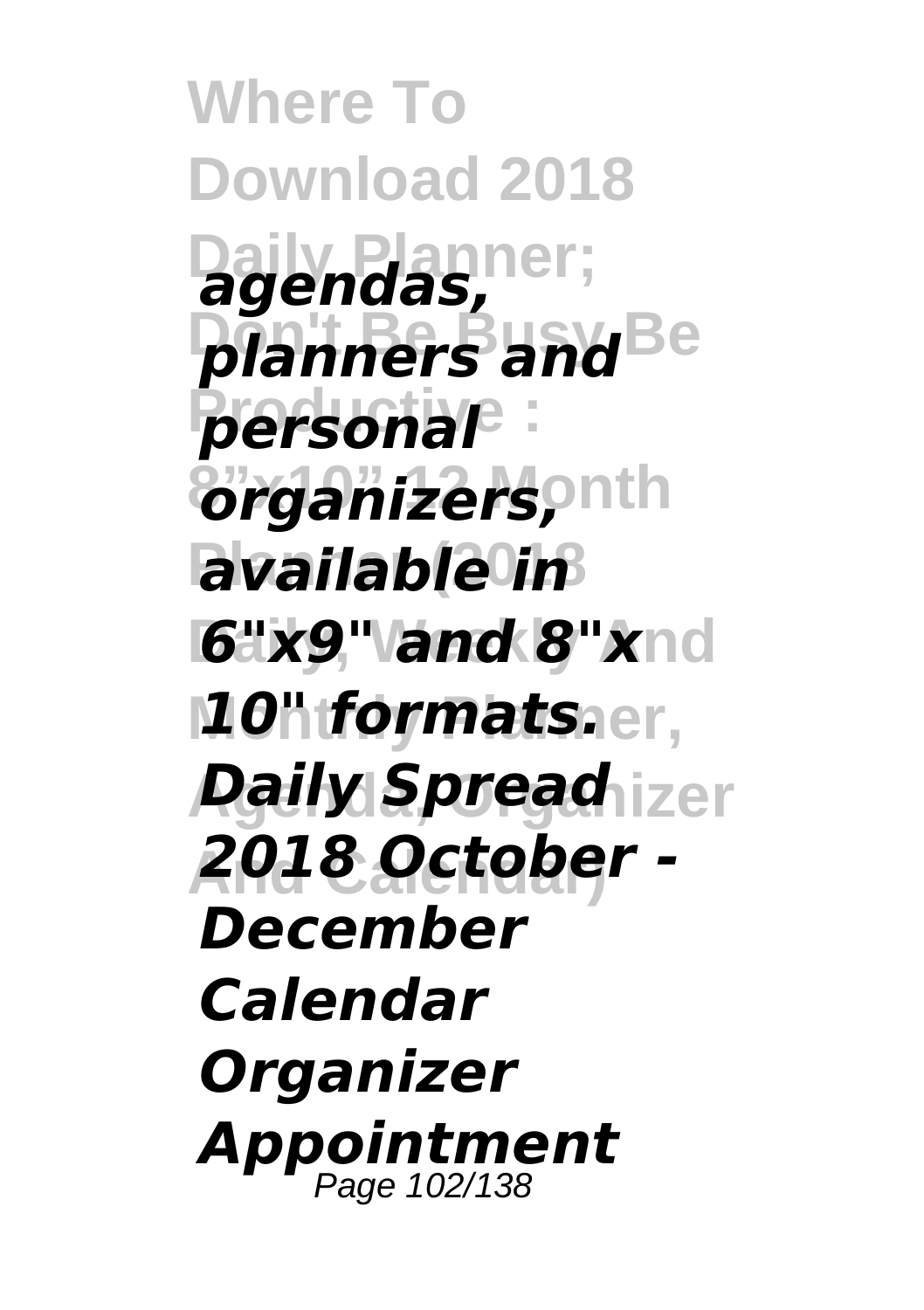*agendas, planners and personal organizers, available in 6"x9" and 8"x 10" formats.*

*Daily Spread 2018 October - December Calendar Organizer Appointment*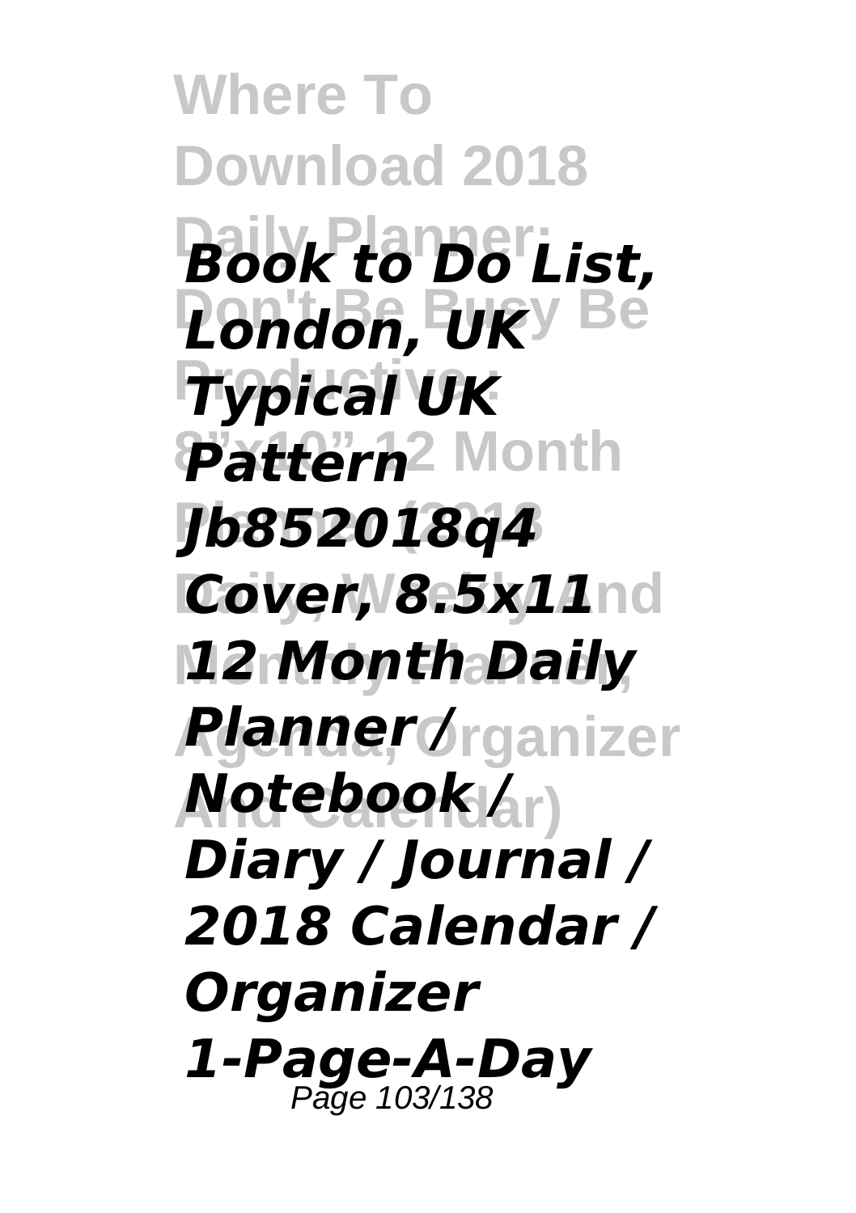*Book to Do List, London, UK Typical UK Pattern Jb852018q4 Cover, 8.5x11 12 Month Daily Planner / Notebook / Diary / Journal / 2018 Calendar / Organizer 1-Page-A-Day*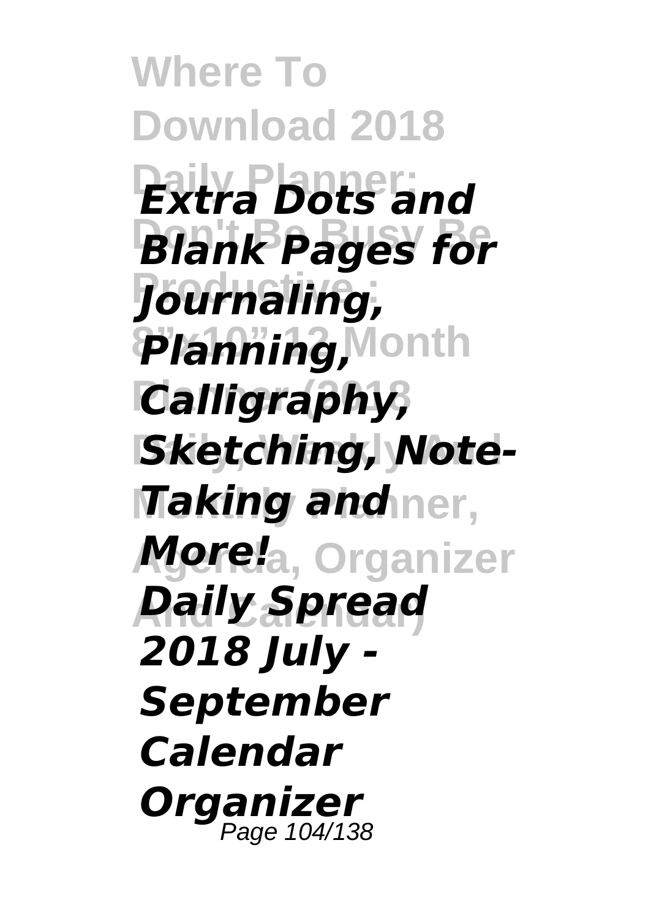*Extra Dots and Blank Pages for Journaling, Planning, Calligraphy, Sketching, Note-Taking and More!*

*Daily Spread 2018 July - September Calendar Organizer*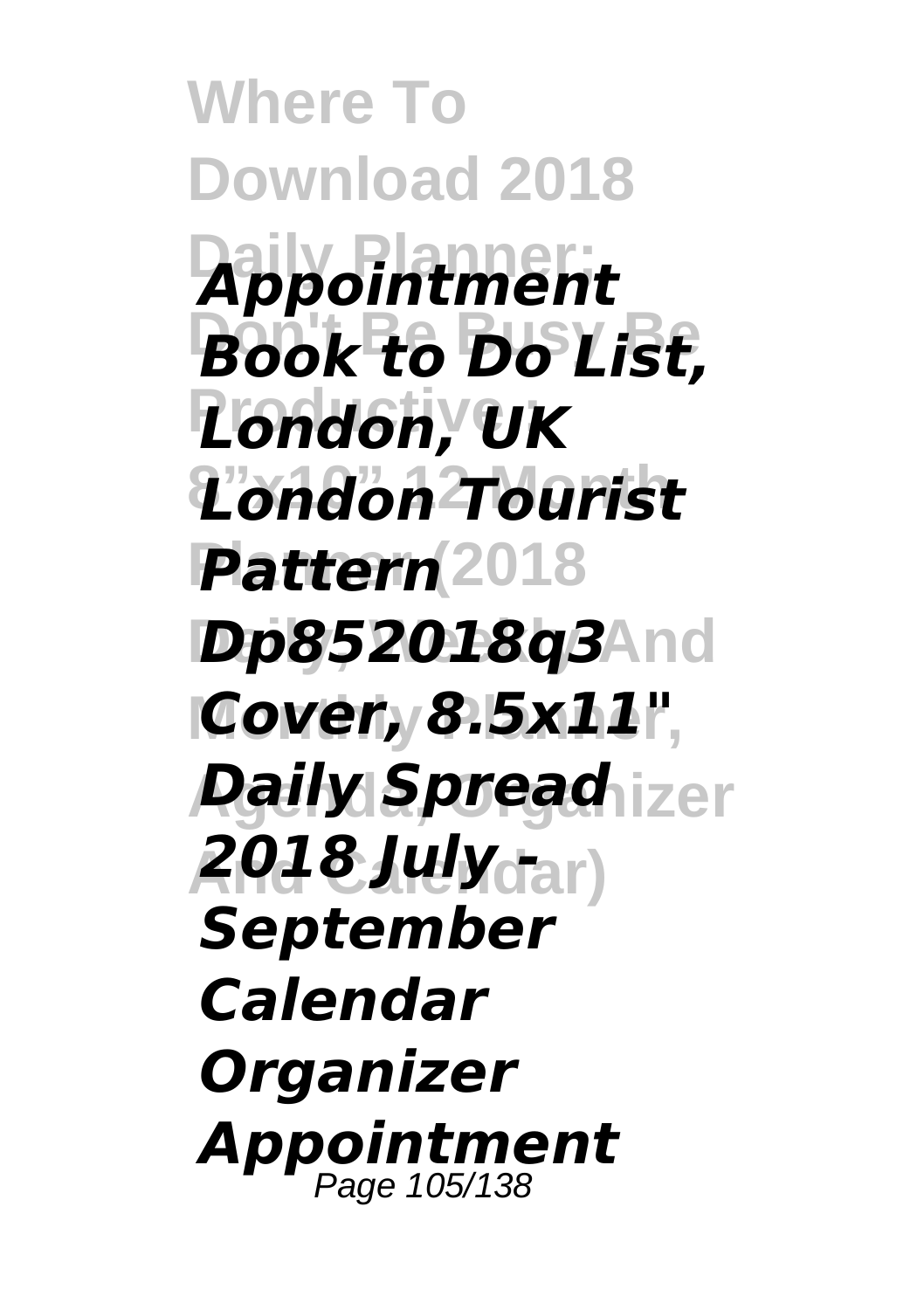*Appointment Book to Do List, London, UK London Tourist Pattern Dp852018q3 Cover, 8.5x11", Daily Spread 2018 July - September Calendar Organizer Appointment*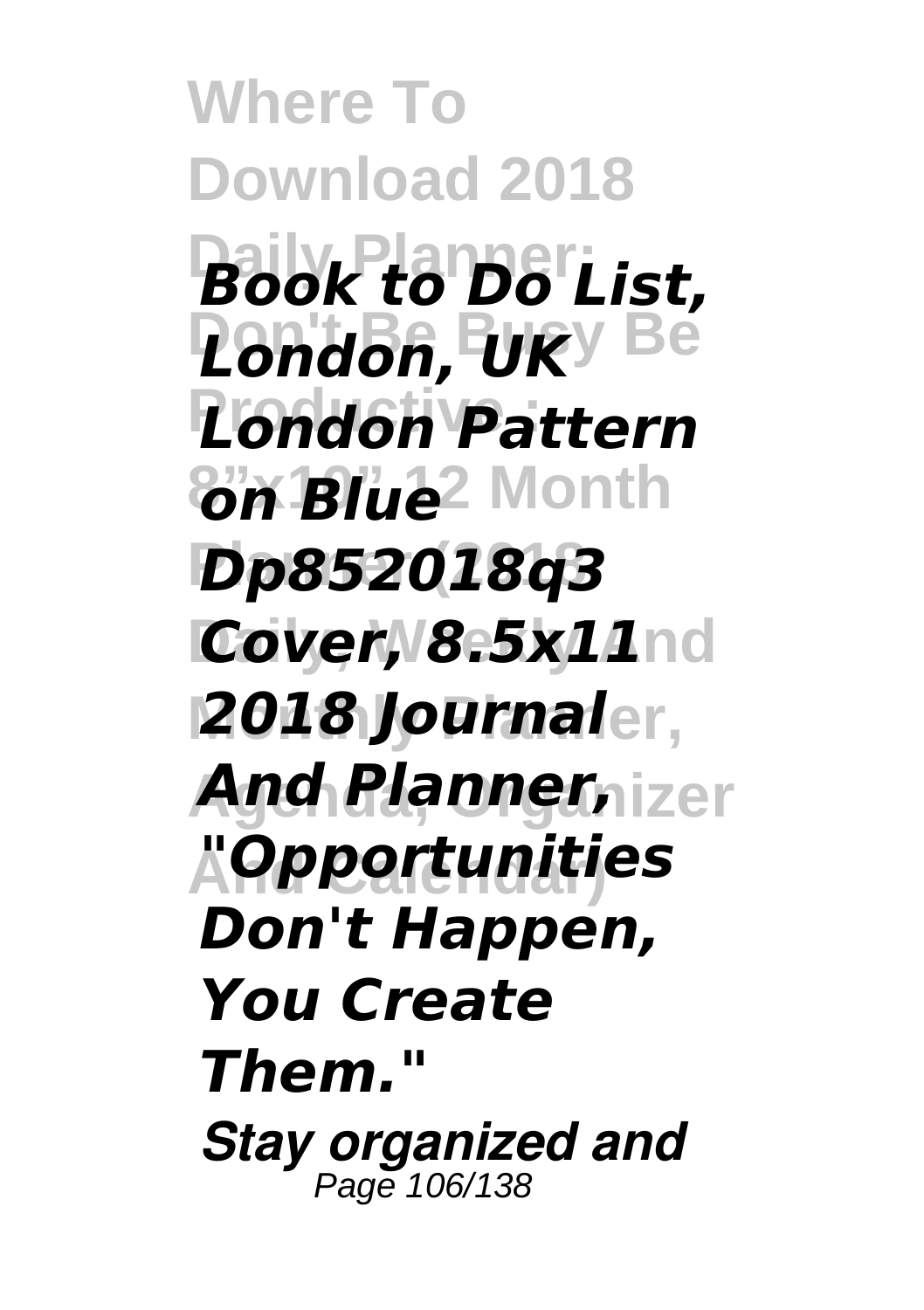*Book to Do List, London, UK London Pattern on Blue Dp852018q3 Cover, 8.5x11 2018 Journal And Planner, "Opportunities Don't Happen, You Create Them."*

*Stay organized and*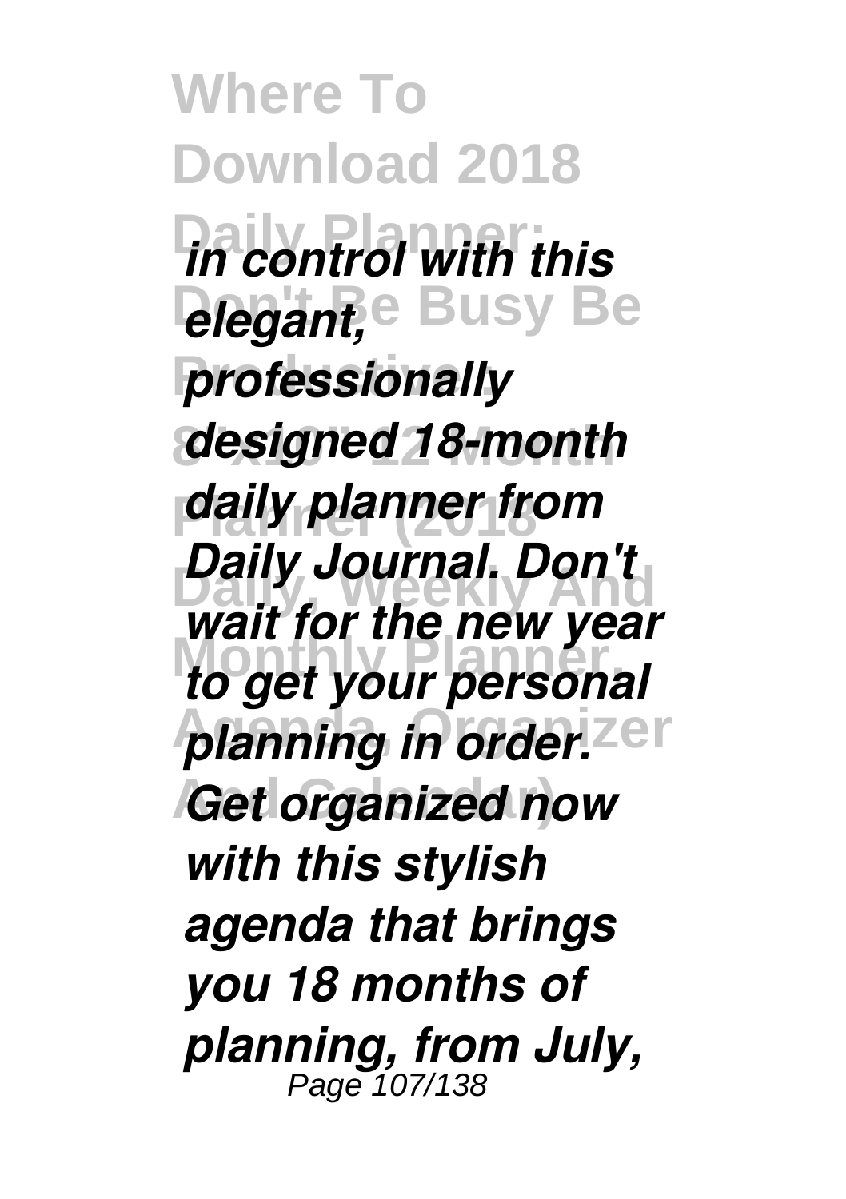*in control with this elegant, professionally designed 18-month daily planner from Daily Journal. Don't wait for the new year to get your personal planning in order. Get organized now with this stylish agenda that brings you 18 months of planning, from July,*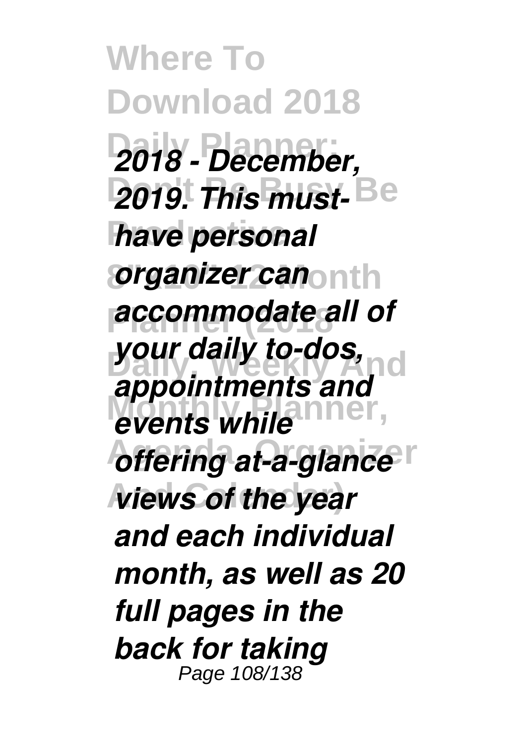*2018 - December, 2019. This must-have personal organizer can accommodate all of your daily to-dos, appointments and events while offering at-a-glance views of the year and each individual month, as well as 20 full pages in the back for taking*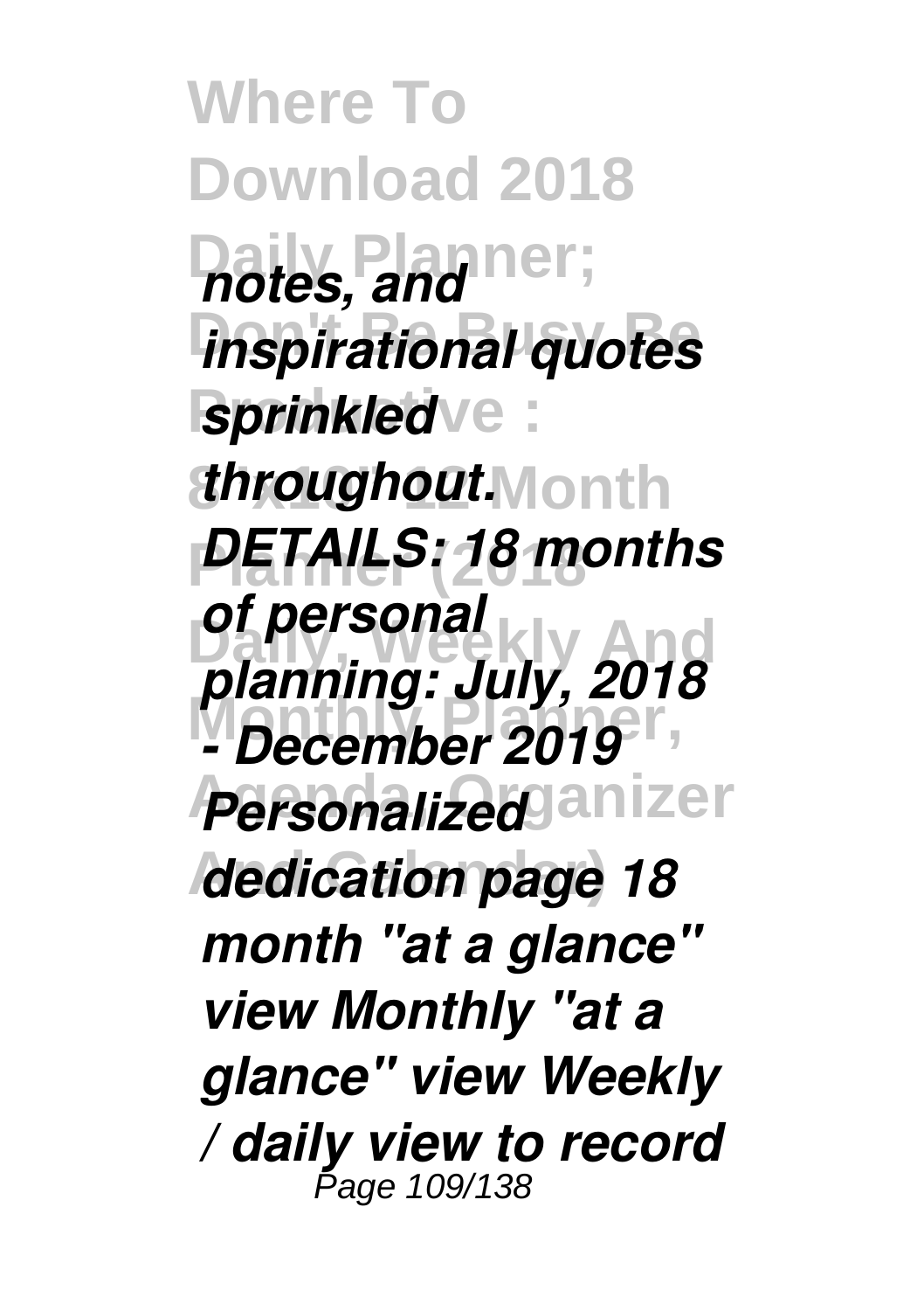*notes, and inspirational quotes sprinkled throughout. DETAILS: 18 months of personal planning: July, 2018 - December 2019 Personalized dedication page 18 month "at a glance" view Monthly "at a glance" view Weekly / daily view to record*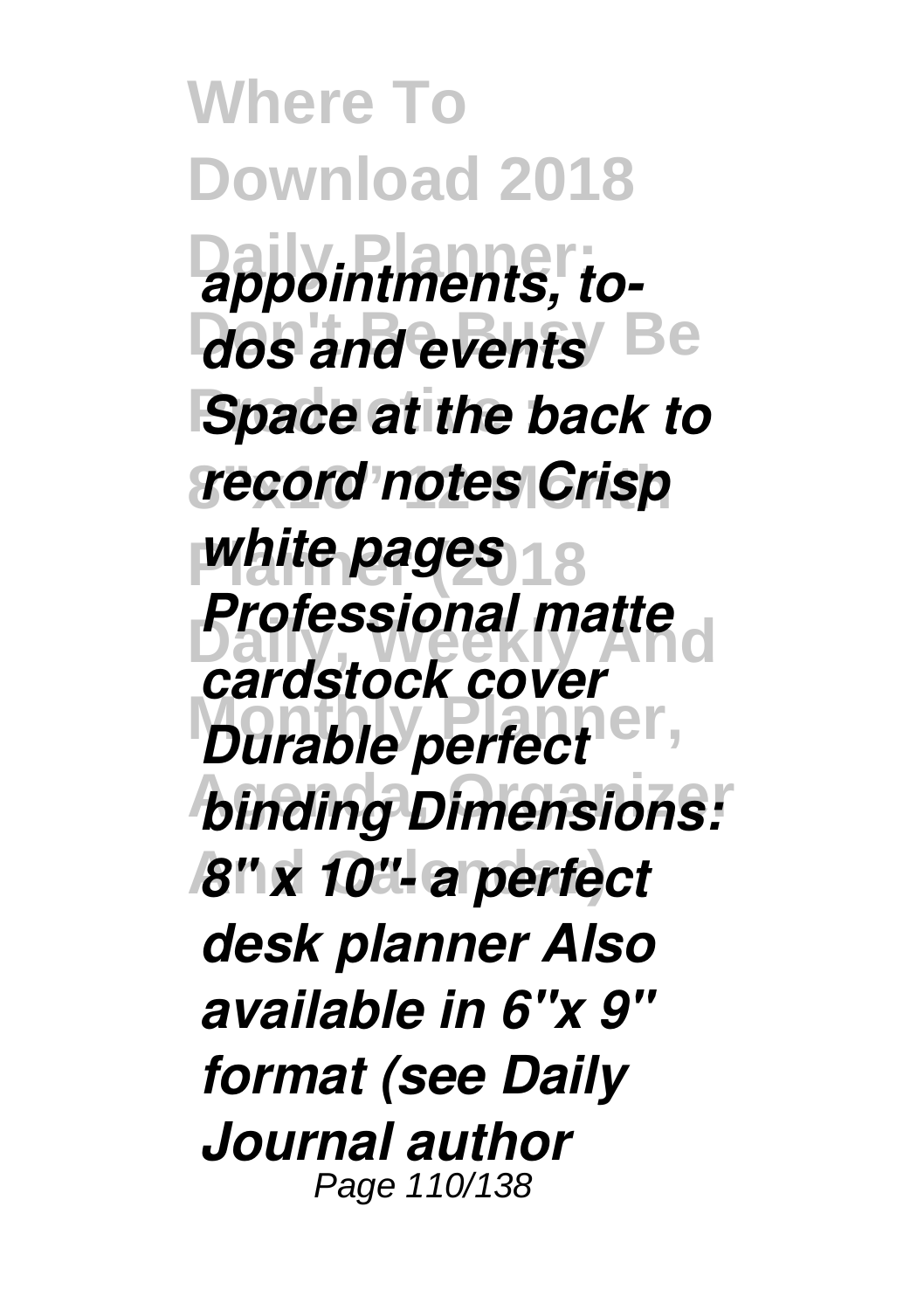*appointments, to-dos and events Space at the back to record notes Crisp white pages Professional matte cardstock cover Durable perfect binding Dimensions: 8" x 10"- a perfect desk planner Also available in 6"x 9" format (see Daily Journal author*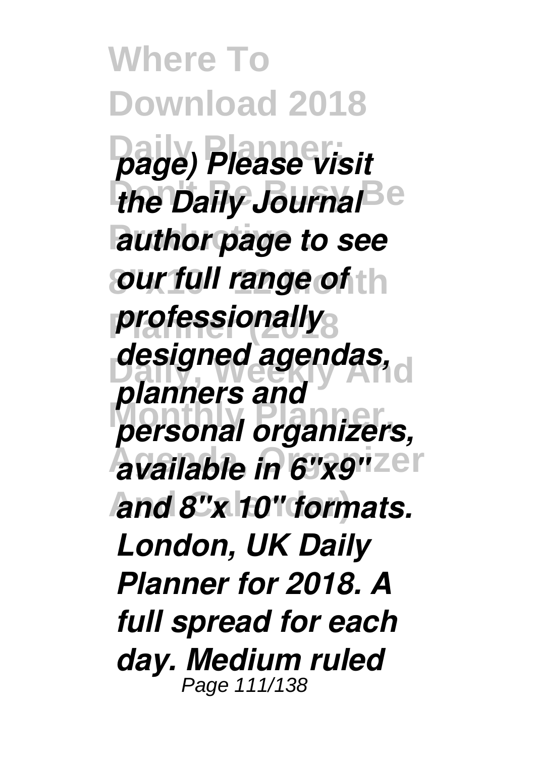*page) Please visit the Daily Journal author page to see our full range of professionally designed agendas, planners and personal organizers, available in 6"x9" and 8"x 10" formats. London, UK Daily Planner for 2018. A full spread for each day. Medium ruled*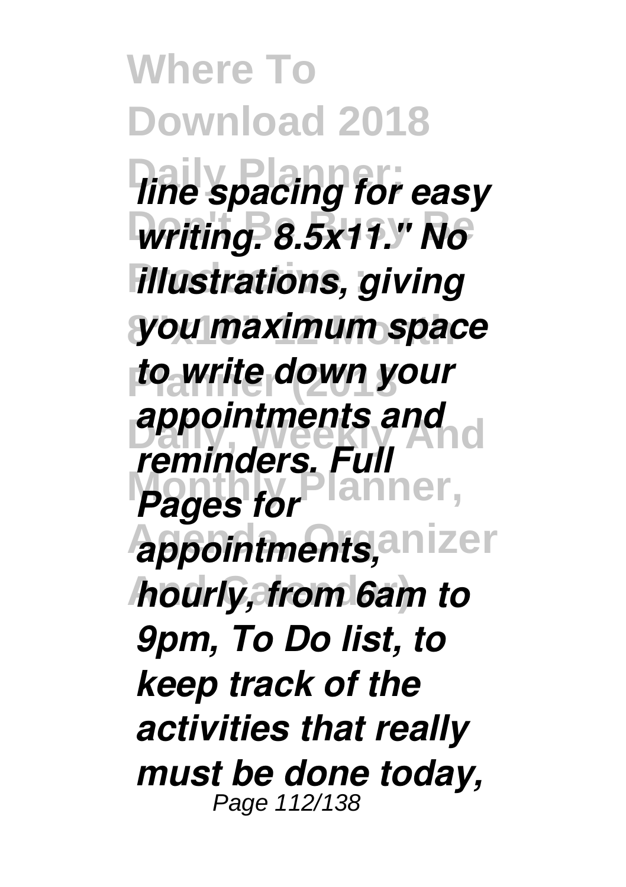*line spacing for easy writing. 8.5x11." No illustrations, giving you maximum space to write down your appointments and reminders. Full Pages for appointments, hourly, from 6am to 9pm, To Do list, to keep track of the activities that really must be done today,*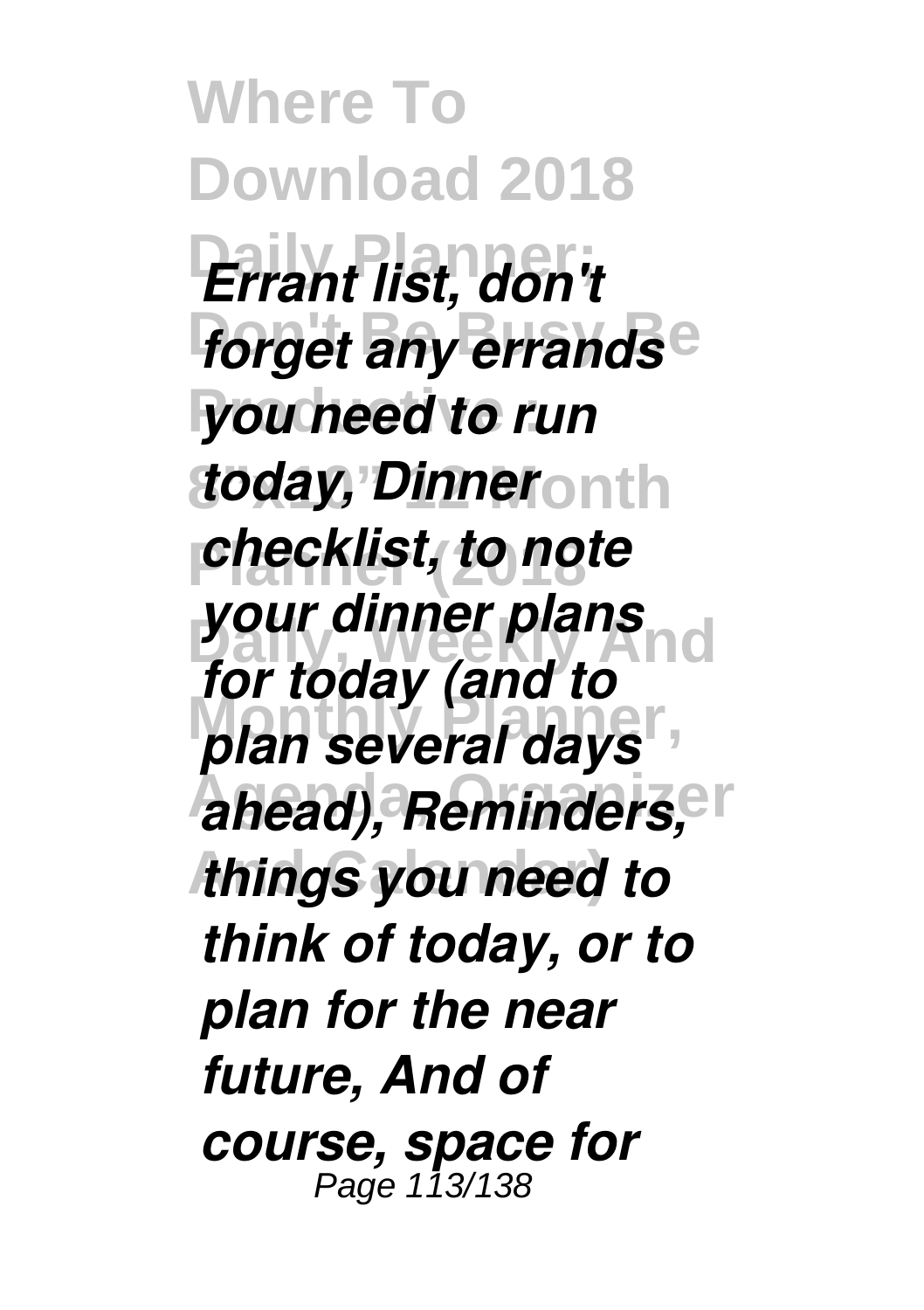*Errant list, don't forget any errands you need to run today, Dinner checklist, to note your dinner plans for today (and to plan several days ahead), Reminders, things you need to think of today, or to plan for the near future, And of course, space for*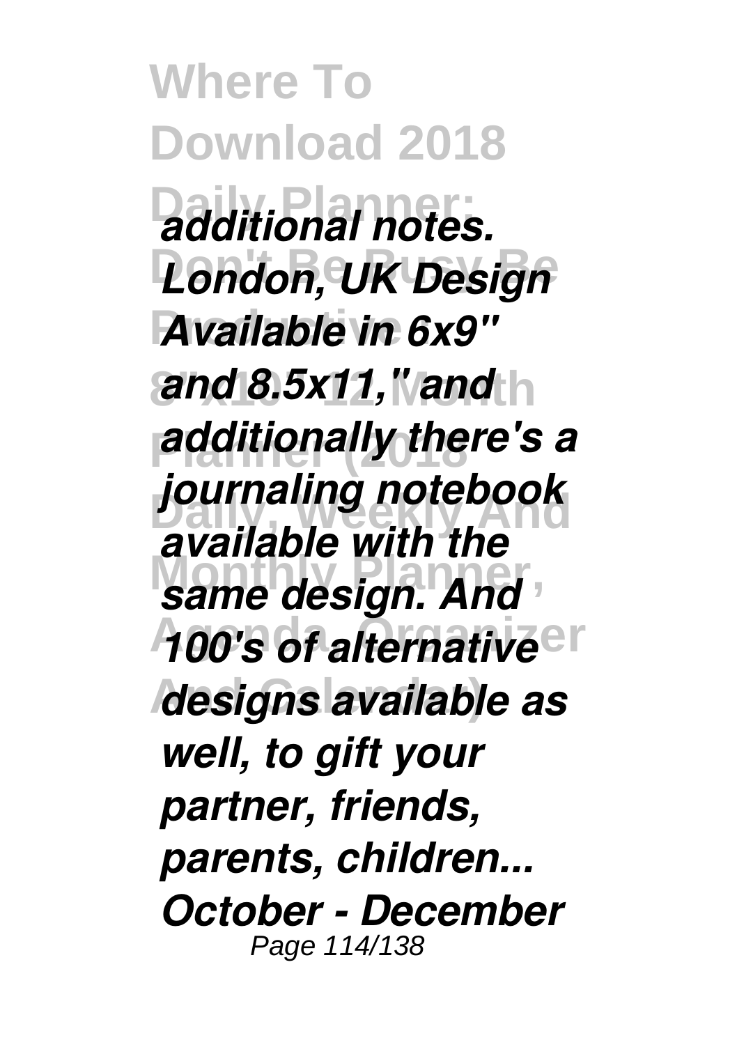*additional notes. London, UK Design Available in 6x9" and 8.5x11," and additionally there's a journaling notebook available with the same design. And 100's of alternative designs available as well, to gift your partner, friends, parents, children... October - December*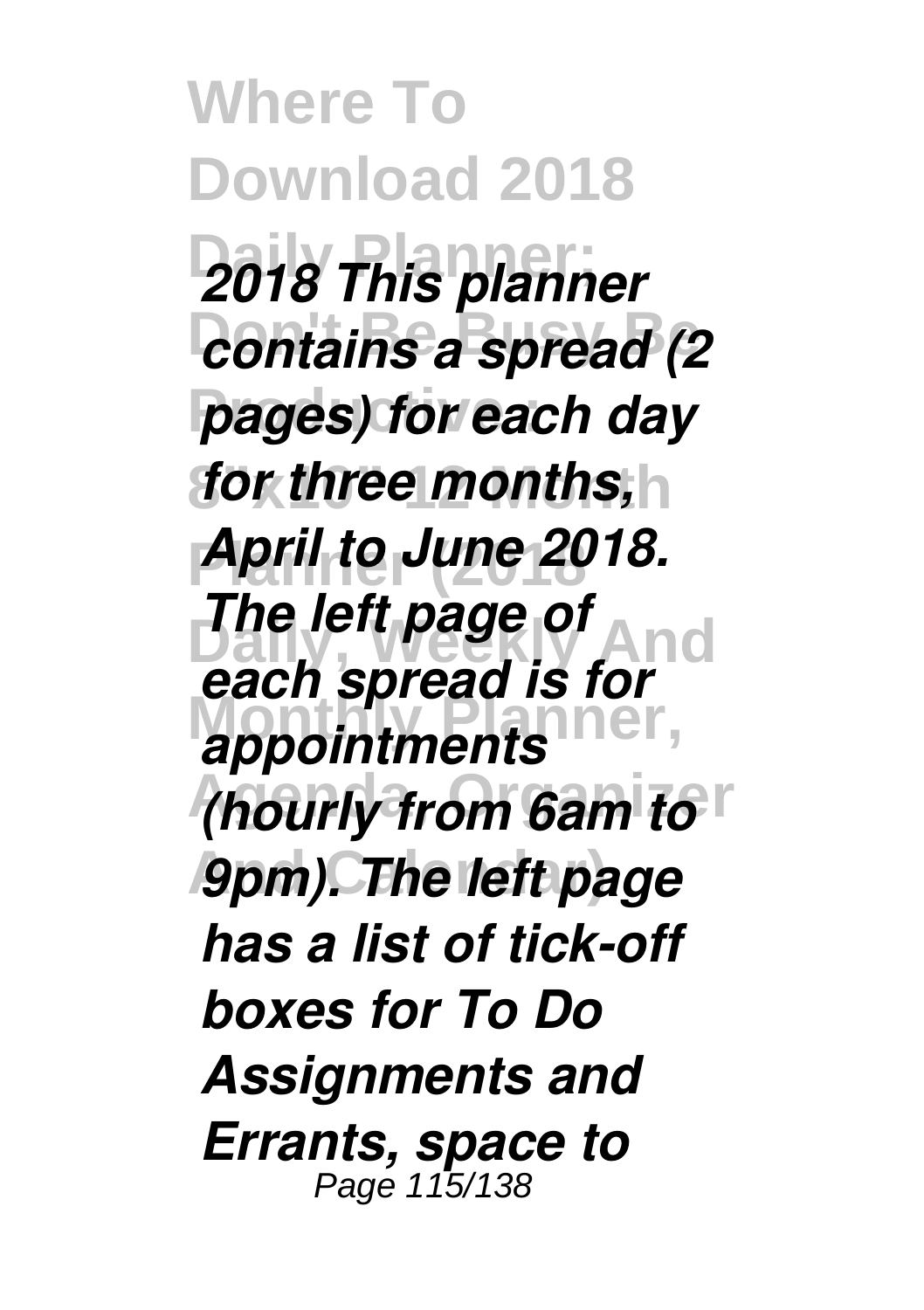*2018 This planner contains a spread (2 pages) for each day for three months, April to June 2018. The left page of each spread is for appointments (hourly from 6am to 9pm). The left page has a list of tick-off boxes for To Do Assignments and Errants, space to*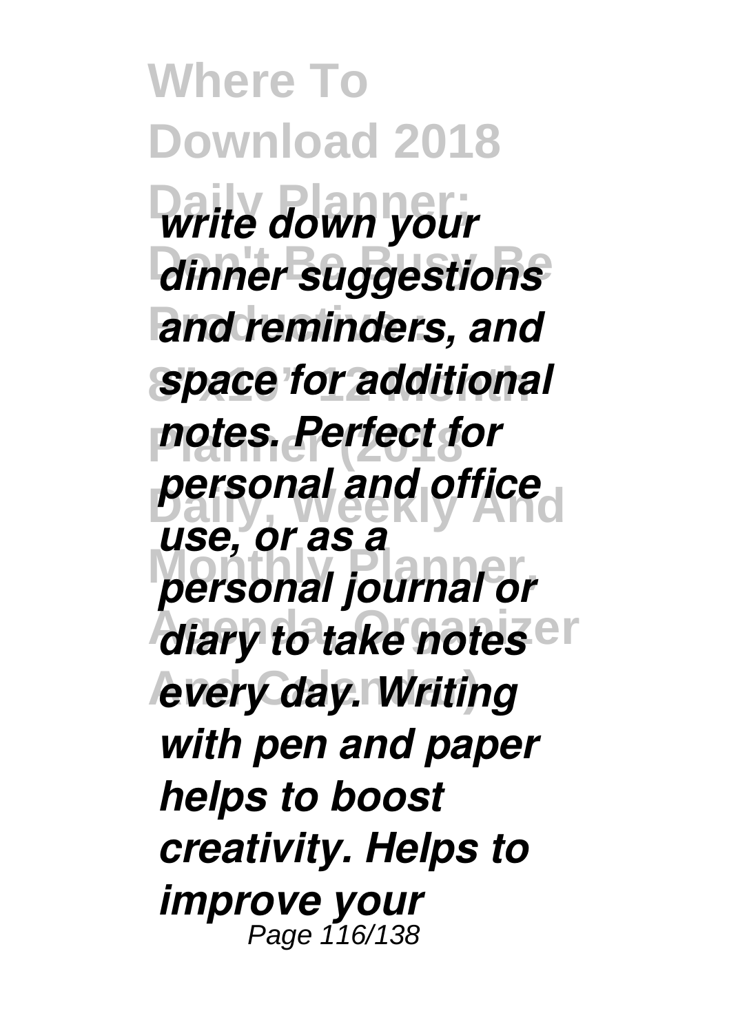*write down your dinner suggestions and reminders, and space for additional notes. Perfect for personal and office use, or as a personal journal or diary to take notes every day. Writing with pen and paper helps to boost creativity. Helps to improve your*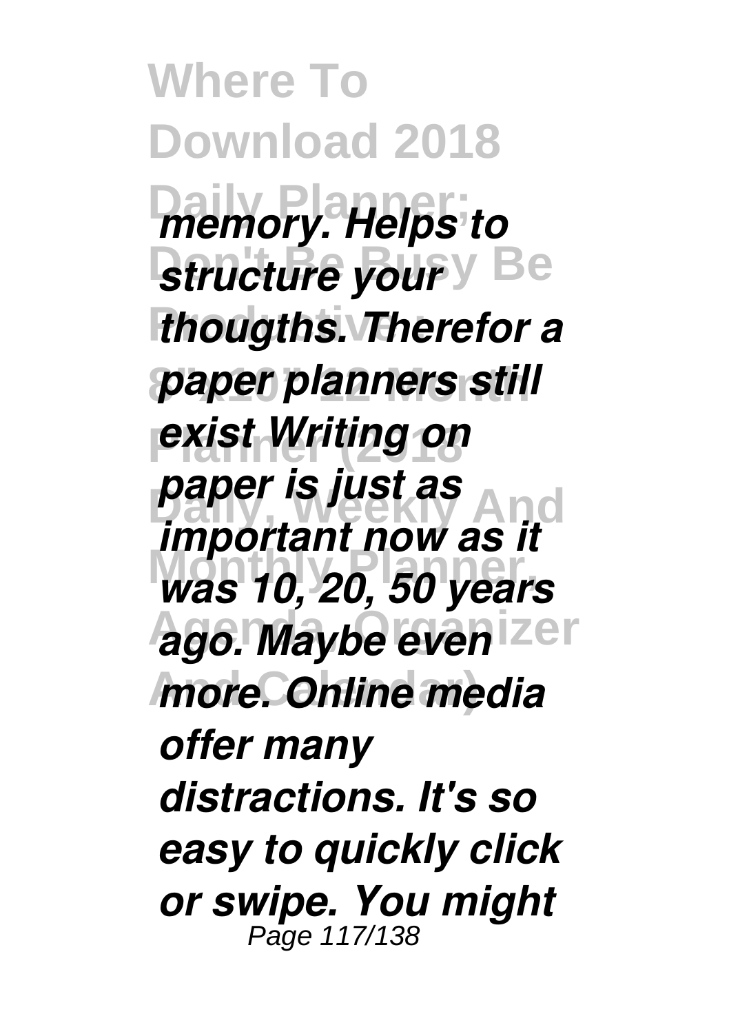*memory. Helps to structure your thougths. Therefor a paper planners still exist Writing on paper is just as important now as it was 10, 20, 50 years ago. Maybe even more. Online media offer many distractions. It's so easy to quickly click or swipe. You might*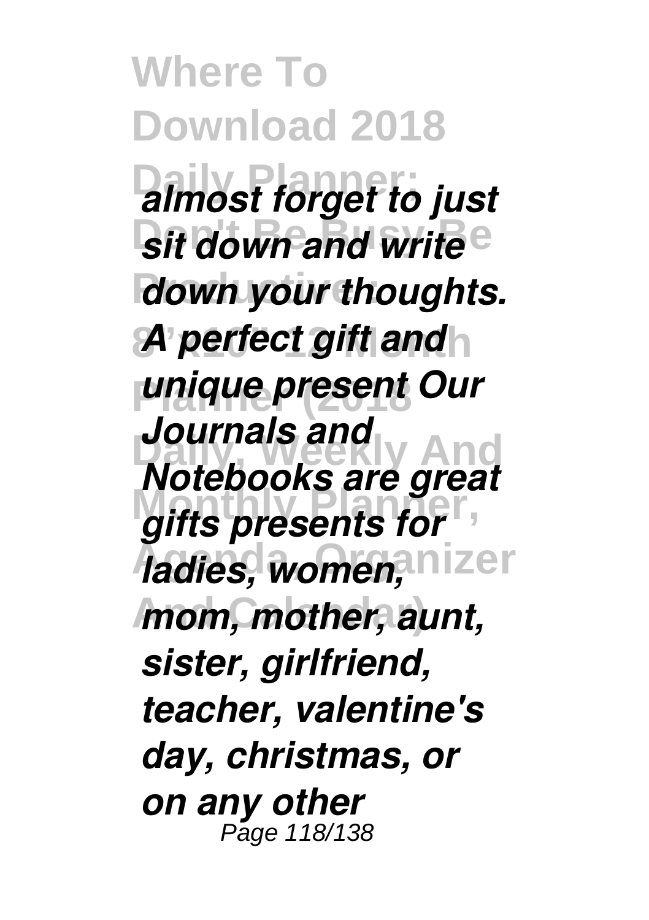*almost forget to just sit down and write down your thoughts. A perfect gift and unique present Our Journals and Notebooks are great gifts presents for ladies, women, mom, mother, aunt, sister, girlfriend, teacher, valentine's day, christmas, or on any other*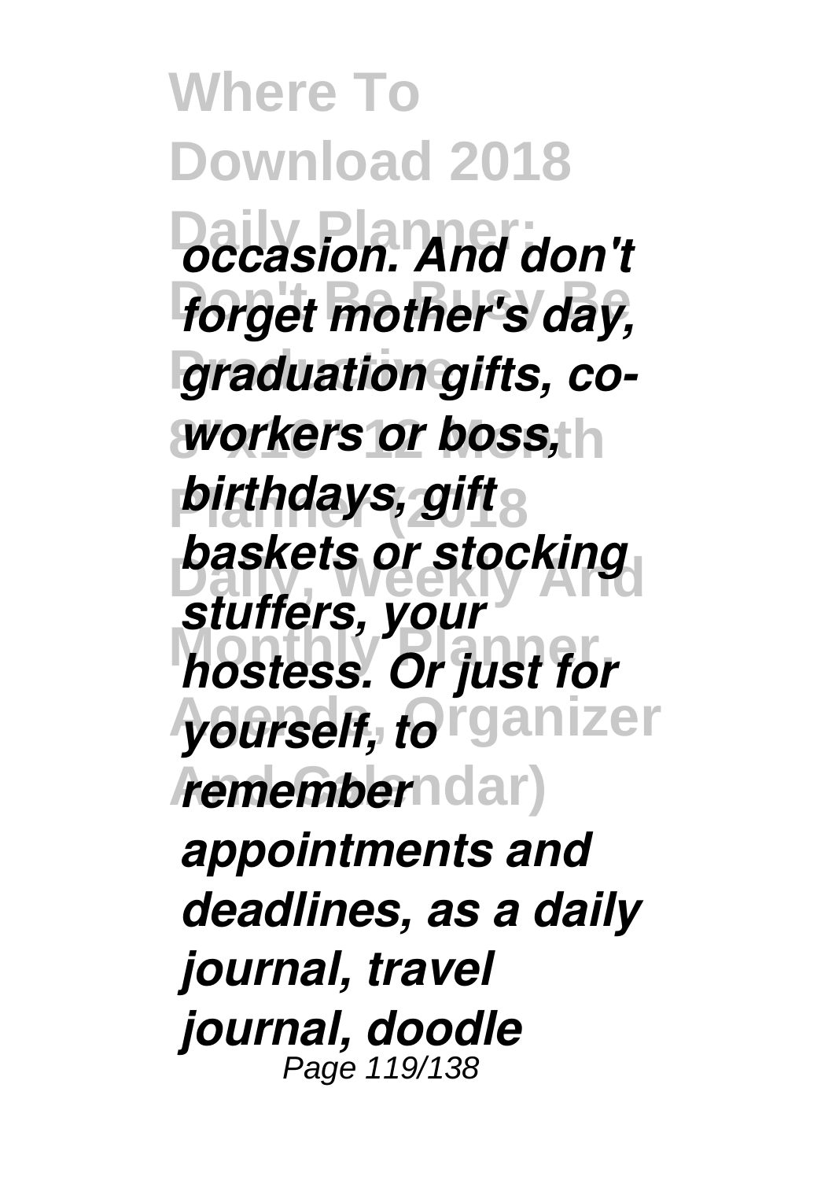*occasion. And don't forget mother's day, graduation gifts, co-workers or boss, birthdays, gift baskets or stocking stuffers, your hostess. Or just for yourself, to remember appointments and deadlines, as a daily journal, travel journal, doodle*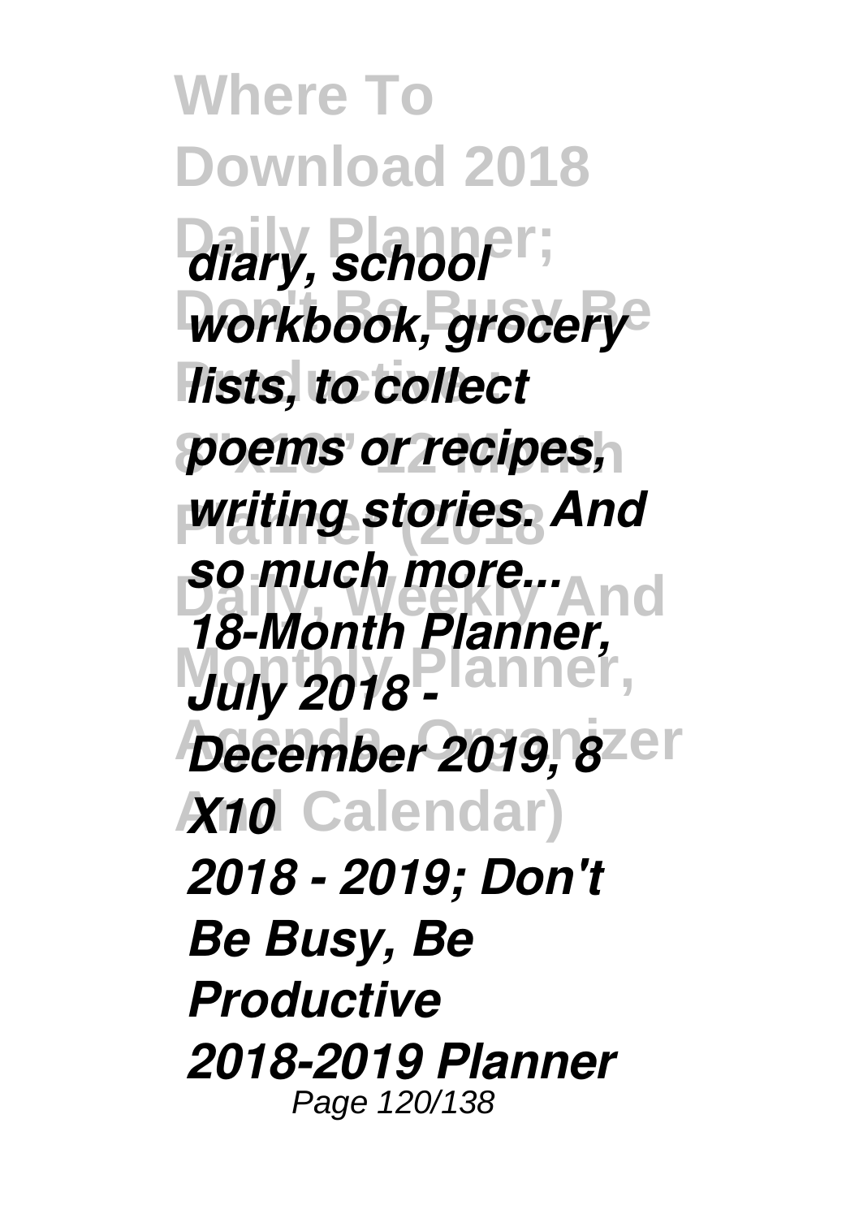*diary, school workbook, grocery lists, to collect poems or recipes, writing stories. And so much more...*

*18-Month Planner, July 2018 - December 2019, 8 X10*

*2018 - 2019; Don't Be Busy, Be Productive*

*2018-2019 Planner*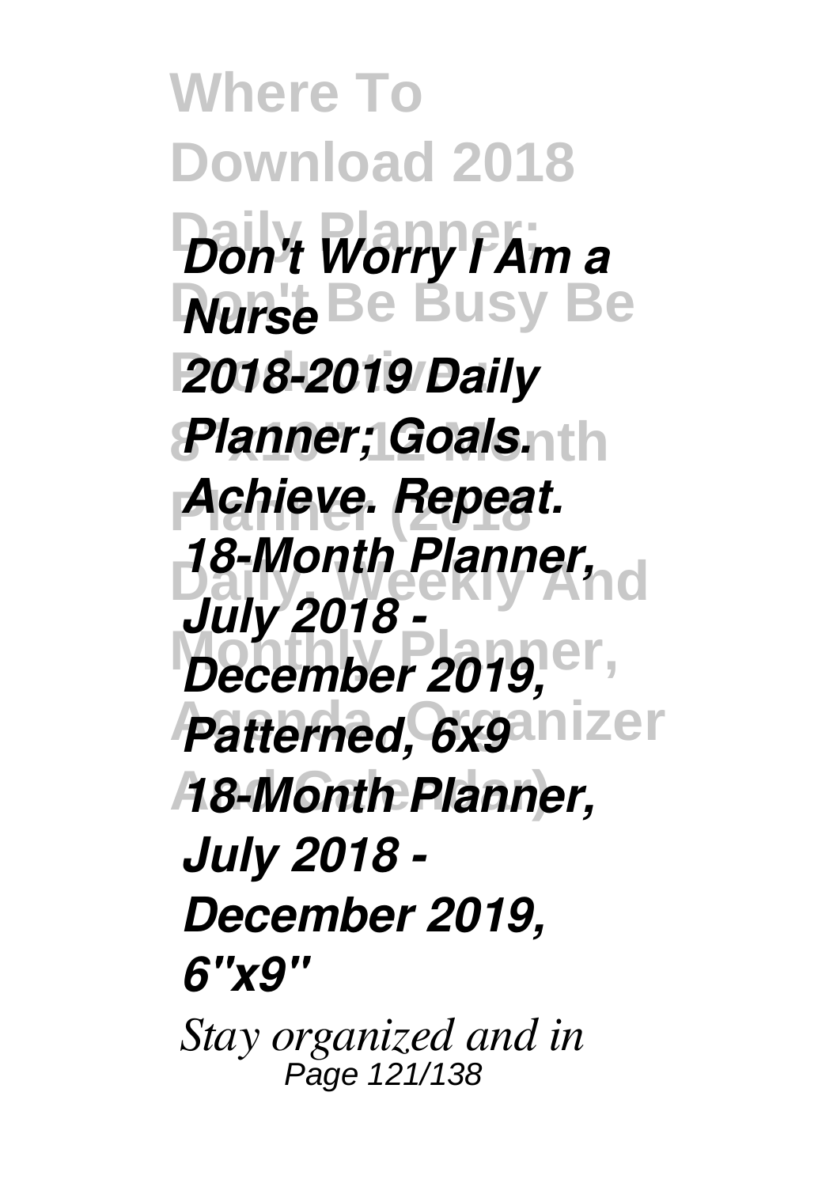*Don't Worry I Am a Nurse*

***2018-2019 Daily Planner; Goals. Achieve. Repeat.***

***18-Month Planner, July 2018 - December 2019, Patterned, 6x9***

***18-Month Planner, July 2018 - December 2019, 6"x9"***

*Stay organized and in*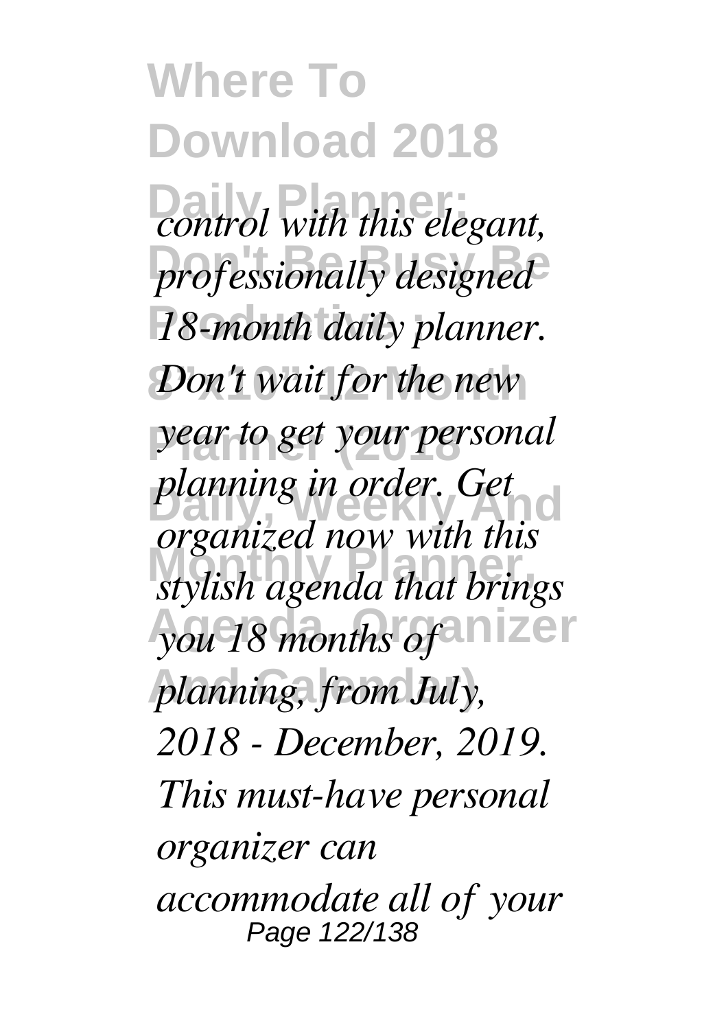*control with this elegant, professionally designed 18-month daily planner. Don't wait for the new year to get your personal planning in order. Get organized now with this stylish agenda that brings you 18 months of planning, from July, 2018 - December, 2019. This must-have personal organizer can accommodate all of your*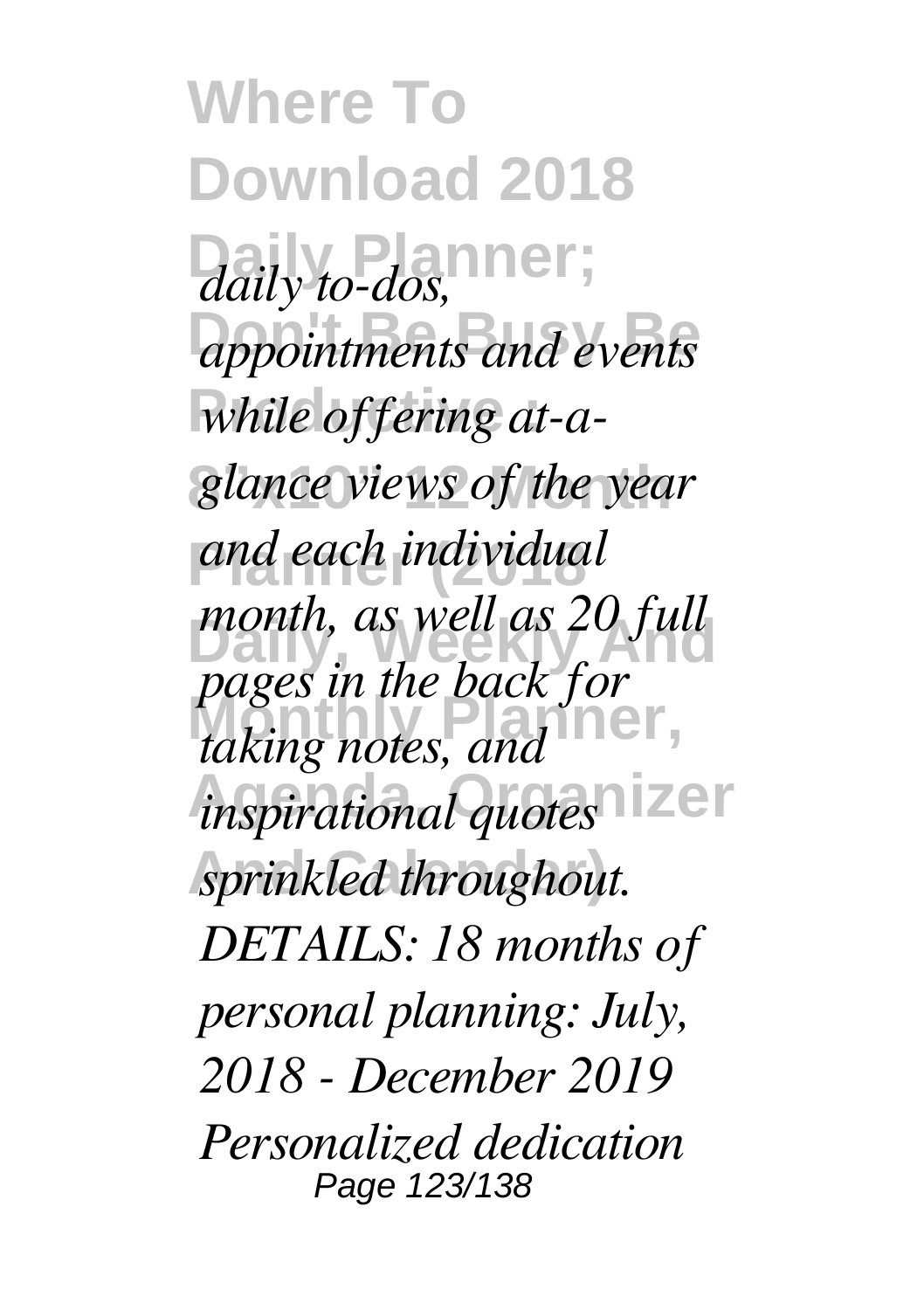*daily to-dos, appointments and events while offering at-a-glance views of the year and each individual month, as well as 20 full pages in the back for taking notes, and inspirational quotes sprinkled throughout. DETAILS: 18 months of personal planning: July, 2018 - December 2019 Personalized dedication*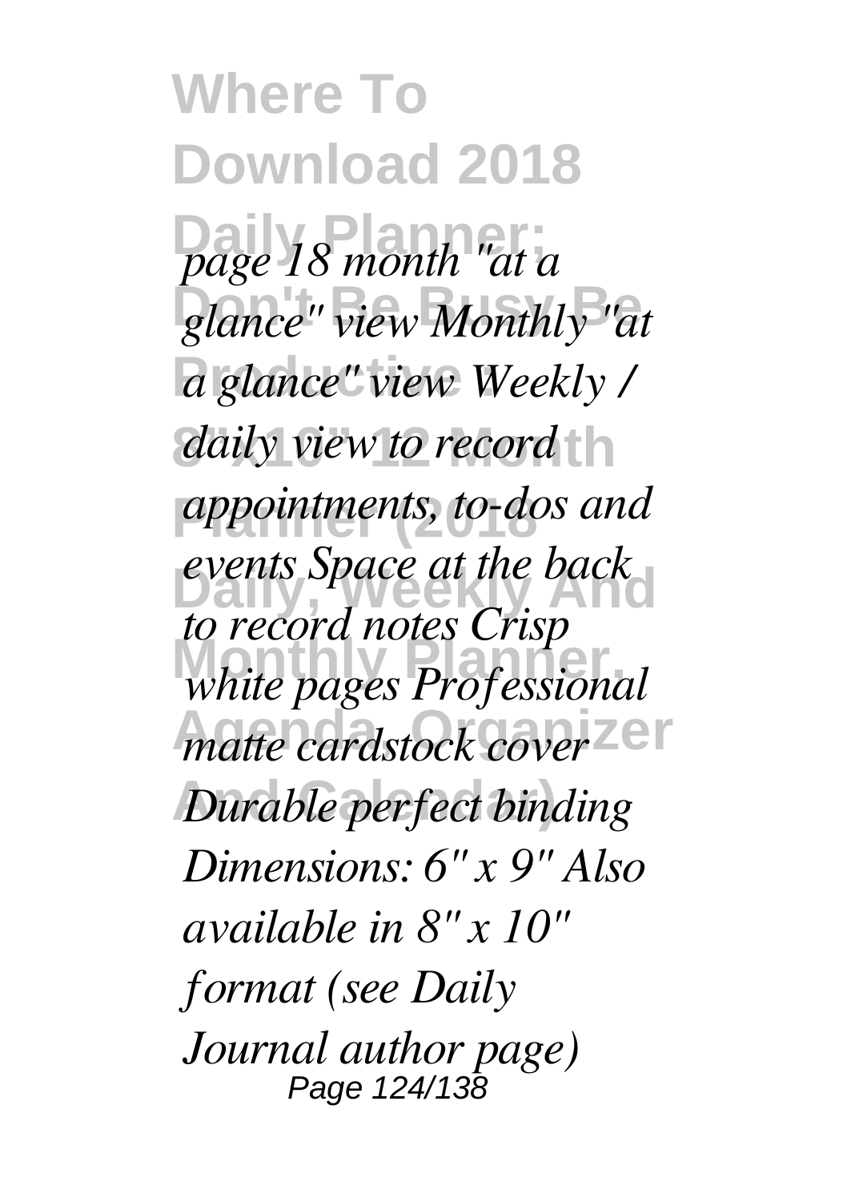*page 18 month "at a glance" view Monthly "at a glance" view Weekly / daily view to record appointments, to-dos and events Space at the back to record notes Crisp white pages Professional matte cardstock cover Durable perfect binding Dimensions: 6" x 9" Also available in 8" x 10" format (see Daily Journal author page)*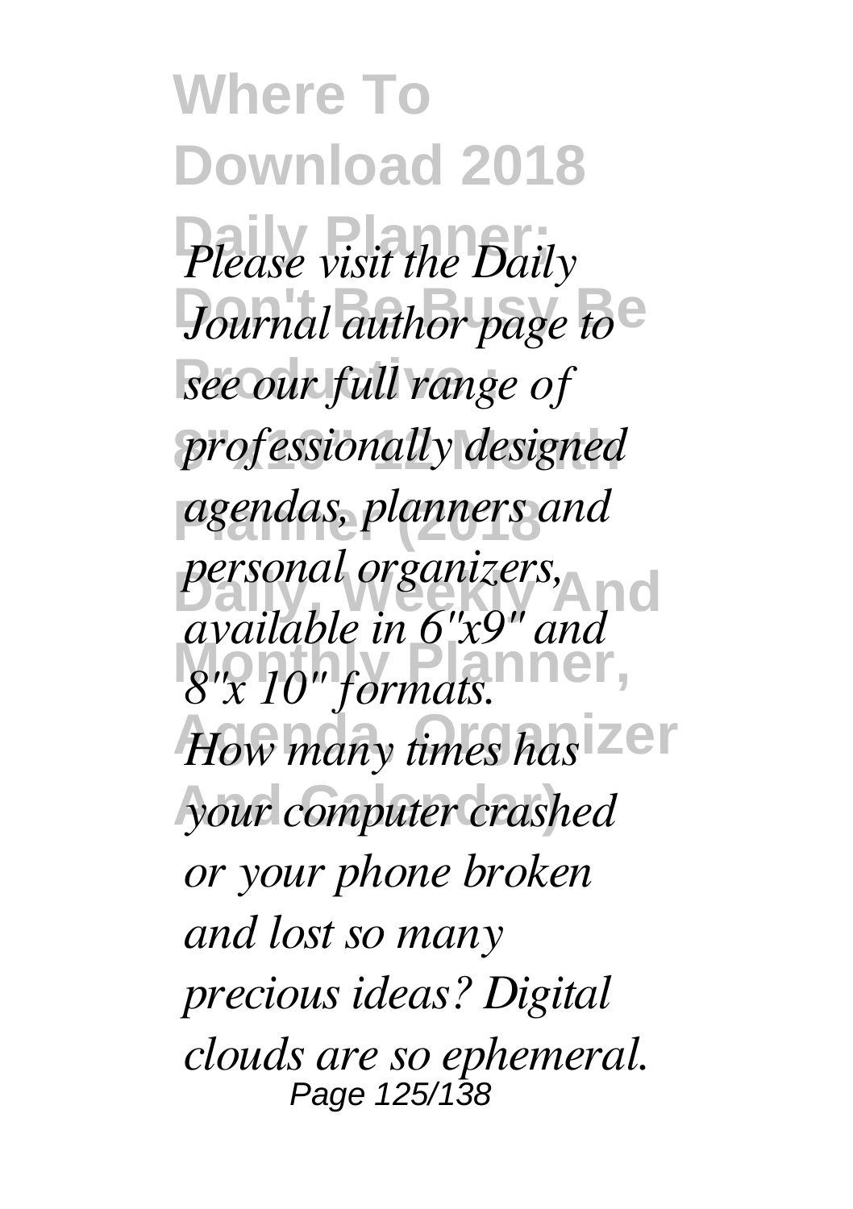*Please visit the Daily Journal author page to see our full range of professionally designed agendas, planners and personal organizers, available in 6"x9" and 8"x 10" formats.*

*How many times has your computer crashed or your phone broken and lost so many precious ideas? Digital clouds are so ephemeral.*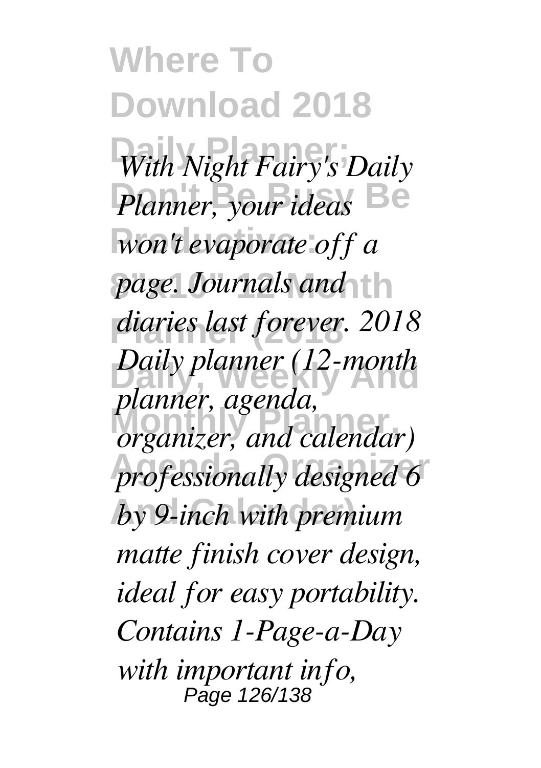*With Night Fairy's Daily Planner, your ideas won't evaporate off a page. Journals and diaries last forever. 2018 Daily planner (12-month planner, agenda, organizer, and calendar) professionally designed 6 by 9-inch with premium matte finish cover design, ideal for easy portability. Contains 1-Page-a-Day with important info,*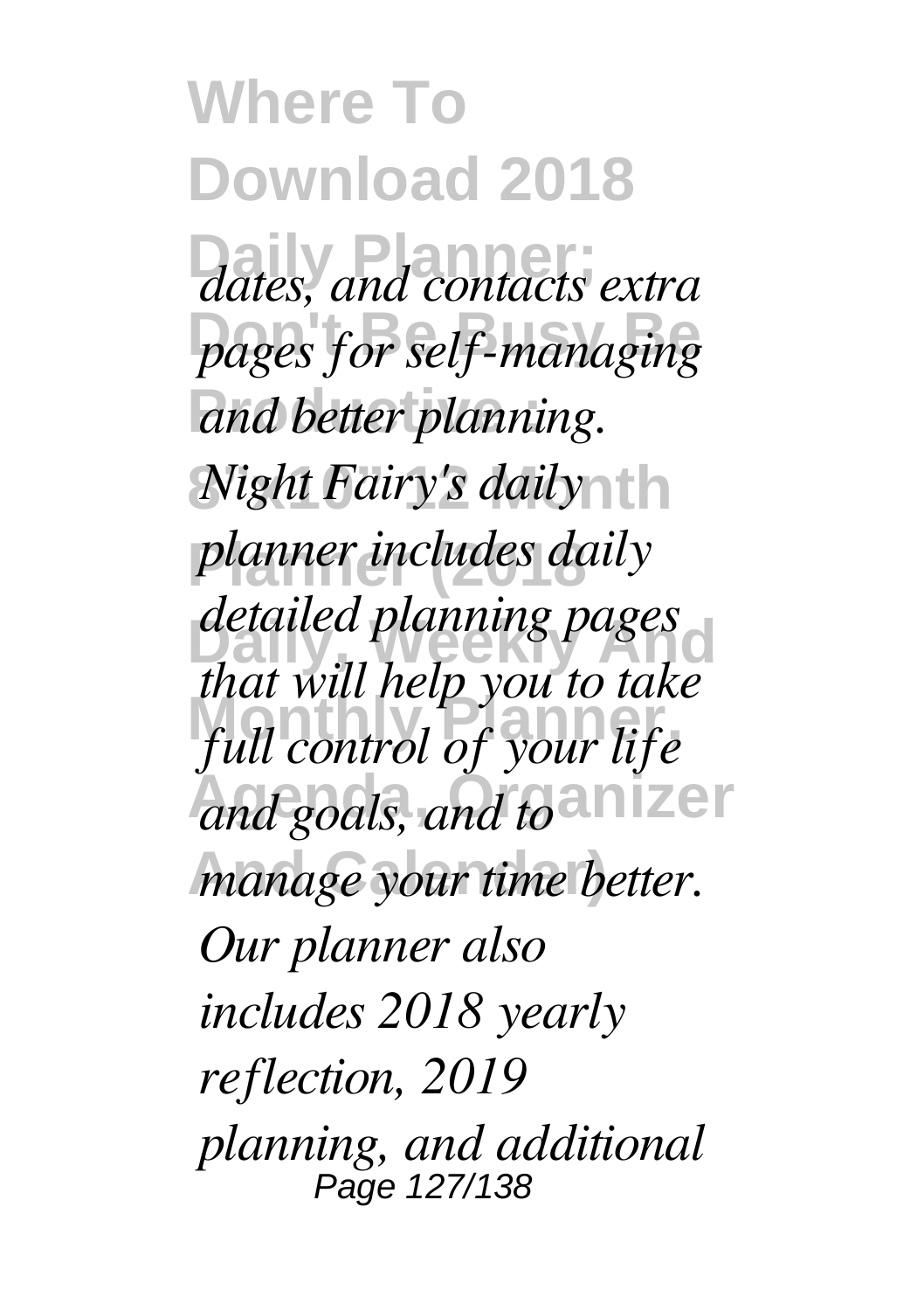*dates, and contacts extra pages for self-managing and better planning. Night Fairy's daily planner includes daily detailed planning pages that will help you to take full control of your life and goals, and to manage your time better. Our planner also includes 2018 yearly reflection, 2019 planning, and additional*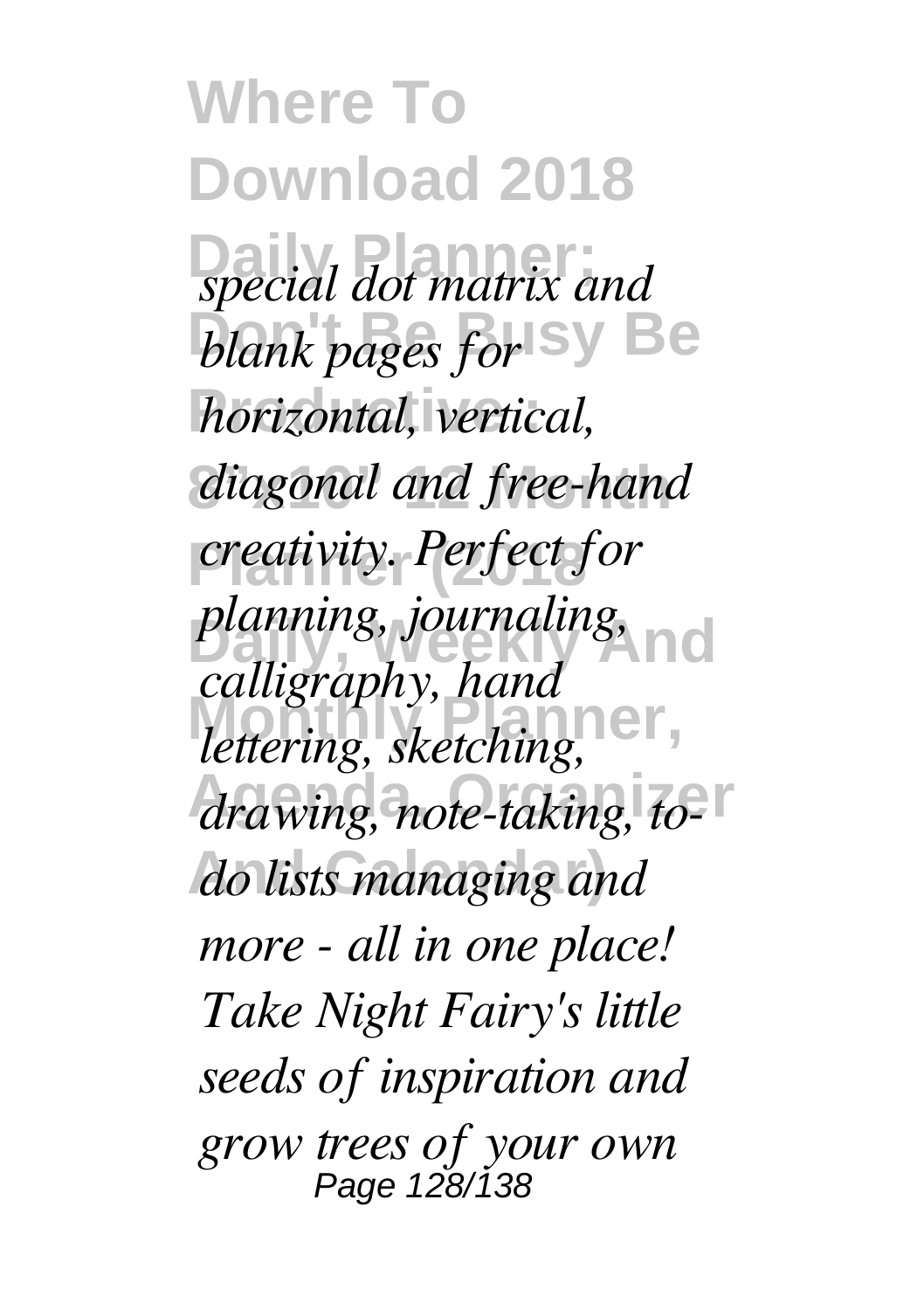*special dot matrix and blank pages for horizontal, vertical, diagonal and free-hand creativity. Perfect for planning, journaling, calligraphy, hand lettering, sketching, drawing, note-taking, to-do lists managing and more - all in one place! Take Night Fairy's little seeds of inspiration and grow trees of your own*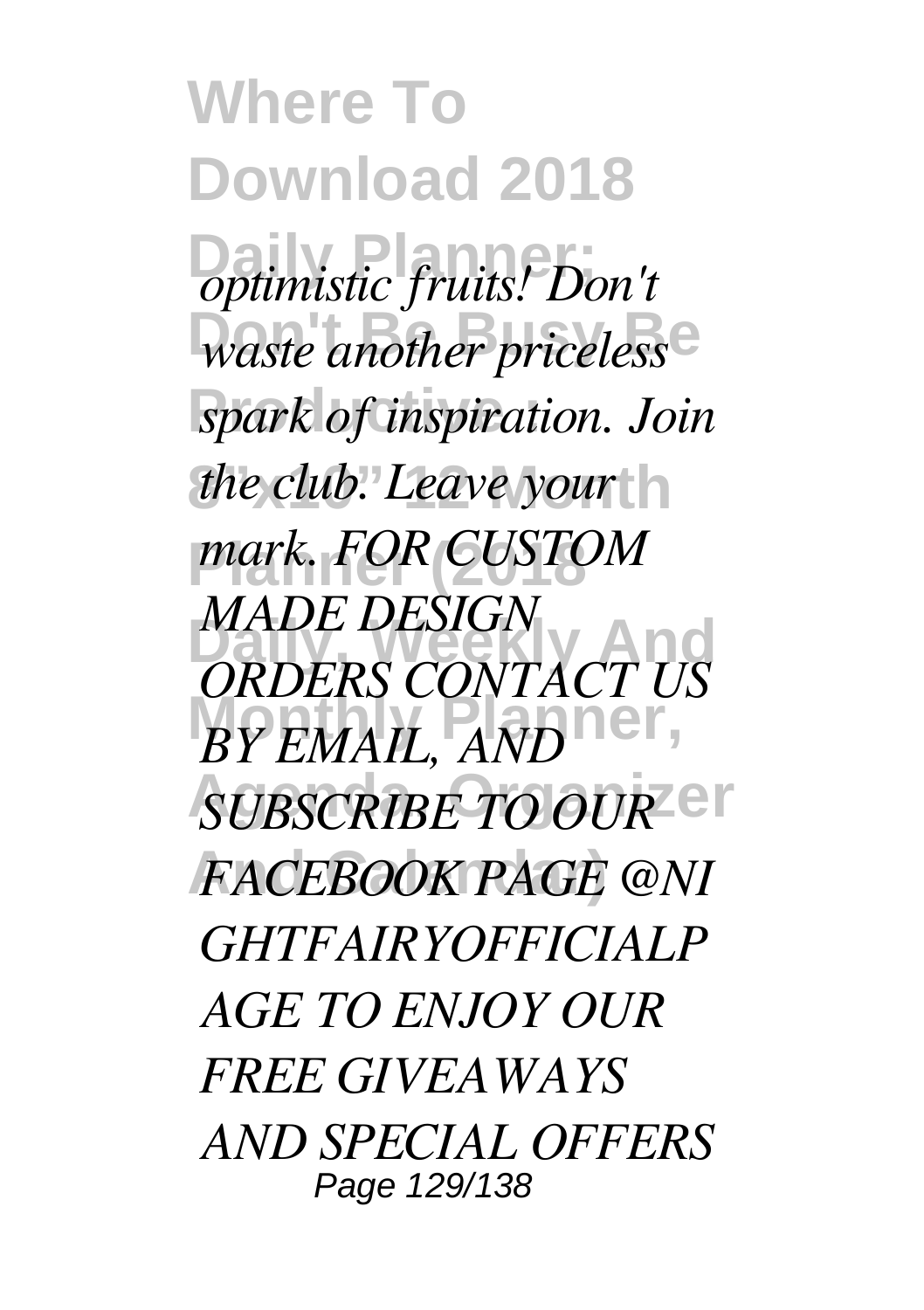*optimistic fruits! Don't waste another priceless spark of inspiration. Join the club. Leave your mark. FOR CUSTOM MADE DESIGN ORDERS CONTACT US BY EMAIL, AND SUBSCRIBE TO OUR FACEBOOK PAGE @NIGHTFAIRYOFFICIALPAGE TO ENJOY OUR FREE GIVEAWAYS AND SPECIAL OFFERS*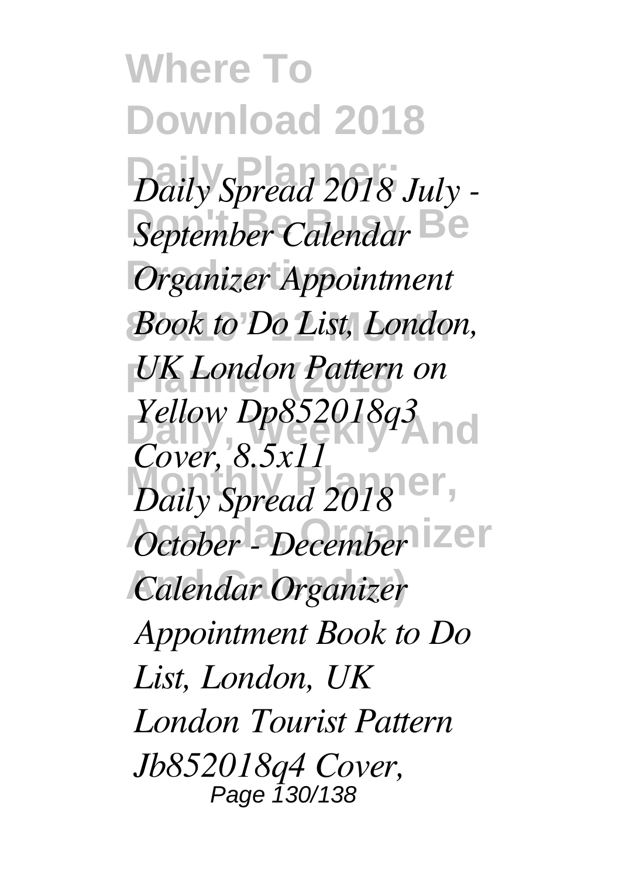*Daily Spread 2018 July - September Calendar Organizer Appointment Book to Do List, London, UK London Pattern on Yellow Dp852018q3 Cover, 8.5x11*

*Daily Spread 2018 October - December Calendar Organizer Appointment Book to Do List, London, UK London Tourist Pattern Jb852018q4 Cover,*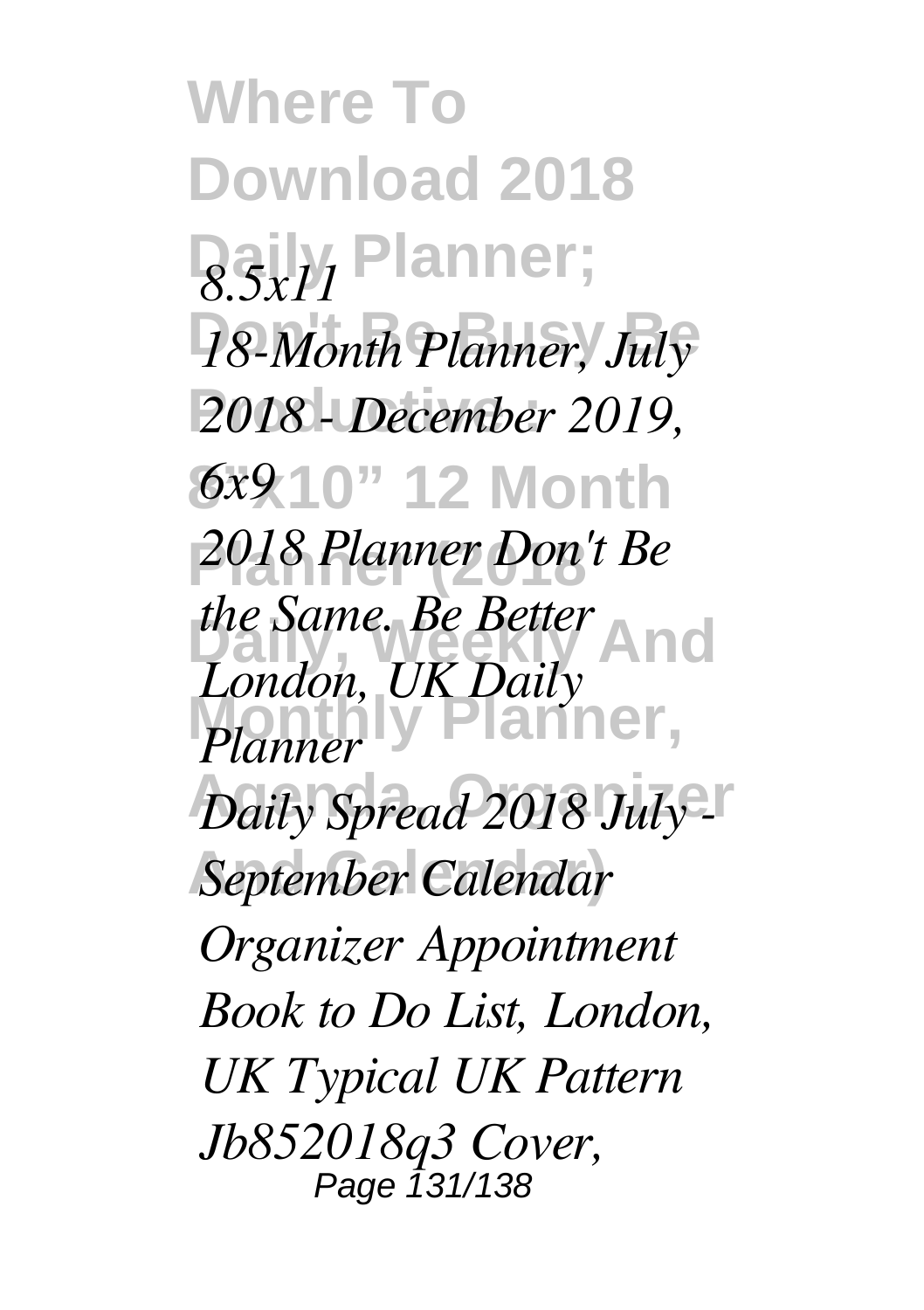*8.5x11*

*18-Month Planner, July 2018 - December 2019, 6x9*

*2018 Planner Don't Be the Same. Be Better London, UK Daily Planner*

*Daily Spread 2018 July - September Calendar Organizer Appointment Book to Do List, London, UK Typical UK Pattern Jb852018q3 Cover,*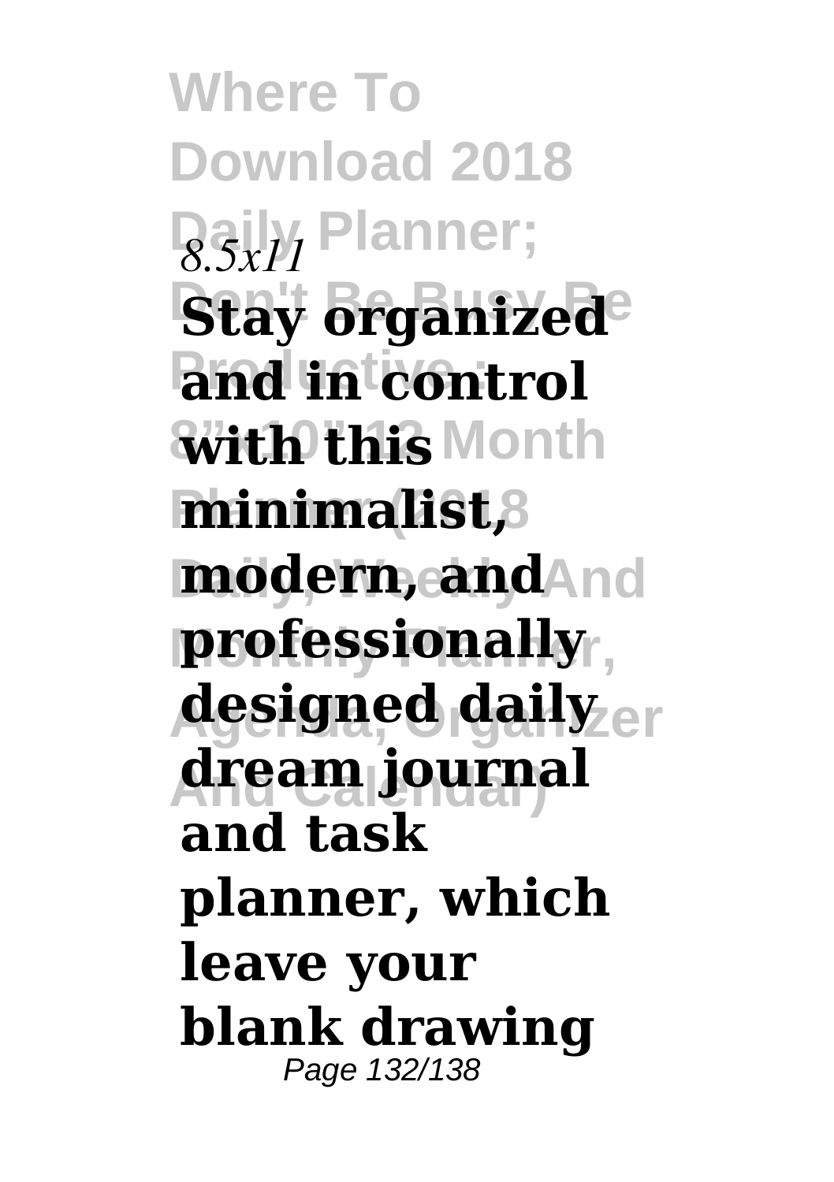*8.5x11*

**Stay organized and in control with this minimalist, modern, and professionally designed daily dream journal and task planner, which leave your blank drawing**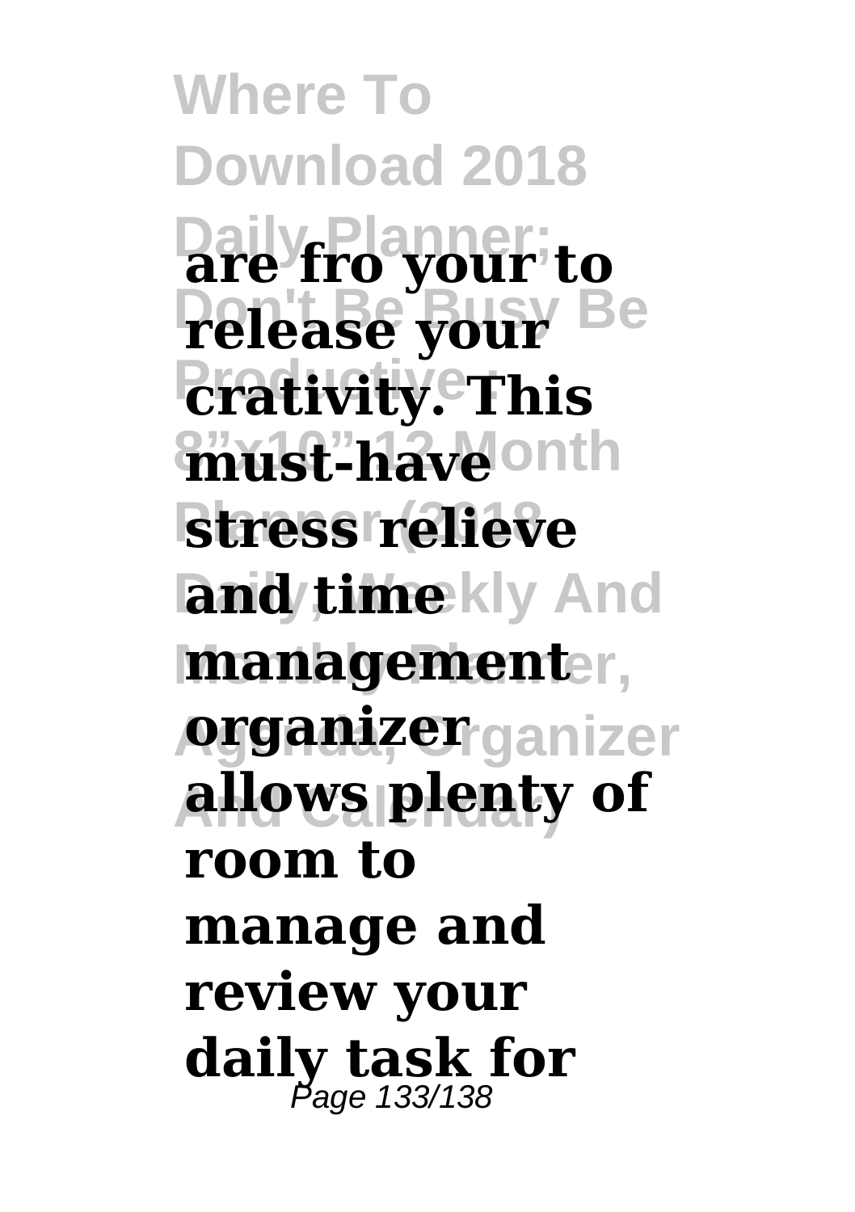**are fro your to release your crativity. This must-have stress relieve and time management organizer allows plenty of room to manage and review your daily task for**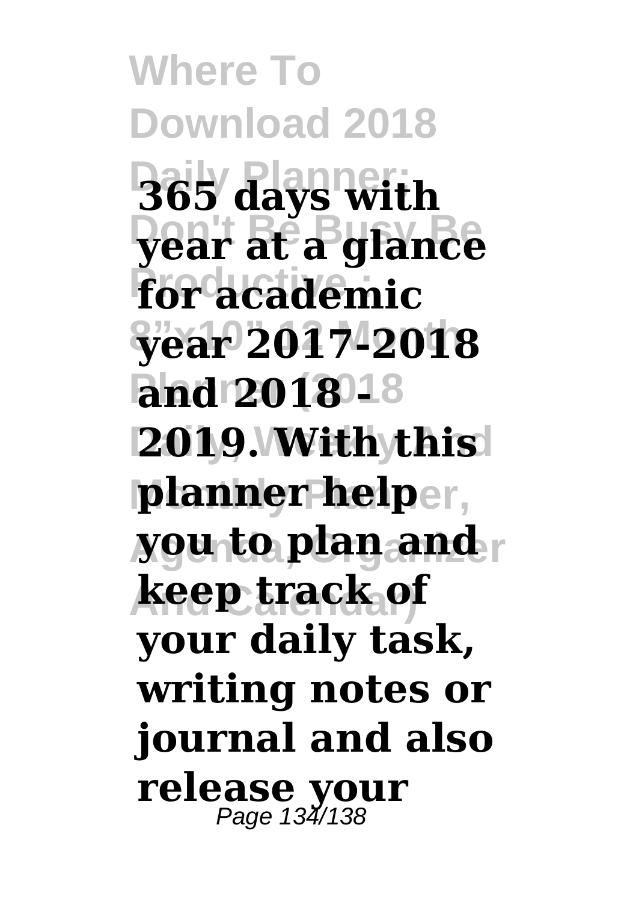**365 days with year at a glance for academic year 2017-2018 and 2018 - 2019. With this planner help you to plan and keep track of your daily task, writing notes or journal and also release your**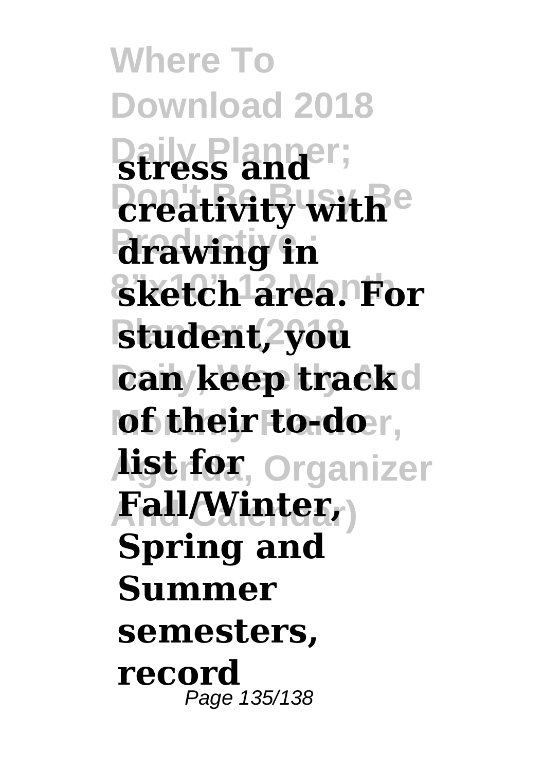**stress and creativity with drawing in sketch area. For student, you can keep track of their to-do list for Fall/Winter, Spring and Summer semesters, record**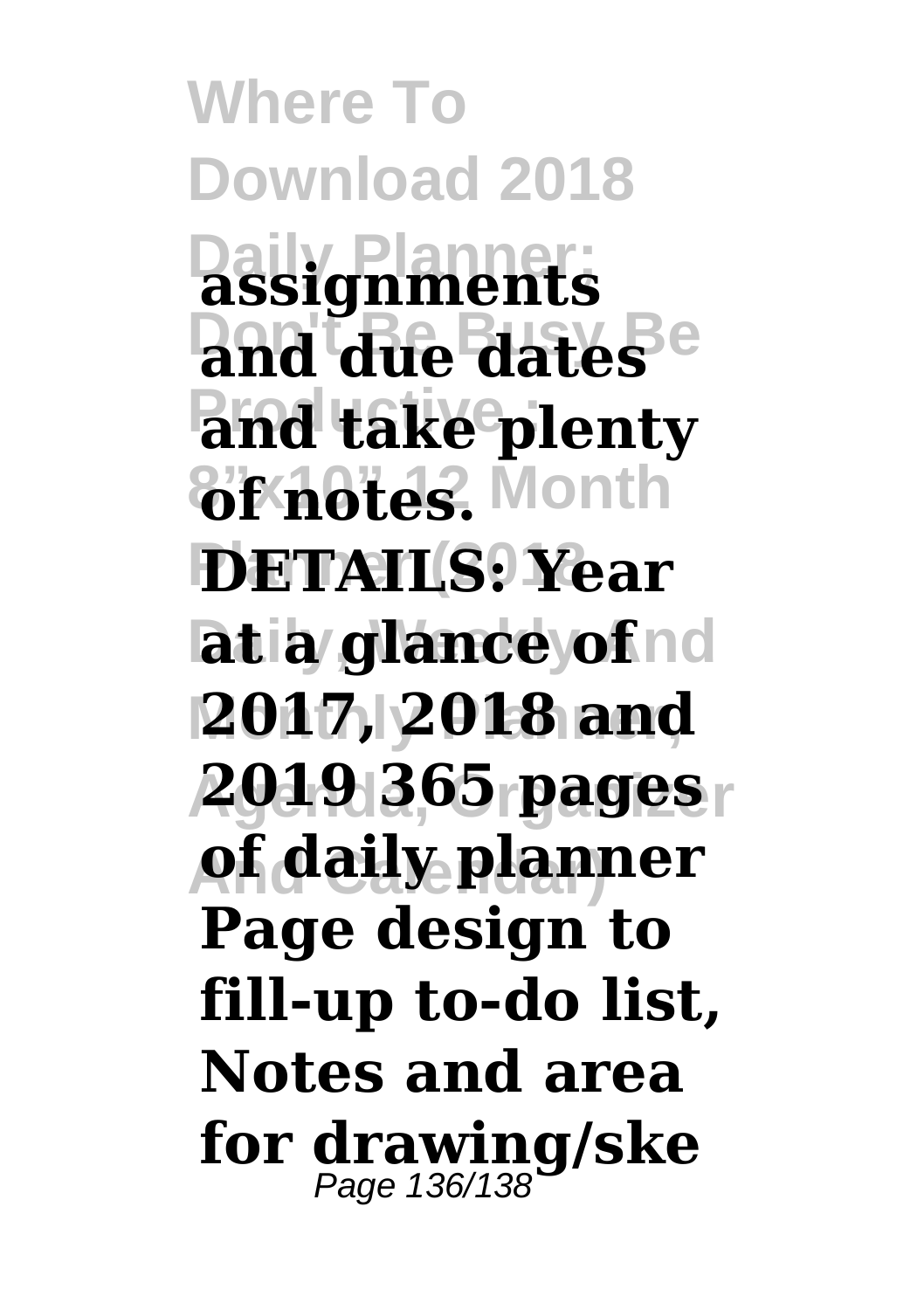**assignments and due dates and take plenty of notes. DETAILS: Year at a glance of 2017, 2018 and 2019 365 pages of daily planner Page design to fill-up to-do list, Notes and area for drawing/ske**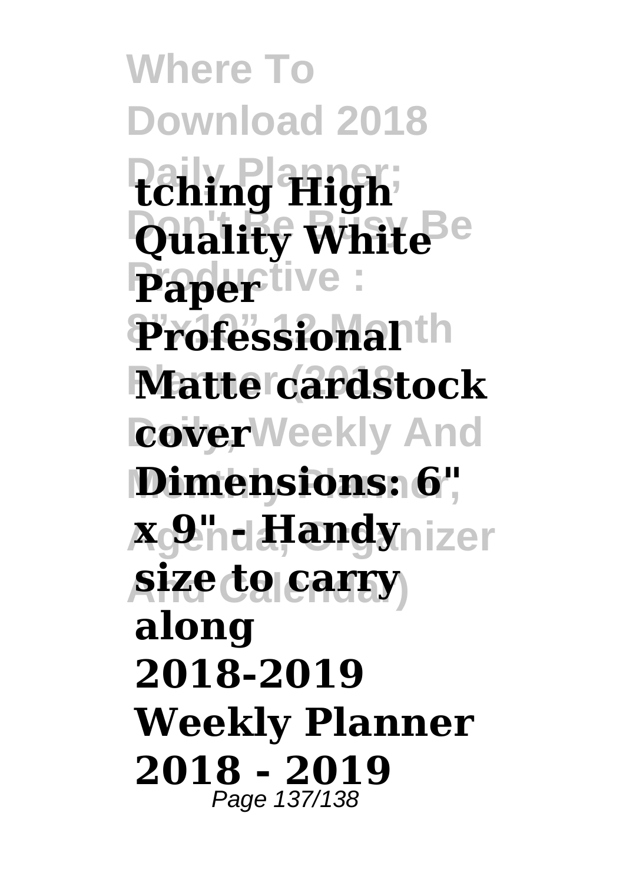**tching High Quality White Paper Professional Matte cardstock cover Dimensions: 6" x 9" - Handy size to carry along**

**2018-2019 Weekly Planner 2018 - 2019**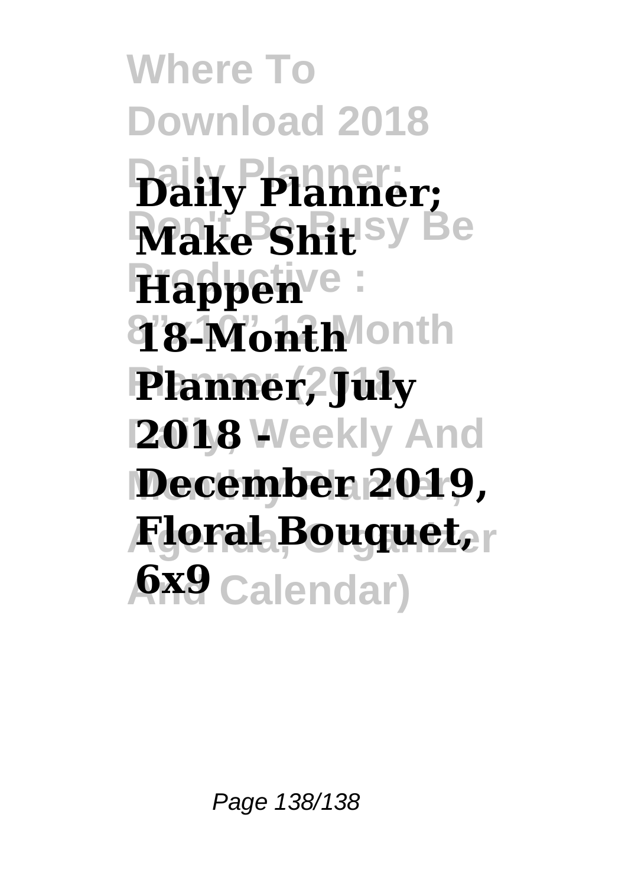**Daily Planner; Make Shit Happen 18-Month Planner, July 2018 - December 2019, Floral Bouquet, 6x9**